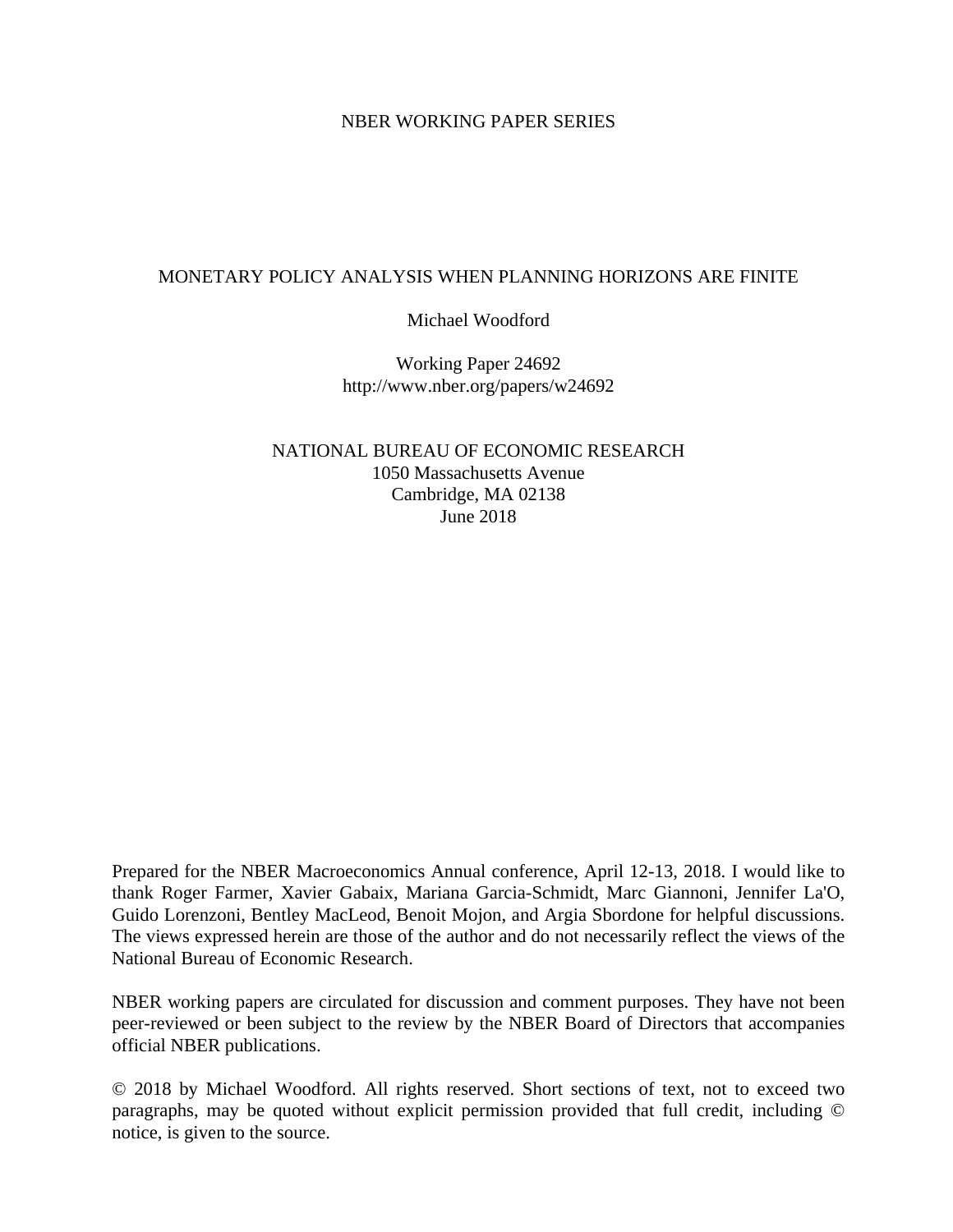NBER WORKING PAPER SERIES

# MONETARY POLICY ANALYSIS WHEN PLANNING HORIZONS ARE FINITE

Michael Woodford

Working Paper 24692
http://www.nber.org/papers/w24692

NATIONAL BUREAU OF ECONOMIC RESEARCH
1050 Massachusetts Avenue
Cambridge, MA 02138
June 2018

Prepared for the NBER Macroeconomics Annual conference, April 12-13, 2018. I would like to thank Roger Farmer, Xavier Gabaix, Mariana Garcia-Schmidt, Marc Giannoni, Jennifer La'O, Guido Lorenzoni, Bentley MacLeod, Benoit Mojon, and Argia Sbordone for helpful discussions. The views expressed herein are those of the author and do not necessarily reflect the views of the National Bureau of Economic Research.

NBER working papers are circulated for discussion and comment purposes. They have not been peer-reviewed or been subject to the review by the NBER Board of Directors that accompanies official NBER publications.

© 2018 by Michael Woodford. All rights reserved. Short sections of text, not to exceed two paragraphs, may be quoted without explicit permission provided that full credit, including © notice, is given to the source.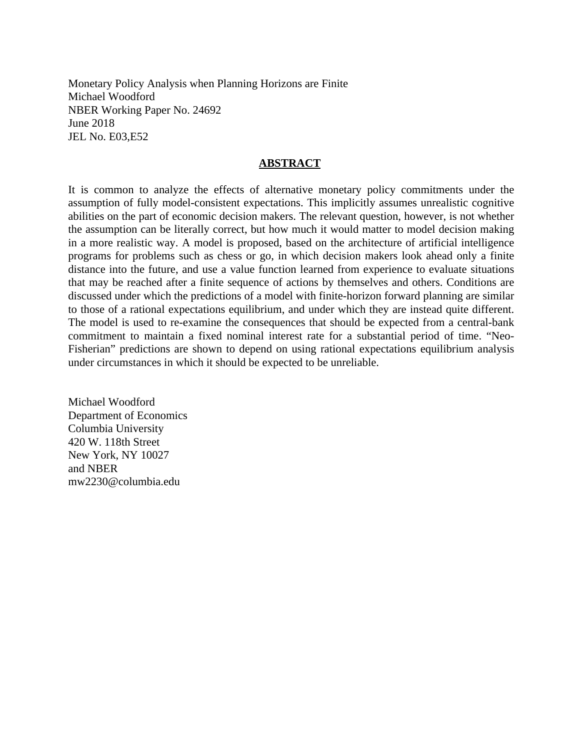Monetary Policy Analysis when Planning Horizons are Finite
Michael Woodford
NBER Working Paper No. 24692
June 2018
JEL No. E03,E52

## ABSTRACT

It is common to analyze the effects of alternative monetary policy commitments under the assumption of fully model-consistent expectations. This implicitly assumes unrealistic cognitive abilities on the part of economic decision makers. The relevant question, however, is not whether the assumption can be literally correct, but how much it would matter to model decision making in a more realistic way. A model is proposed, based on the architecture of artificial intelligence programs for problems such as chess or go, in which decision makers look ahead only a finite distance into the future, and use a value function learned from experience to evaluate situations that may be reached after a finite sequence of actions by themselves and others. Conditions are discussed under which the predictions of a model with finite-horizon forward planning are similar to those of a rational expectations equilibrium, and under which they are instead quite different. The model is used to re-examine the consequences that should be expected from a central-bank commitment to maintain a fixed nominal interest rate for a substantial period of time. "Neo-Fisherian" predictions are shown to depend on using rational expectations equilibrium analysis under circumstances in which it should be expected to be unreliable.

Michael Woodford
Department of Economics
Columbia University
420 W. 118th Street
New York, NY 10027
and NBER
mw2230@columbia.edu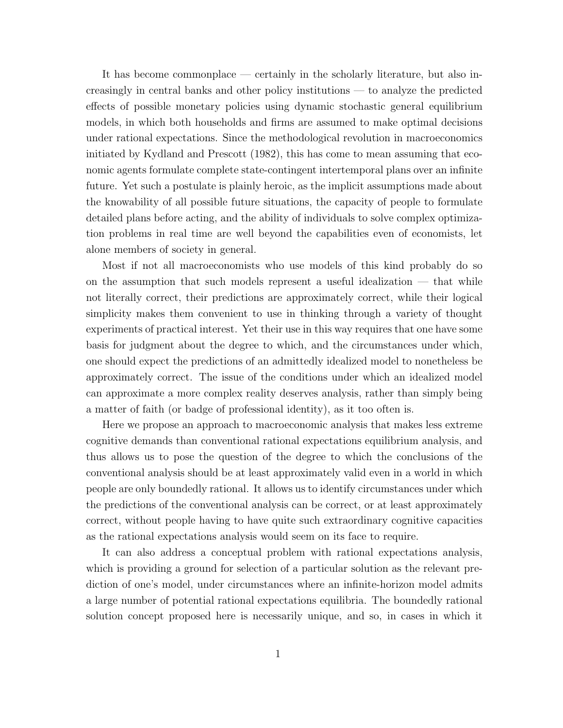It has become commonplace — certainly in the scholarly literature, but also increasingly in central banks and other policy institutions — to analyze the predicted effects of possible monetary policies using dynamic stochastic general equilibrium models, in which both households and firms are assumed to make optimal decisions under rational expectations. Since the methodological revolution in macroeconomics initiated by Kydland and Prescott (1982), this has come to mean assuming that economic agents formulate complete state-contingent intertemporal plans over an infinite future. Yet such a postulate is plainly heroic, as the implicit assumptions made about the knowability of all possible future situations, the capacity of people to formulate detailed plans before acting, and the ability of individuals to solve complex optimization problems in real time are well beyond the capabilities even of economists, let alone members of society in general.

Most if not all macroeconomists who use models of this kind probably do so on the assumption that such models represent a useful idealization — that while not literally correct, their predictions are approximately correct, while their logical simplicity makes them convenient to use in thinking through a variety of thought experiments of practical interest. Yet their use in this way requires that one have some basis for judgment about the degree to which, and the circumstances under which, one should expect the predictions of an admittedly idealized model to nonetheless be approximately correct. The issue of the conditions under which an idealized model can approximate a more complex reality deserves analysis, rather than simply being a matter of faith (or badge of professional identity), as it too often is.

Here we propose an approach to macroeconomic analysis that makes less extreme cognitive demands than conventional rational expectations equilibrium analysis, and thus allows us to pose the question of the degree to which the conclusions of the conventional analysis should be at least approximately valid even in a world in which people are only boundedly rational. It allows us to identify circumstances under which the predictions of the conventional analysis can be correct, or at least approximately correct, without people having to have quite such extraordinary cognitive capacities as the rational expectations analysis would seem on its face to require.

It can also address a conceptual problem with rational expectations analysis, which is providing a ground for selection of a particular solution as the relevant prediction of one's model, under circumstances where an infinite-horizon model admits a large number of potential rational expectations equilibria. The boundedly rational solution concept proposed here is necessarily unique, and so, in cases in which it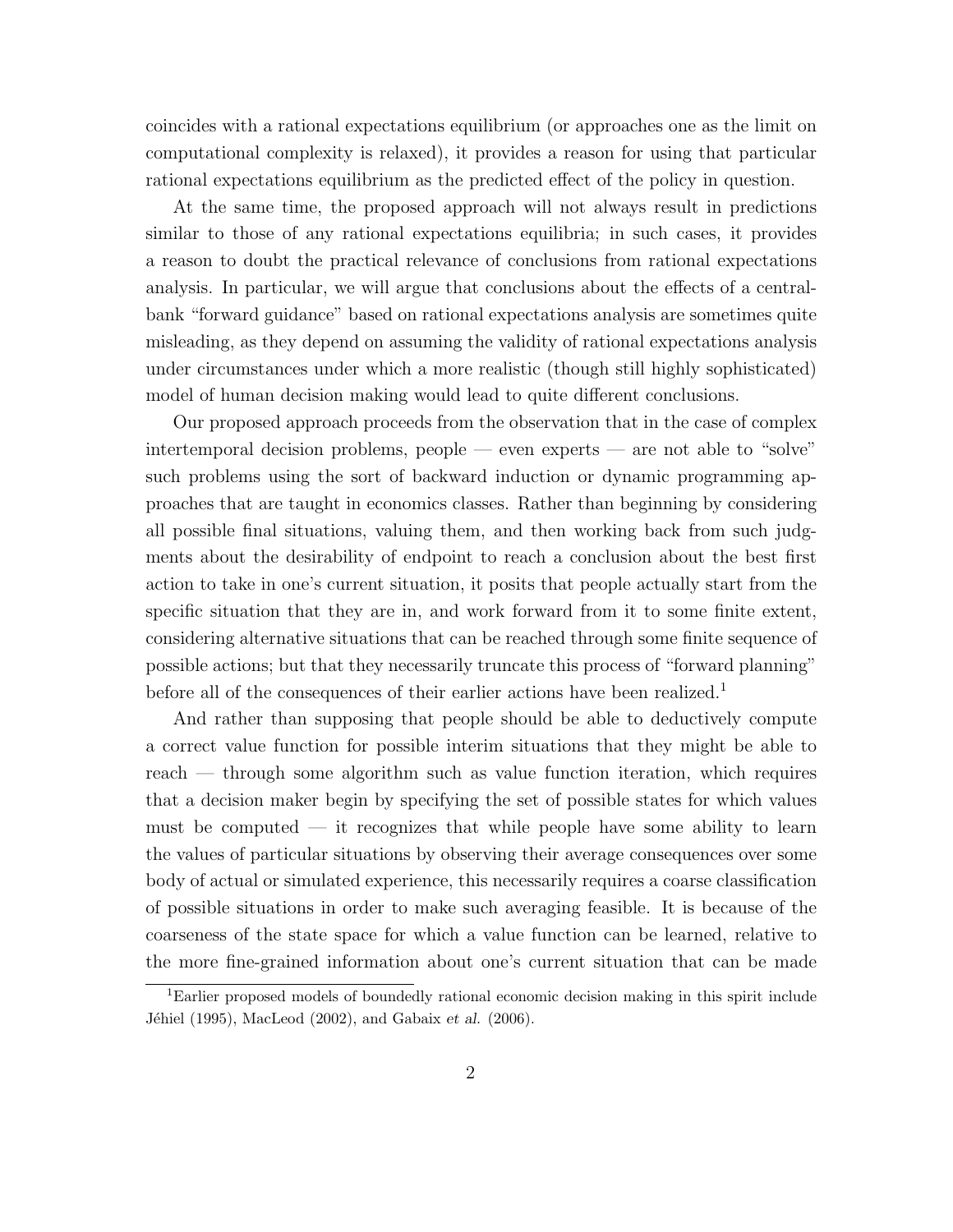coincides with a rational expectations equilibrium (or approaches one as the limit on computational complexity is relaxed), it provides a reason for using that particular rational expectations equilibrium as the predicted effect of the policy in question.

At the same time, the proposed approach will not always result in predictions similar to those of any rational expectations equilibria; in such cases, it provides a reason to doubt the practical relevance of conclusions from rational expectations analysis. In particular, we will argue that conclusions about the effects of a central-bank "forward guidance" based on rational expectations analysis are sometimes quite misleading, as they depend on assuming the validity of rational expectations analysis under circumstances under which a more realistic (though still highly sophisticated) model of human decision making would lead to quite different conclusions.

Our proposed approach proceeds from the observation that in the case of complex intertemporal decision problems, people — even experts — are not able to "solve" such problems using the sort of backward induction or dynamic programming approaches that are taught in economics classes. Rather than beginning by considering all possible final situations, valuing them, and then working back from such judgments about the desirability of endpoint to reach a conclusion about the best first action to take in one's current situation, it posits that people actually start from the specific situation that they are in, and work forward from it to some finite extent, considering alternative situations that can be reached through some finite sequence of possible actions; but that they necessarily truncate this process of "forward planning" before all of the consequences of their earlier actions have been realized.[1]

And rather than supposing that people should be able to deductively compute a correct value function for possible interim situations that they might be able to reach — through some algorithm such as value function iteration, which requires that a decision maker begin by specifying the set of possible states for which values must be computed — it recognizes that while people have some ability to learn the values of particular situations by observing their average consequences over some body of actual or simulated experience, this necessarily requires a coarse classification of possible situations in order to make such averaging feasible. It is because of the coarseness of the state space for which a value function can be learned, relative to the more fine-grained information about one's current situation that can be made

[1] Earlier proposed models of boundedly rational economic decision making in this spirit include Jéhiel (1995), MacLeod (2002), and Gabaix *et al.* (2006).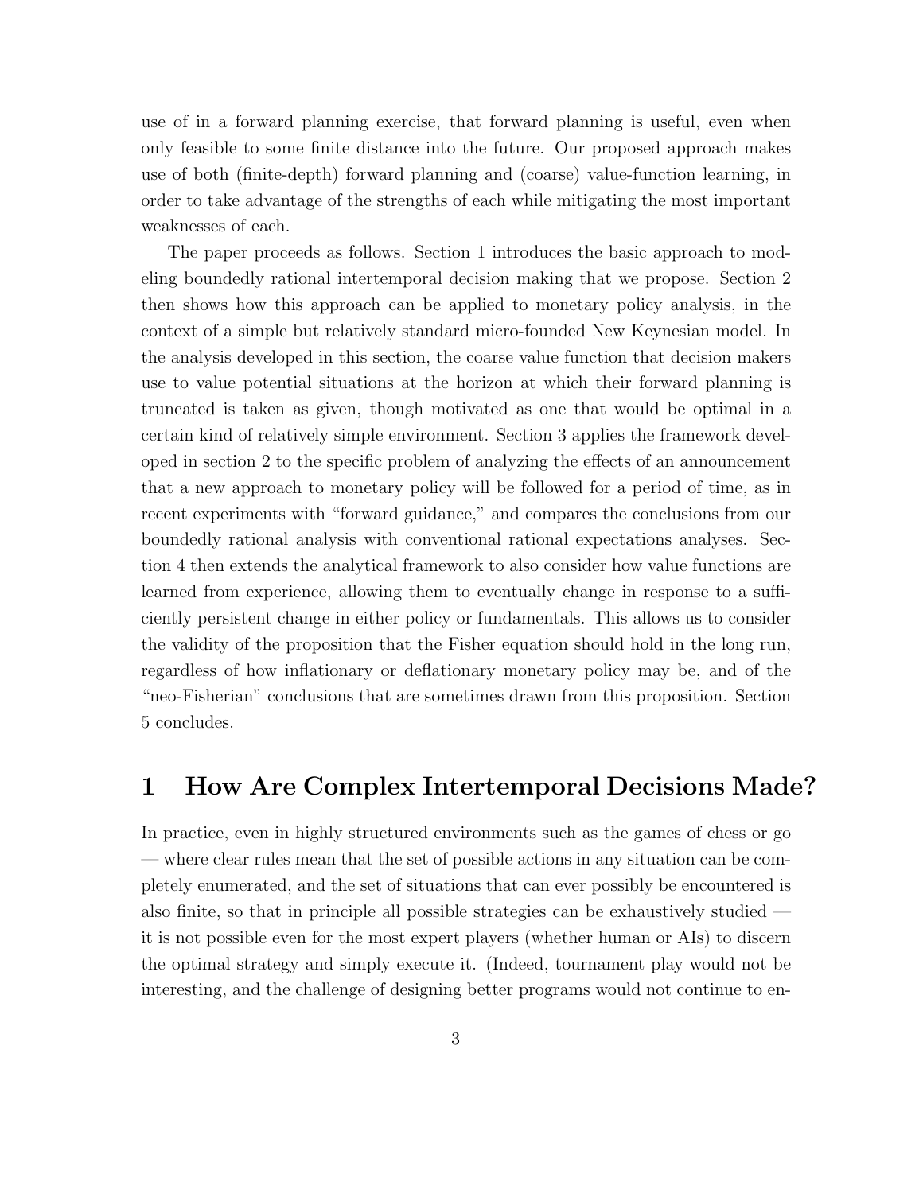use of in a forward planning exercise, that forward planning is useful, even when only feasible to some finite distance into the future. Our proposed approach makes use of both (finite-depth) forward planning and (coarse) value-function learning, in order to take advantage of the strengths of each while mitigating the most important weaknesses of each.

The paper proceeds as follows. Section 1 introduces the basic approach to modeling boundedly rational intertemporal decision making that we propose. Section 2 then shows how this approach can be applied to monetary policy analysis, in the context of a simple but relatively standard micro-founded New Keynesian model. In the analysis developed in this section, the coarse value function that decision makers use to value potential situations at the horizon at which their forward planning is truncated is taken as given, though motivated as one that would be optimal in a certain kind of relatively simple environment. Section 3 applies the framework developed in section 2 to the specific problem of analyzing the effects of an announcement that a new approach to monetary policy will be followed for a period of time, as in recent experiments with "forward guidance," and compares the conclusions from our boundedly rational analysis with conventional rational expectations analyses. Section 4 then extends the analytical framework to also consider how value functions are learned from experience, allowing them to eventually change in response to a sufficiently persistent change in either policy or fundamentals. This allows us to consider the validity of the proposition that the Fisher equation should hold in the long run, regardless of how inflationary or deflationary monetary policy may be, and of the "neo-Fisherian" conclusions that are sometimes drawn from this proposition. Section 5 concludes.

# 1 How Are Complex Intertemporal Decisions Made?

In practice, even in highly structured environments such as the games of chess or go — where clear rules mean that the set of possible actions in any situation can be completely enumerated, and the set of situations that can ever possibly be encountered is also finite, so that in principle all possible strategies can be exhaustively studied — it is not possible even for the most expert players (whether human or AIs) to discern the optimal strategy and simply execute it. (Indeed, tournament play would not be interesting, and the challenge of designing better programs would not continue to en-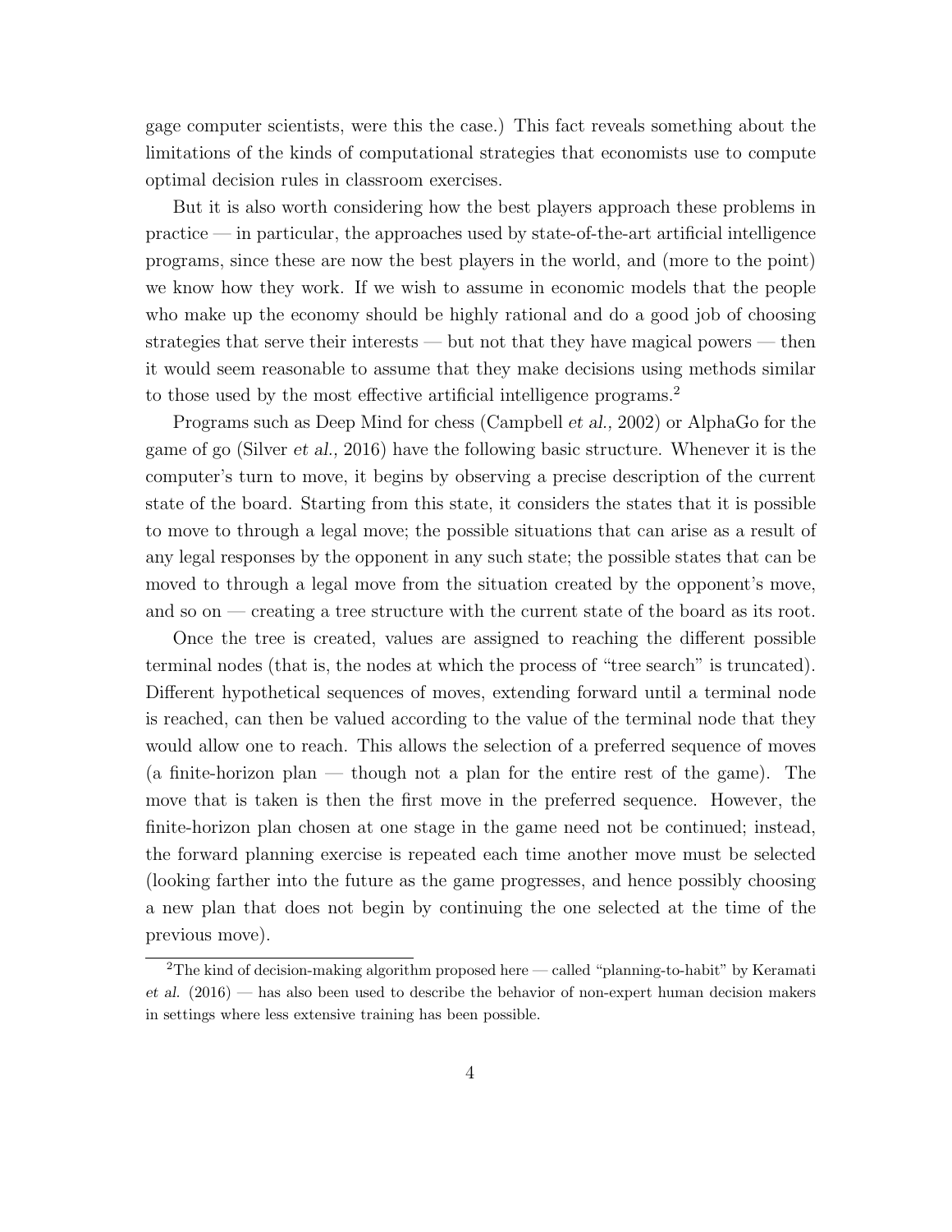gage computer scientists, were this the case.) This fact reveals something about the limitations of the kinds of computational strategies that economists use to compute optimal decision rules in classroom exercises.

But it is also worth considering how the best players approach these problems in practice — in particular, the approaches used by state-of-the-art artificial intelligence programs, since these are now the best players in the world, and (more to the point) we know how they work. If we wish to assume in economic models that the people who make up the economy should be highly rational and do a good job of choosing strategies that serve their interests — but not that they have magical powers — then it would seem reasonable to assume that they make decisions using methods similar to those used by the most effective artificial intelligence programs.[2]

Programs such as Deep Mind for chess (Campbell *et al.,* 2002) or AlphaGo for the game of go (Silver *et al.,* 2016) have the following basic structure. Whenever it is the computer's turn to move, it begins by observing a precise description of the current state of the board. Starting from this state, it considers the states that it is possible to move to through a legal move; the possible situations that can arise as a result of any legal responses by the opponent in any such state; the possible states that can be moved to through a legal move from the situation created by the opponent's move, and so on — creating a tree structure with the current state of the board as its root.

Once the tree is created, values are assigned to reaching the different possible terminal nodes (that is, the nodes at which the process of "tree search" is truncated). Different hypothetical sequences of moves, extending forward until a terminal node is reached, can then be valued according to the value of the terminal node that they would allow one to reach. This allows the selection of a preferred sequence of moves (a finite-horizon plan — though not a plan for the entire rest of the game). The move that is taken is then the first move in the preferred sequence. However, the finite-horizon plan chosen at one stage in the game need not be continued; instead, the forward planning exercise is repeated each time another move must be selected (looking farther into the future as the game progresses, and hence possibly choosing a new plan that does not begin by continuing the one selected at the time of the previous move).

[2]The kind of decision-making algorithm proposed here — called "planning-to-habit" by Keramati *et al.* (2016) — has also been used to describe the behavior of non-expert human decision makers in settings where less extensive training has been possible.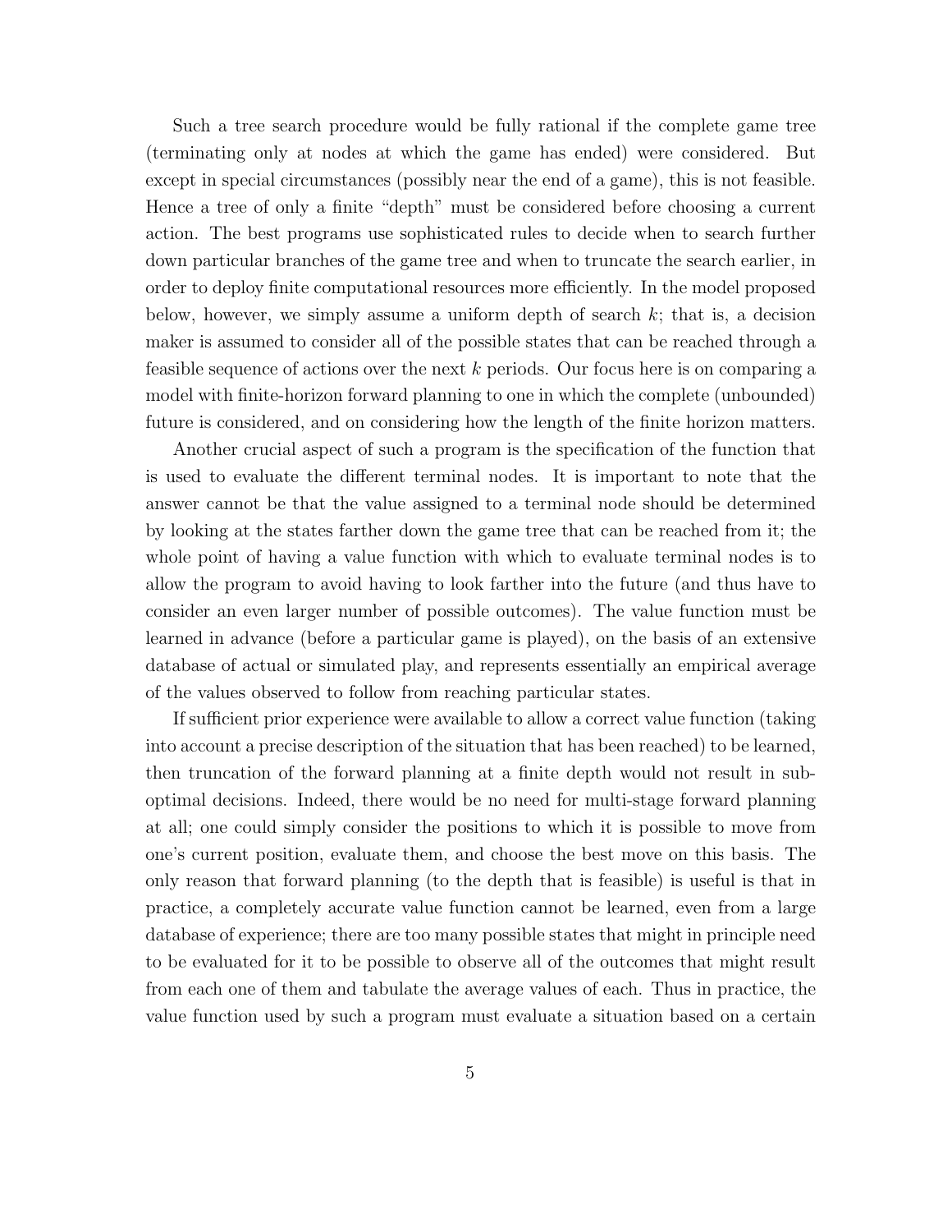Such a tree search procedure would be fully rational if the complete game tree (terminating only at nodes at which the game has ended) were considered. But except in special circumstances (possibly near the end of a game), this is not feasible. Hence a tree of only a finite "depth" must be considered before choosing a current action. The best programs use sophisticated rules to decide when to search further down particular branches of the game tree and when to truncate the search earlier, in order to deploy finite computational resources more efficiently. In the model proposed below, however, we simply assume a uniform depth of search $k$; that is, a decision maker is assumed to consider all of the possible states that can be reached through a feasible sequence of actions over the next $k$ periods. Our focus here is on comparing a model with finite-horizon forward planning to one in which the complete (unbounded) future is considered, and on considering how the length of the finite horizon matters.

Another crucial aspect of such a program is the specification of the function that is used to evaluate the different terminal nodes. It is important to note that the answer cannot be that the value assigned to a terminal node should be determined by looking at the states farther down the game tree that can be reached from it; the whole point of having a value function with which to evaluate terminal nodes is to allow the program to avoid having to look farther into the future (and thus have to consider an even larger number of possible outcomes). The value function must be learned in advance (before a particular game is played), on the basis of an extensive database of actual or simulated play, and represents essentially an empirical average of the values observed to follow from reaching particular states.

If sufficient prior experience were available to allow a correct value function (taking into account a precise description of the situation that has been reached) to be learned, then truncation of the forward planning at a finite depth would not result in sub-optimal decisions. Indeed, there would be no need for multi-stage forward planning at all; one could simply consider the positions to which it is possible to move from one's current position, evaluate them, and choose the best move on this basis. The only reason that forward planning (to the depth that is feasible) is useful is that in practice, a completely accurate value function cannot be learned, even from a large database of experience; there are too many possible states that might in principle need to be evaluated for it to be possible to observe all of the outcomes that might result from each one of them and tabulate the average values of each. Thus in practice, the value function used by such a program must evaluate a situation based on a certain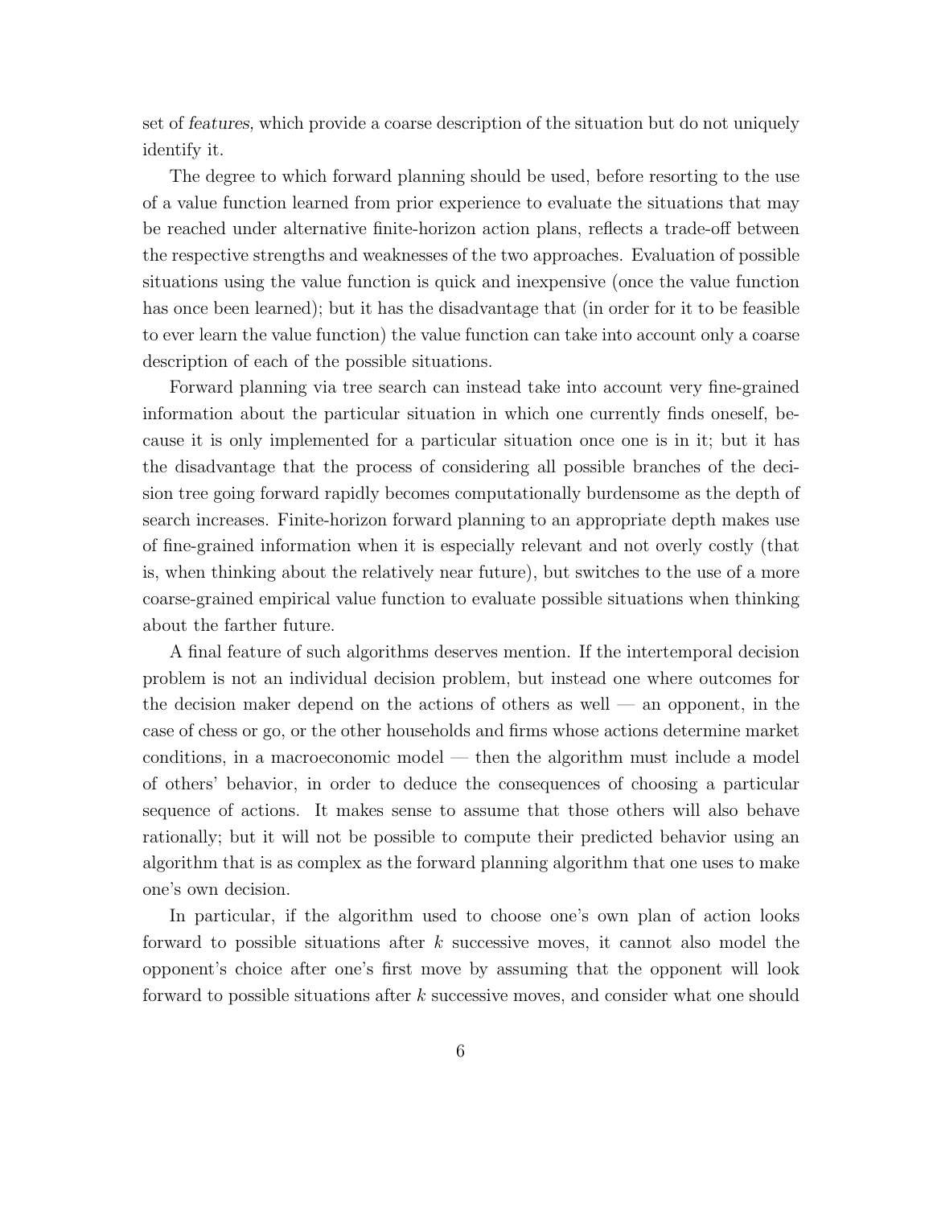set of *features*, which provide a coarse description of the situation but do not uniquely identify it.

The degree to which forward planning should be used, before resorting to the use of a value function learned from prior experience to evaluate the situations that may be reached under alternative finite-horizon action plans, reflects a trade-off between the respective strengths and weaknesses of the two approaches. Evaluation of possible situations using the value function is quick and inexpensive (once the value function has once been learned); but it has the disadvantage that (in order for it to be feasible to ever learn the value function) the value function can take into account only a coarse description of each of the possible situations.

Forward planning via tree search can instead take into account very fine-grained information about the particular situation in which one currently finds oneself, because it is only implemented for a particular situation once one is in it; but it has the disadvantage that the process of considering all possible branches of the decision tree going forward rapidly becomes computationally burdensome as the depth of search increases. Finite-horizon forward planning to an appropriate depth makes use of fine-grained information when it is especially relevant and not overly costly (that is, when thinking about the relatively near future), but switches to the use of a more coarse-grained empirical value function to evaluate possible situations when thinking about the farther future.

A final feature of such algorithms deserves mention. If the intertemporal decision problem is not an individual decision problem, but instead one where outcomes for the decision maker depend on the actions of others as well — an opponent, in the case of chess or go, or the other households and firms whose actions determine market conditions, in a macroeconomic model — then the algorithm must include a model of others' behavior, in order to deduce the consequences of choosing a particular sequence of actions. It makes sense to assume that those others will also behave rationally; but it will not be possible to compute their predicted behavior using an algorithm that is as complex as the forward planning algorithm that one uses to make one's own decision.

In particular, if the algorithm used to choose one's own plan of action looks forward to possible situations after $k$ successive moves, it cannot also model the opponent's choice after one's first move by assuming that the opponent will look forward to possible situations after $k$ successive moves, and consider what one should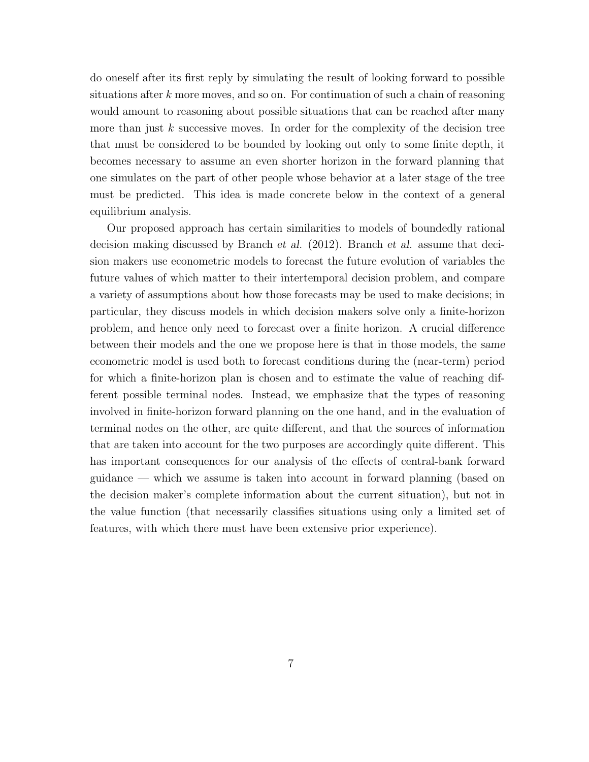do oneself after its first reply by simulating the result of looking forward to possible situations after $k$ more moves, and so on. For continuation of such a chain of reasoning would amount to reasoning about possible situations that can be reached after many more than just $k$ successive moves. In order for the complexity of the decision tree that must be considered to be bounded by looking out only to some finite depth, it becomes necessary to assume an even shorter horizon in the forward planning that one simulates on the part of other people whose behavior at a later stage of the tree must be predicted. This idea is made concrete below in the context of a general equilibrium analysis.

Our proposed approach has certain similarities to models of boundedly rational decision making discussed by Branch *et al.* (2012). Branch *et al.* assume that decision makers use econometric models to forecast the future evolution of variables the future values of which matter to their intertemporal decision problem, and compare a variety of assumptions about how those forecasts may be used to make decisions; in particular, they discuss models in which decision makers solve only a finite-horizon problem, and hence only need to forecast over a finite horizon. A crucial difference between their models and the one we propose here is that in those models, the *same* econometric model is used both to forecast conditions during the (near-term) period for which a finite-horizon plan is chosen and to estimate the value of reaching different possible terminal nodes. Instead, we emphasize that the types of reasoning involved in finite-horizon forward planning on the one hand, and in the evaluation of terminal nodes on the other, are quite different, and that the sources of information that are taken into account for the two purposes are accordingly quite different. This has important consequences for our analysis of the effects of central-bank forward guidance — which we assume is taken into account in forward planning (based on the decision maker's complete information about the current situation), but not in the value function (that necessarily classifies situations using only a limited set of features, with which there must have been extensive prior experience).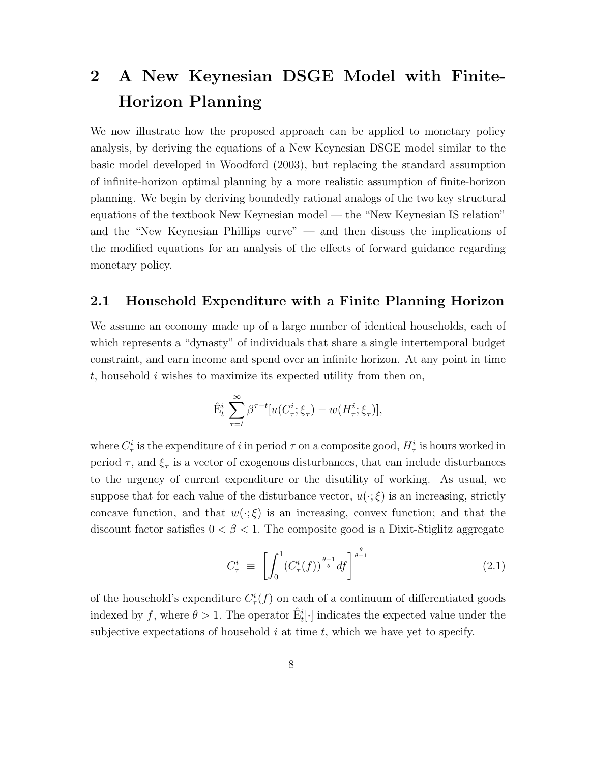# 2 A New Keynesian DSGE Model with Finite-Horizon Planning

We now illustrate how the proposed approach can be applied to monetary policy analysis, by deriving the equations of a New Keynesian DSGE model similar to the basic model developed in Woodford (2003), but replacing the standard assumption of infinite-horizon optimal planning by a more realistic assumption of finite-horizon planning. We begin by deriving boundedly rational analogs of the two key structural equations of the textbook New Keynesian model — the "New Keynesian IS relation" and the "New Keynesian Phillips curve" — and then discuss the implications of the modified equations for an analysis of the effects of forward guidance regarding monetary policy.

## 2.1 Household Expenditure with a Finite Planning Horizon

We assume an economy made up of a large number of identical households, each of which represents a "dynasty" of individuals that share a single intertemporal budget constraint, and earn income and spend over an infinite horizon. At any point in time $t$, household $i$ wishes to maximize its expected utility from then on,

$$\hat{\mathrm{E}}_t^i \sum_{\tau=t}^{\infty} \beta^{\tau-t}[u(C_\tau^i;\xi_\tau) - w(H_\tau^i;\xi_\tau)],$$

where $C_\tau^i$ is the expenditure of $i$ in period $\tau$ on a composite good, $H_\tau^i$ is hours worked in period $\tau$, and $\xi_\tau$ is a vector of exogenous disturbances, that can include disturbances to the urgency of current expenditure or the disutility of working. As usual, we suppose that for each value of the disturbance vector, $u(\cdot;\xi)$ is an increasing, strictly concave function, and that $w(\cdot;\xi)$ is an increasing, convex function; and that the discount factor satisfies $0 < \beta < 1$. The composite good is a Dixit-Stiglitz aggregate

$$C_\tau^i \equiv \left[\int_0^1 (C_\tau^i(f))^{\frac{\theta-1}{\theta}} df\right]^{\frac{\theta}{\theta-1}} \tag{2.1}$$

of the household's expenditure $C_\tau^i(f)$ on each of a continuum of differentiated goods indexed by $f$, where $\theta > 1$. The operator $\hat{\mathrm{E}}_t^i[\cdot]$ indicates the expected value under the subjective expectations of household $i$ at time $t$, which we have yet to specify.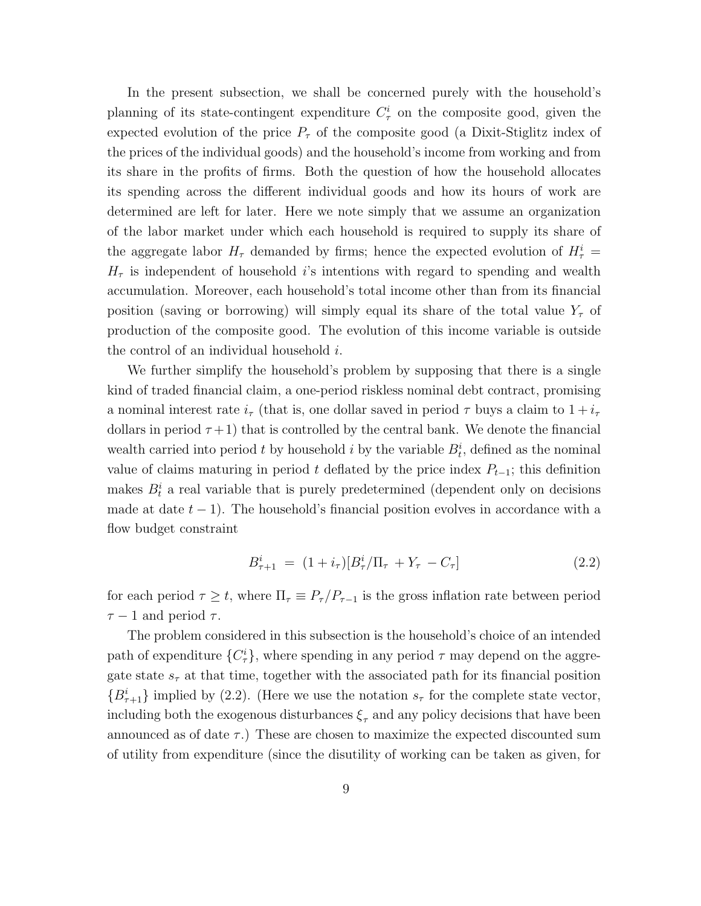In the present subsection, we shall be concerned purely with the household's planning of its state-contingent expenditure $C_\tau^i$ on the composite good, given the expected evolution of the price $P_\tau$ of the composite good (a Dixit-Stiglitz index of the prices of the individual goods) and the household's income from working and from its share in the profits of firms. Both the question of how the household allocates its spending across the different individual goods and how its hours of work are determined are left for later. Here we note simply that we assume an organization of the labor market under which each household is required to supply its share of the aggregate labor $H_\tau$ demanded by firms; hence the expected evolution of $H_\tau^i = H_\tau$ is independent of household $i$'s intentions with regard to spending and wealth accumulation. Moreover, each household's total income other than from its financial position (saving or borrowing) will simply equal its share of the total value $Y_\tau$ of production of the composite good. The evolution of this income variable is outside the control of an individual household $i$.

We further simplify the household's problem by supposing that there is a single kind of traded financial claim, a one-period riskless nominal debt contract, promising a nominal interest rate $i_\tau$ (that is, one dollar saved in period $\tau$ buys a claim to $1 + i_\tau$ dollars in period $\tau + 1$) that is controlled by the central bank. We denote the financial wealth carried into period $t$ by household $i$ by the variable $B_t^i$, defined as the nominal value of claims maturing in period $t$ deflated by the price index $P_{t-1}$; this definition makes $B_t^i$ a real variable that is purely predetermined (dependent only on decisions made at date $t - 1$). The household's financial position evolves in accordance with a flow budget constraint

$$B_{\tau+1}^i = (1 + i_\tau)[B_\tau^i/\Pi_\tau + Y_\tau - C_\tau] \tag{2.2}$$

for each period $\tau \geq t$, where $\Pi_\tau \equiv P_\tau/P_{\tau-1}$ is the gross inflation rate between period $\tau - 1$ and period $\tau$.

The problem considered in this subsection is the household's choice of an intended path of expenditure $\{C_\tau^i\}$, where spending in any period $\tau$ may depend on the aggregate state $s_\tau$ at that time, together with the associated path for its financial position $\{B_{\tau+1}^i\}$ implied by (2.2). (Here we use the notation $s_\tau$ for the complete state vector, including both the exogenous disturbances $\xi_\tau$ and any policy decisions that have been announced as of date $\tau$.) These are chosen to maximize the expected discounted sum of utility from expenditure (since the disutility of working can be taken as given, for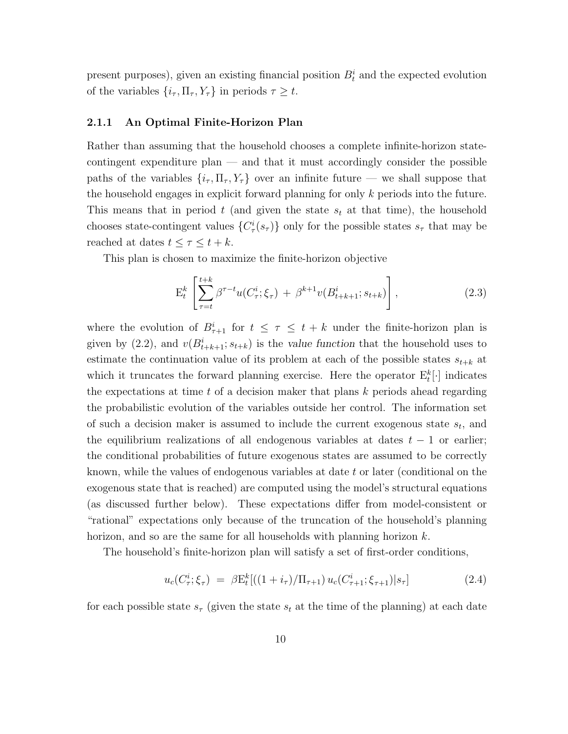present purposes), given an existing financial position $B_t^i$ and the expected evolution of the variables $\{i_\tau, \Pi_\tau, Y_\tau\}$ in periods $\tau \geq t$.

### 2.1.1 An Optimal Finite-Horizon Plan

Rather than assuming that the household chooses a complete infinite-horizon state-contingent expenditure plan — and that it must accordingly consider the possible paths of the variables $\{i_\tau, \Pi_\tau, Y_\tau\}$ over an infinite future — we shall suppose that the household engages in explicit forward planning for only $k$ periods into the future. This means that in period $t$ (and given the state $s_t$ at that time), the household chooses state-contingent values $\{C_\tau^i(s_\tau)\}$ only for the possible states $s_\tau$ that may be reached at dates $t \leq \tau \leq t+k$.

This plan is chosen to maximize the finite-horizon objective

$$\mathrm{E}_t^k \left[ \sum_{\tau=t}^{t+k} \beta^{\tau-t} u(C_\tau^i; \xi_\tau) \; + \; \beta^{k+1} v(B_{t+k+1}^i; s_{t+k}) \right], \tag{2.3}$$

where the evolution of $B_{\tau+1}^i$ for $t \leq \tau \leq t+k$ under the finite-horizon plan is given by (2.2), and $v(B_{t+k+1}^i; s_{t+k})$ is the *value function* that the household uses to estimate the continuation value of its problem at each of the possible states $s_{t+k}$ at which it truncates the forward planning exercise. Here the operator $\mathrm{E}_t^k[\cdot]$ indicates the expectations at time $t$ of a decision maker that plans $k$ periods ahead regarding the probabilistic evolution of the variables outside her control. The information set of such a decision maker is assumed to include the current exogenous state $s_t$, and the equilibrium realizations of all endogenous variables at dates $t-1$ or earlier; the conditional probabilities of future exogenous states are assumed to be correctly known, while the values of endogenous variables at date $t$ or later (conditional on the exogenous state that is reached) are computed using the model's structural equations (as discussed further below). These expectations differ from model-consistent or "rational" expectations only because of the truncation of the household's planning horizon, and so are the same for all households with planning horizon $k$.

The household's finite-horizon plan will satisfy a set of first-order conditions,

$$u_c(C_\tau^i; \xi_\tau) \;=\; \beta \mathrm{E}_t^k[((1+i_\tau)/\Pi_{\tau+1})\, u_c(C_{\tau+1}^i; \xi_{\tau+1})|s_\tau] \tag{2.4}$$

for each possible state $s_\tau$ (given the state $s_t$ at the time of the planning) at each date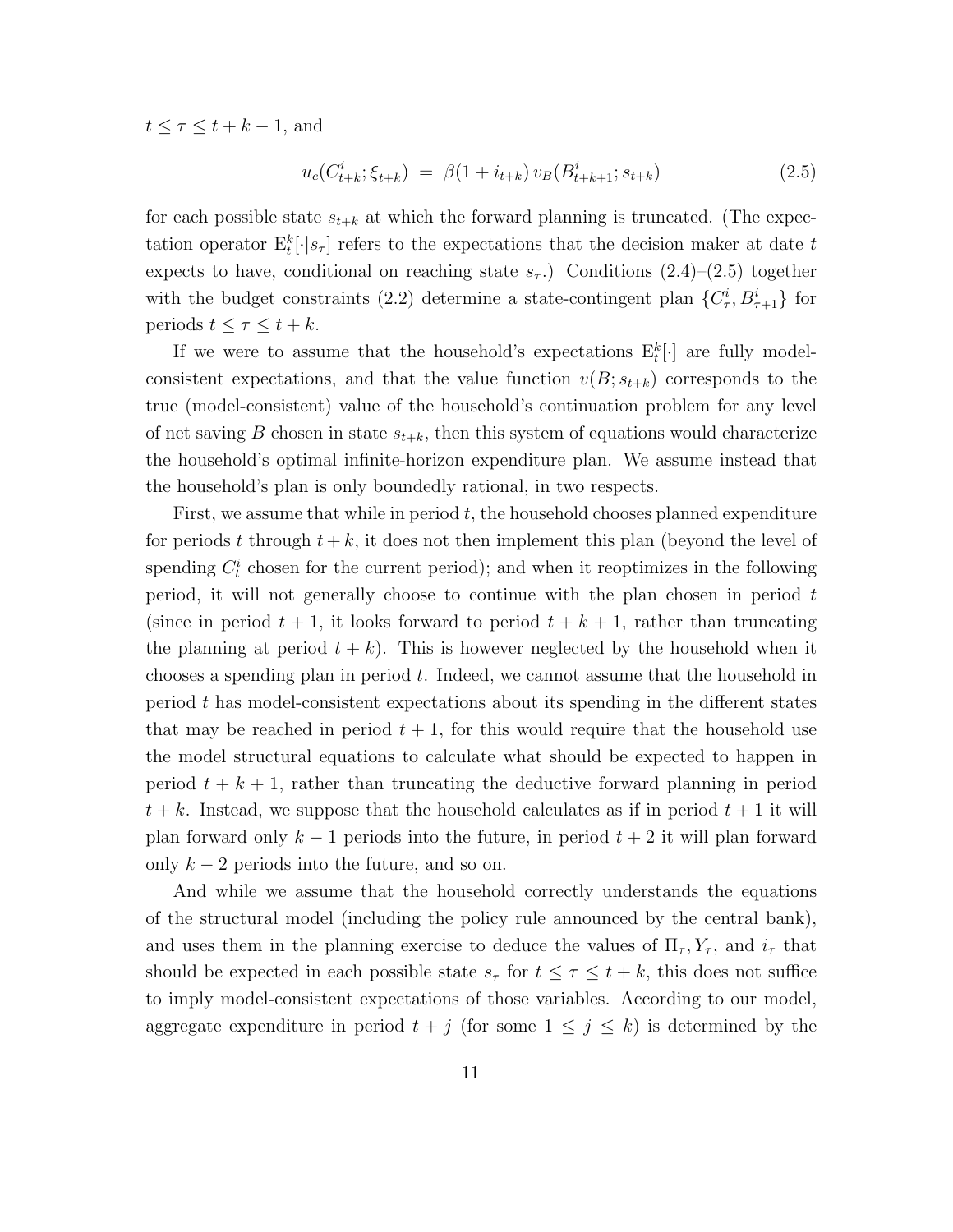$t \leq \tau \leq t+k-1$, and

$$u_c(C^i_{t+k}; \xi_{t+k}) \;=\; \beta(1+i_{t+k})\, v_B(B^i_{t+k+1}; s_{t+k}) \tag{2.5}$$

for each possible state $s_{t+k}$ at which the forward planning is truncated. (The expectation operator $\mathrm{E}^k_t[\cdot|s_\tau]$ refers to the expectations that the decision maker at date $t$ expects to have, conditional on reaching state $s_\tau$.) Conditions (2.4)–(2.5) together with the budget constraints (2.2) determine a state-contingent plan $\{C^i_\tau, B^i_{\tau+1}\}$ for periods $t \leq \tau \leq t+k$.

If we were to assume that the household's expectations $\mathrm{E}^k_t[\cdot]$ are fully model-consistent expectations, and that the value function $v(B; s_{t+k})$ corresponds to the true (model-consistent) value of the household's continuation problem for any level of net saving $B$ chosen in state $s_{t+k}$, then this system of equations would characterize the household's optimal infinite-horizon expenditure plan. We assume instead that the household's plan is only boundedly rational, in two respects.

First, we assume that while in period $t$, the household chooses planned expenditure for periods $t$ through $t+k$, it does not then implement this plan (beyond the level of spending $C^i_t$ chosen for the current period); and when it reoptimizes in the following period, it will not generally choose to continue with the plan chosen in period $t$ (since in period $t+1$, it looks forward to period $t+k+1$, rather than truncating the planning at period $t+k$). This is however neglected by the household when it chooses a spending plan in period $t$. Indeed, we cannot assume that the household in period $t$ has model-consistent expectations about its spending in the different states that may be reached in period $t+1$, for this would require that the household use the model structural equations to calculate what should be expected to happen in period $t+k+1$, rather than truncating the deductive forward planning in period $t+k$. Instead, we suppose that the household calculates as if in period $t+1$ it will plan forward only $k-1$ periods into the future, in period $t+2$ it will plan forward only $k-2$ periods into the future, and so on.

And while we assume that the household correctly understands the equations of the structural model (including the policy rule announced by the central bank), and uses them in the planning exercise to deduce the values of $\Pi_\tau, Y_\tau$, and $i_\tau$ that should be expected in each possible state $s_\tau$ for $t \leq \tau \leq t+k$, this does not suffice to imply model-consistent expectations of those variables. According to our model, aggregate expenditure in period $t+j$ (for some $1 \leq j \leq k$) is determined by the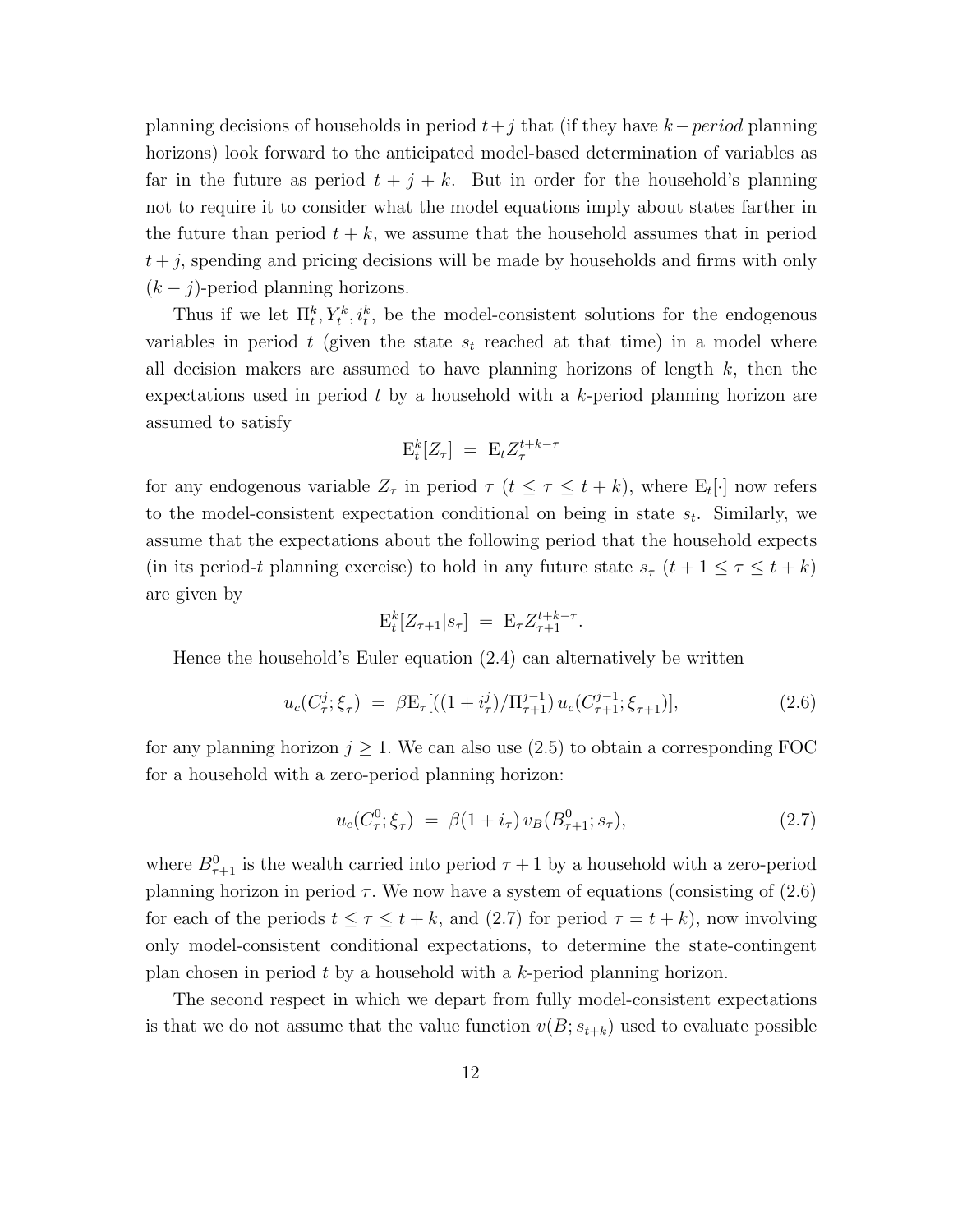planning decisions of households in period $t+j$ that (if they have $k-period$ planning horizons) look forward to the anticipated model-based determination of variables as far in the future as period $t+j+k$. But in order for the household's planning not to require it to consider what the model equations imply about states farther in the future than period $t+k$, we assume that the household assumes that in period $t+j$, spending and pricing decisions will be made by households and firms with only $(k-j)$-period planning horizons.

Thus if we let $\Pi_t^k, Y_t^k, i_t^k$, be the model-consistent solutions for the endogenous variables in period $t$ (given the state $s_t$ reached at that time) in a model where all decision makers are assumed to have planning horizons of length $k$, then the expectations used in period $t$ by a household with a $k$-period planning horizon are assumed to satisfy

$$\mathrm{E}_t^k[Z_\tau] \;=\; \mathrm{E}_t Z_\tau^{t+k-\tau}$$

for any endogenous variable $Z_\tau$ in period $\tau$ ($t \leq \tau \leq t+k$), where $\mathrm{E}_t[\cdot]$ now refers to the model-consistent expectation conditional on being in state $s_t$. Similarly, we assume that the expectations about the following period that the household expects (in its period-$t$ planning exercise) to hold in any future state $s_\tau$ ($t+1 \leq \tau \leq t+k$) are given by

$$\mathrm{E}_t^k[Z_{\tau+1}|s_\tau] \;=\; \mathrm{E}_\tau Z_{\tau+1}^{t+k-\tau}.$$

Hence the household's Euler equation (2.4) can alternatively be written

$$u_c(C_\tau^j;\xi_\tau) \;=\; \beta \mathrm{E}_\tau[((1+i_\tau^j)/\Pi_{\tau+1}^{j-1})\, u_c(C_{\tau+1}^{j-1};\xi_{\tau+1})], \tag{2.6}$$

for any planning horizon $j \geq 1$. We can also use (2.5) to obtain a corresponding FOC for a household with a zero-period planning horizon:

$$u_c(C_\tau^0;\xi_\tau) \;=\; \beta(1+i_\tau)\, v_B(B_{\tau+1}^0;s_\tau), \tag{2.7}$$

where $B_{\tau+1}^0$ is the wealth carried into period $\tau+1$ by a household with a zero-period planning horizon in period $\tau$. We now have a system of equations (consisting of (2.6) for each of the periods $t \leq \tau \leq t+k$, and (2.7) for period $\tau = t+k$), now involving only model-consistent conditional expectations, to determine the state-contingent plan chosen in period $t$ by a household with a $k$-period planning horizon.

The second respect in which we depart from fully model-consistent expectations is that we do not assume that the value function $v(B;s_{t+k})$ used to evaluate possible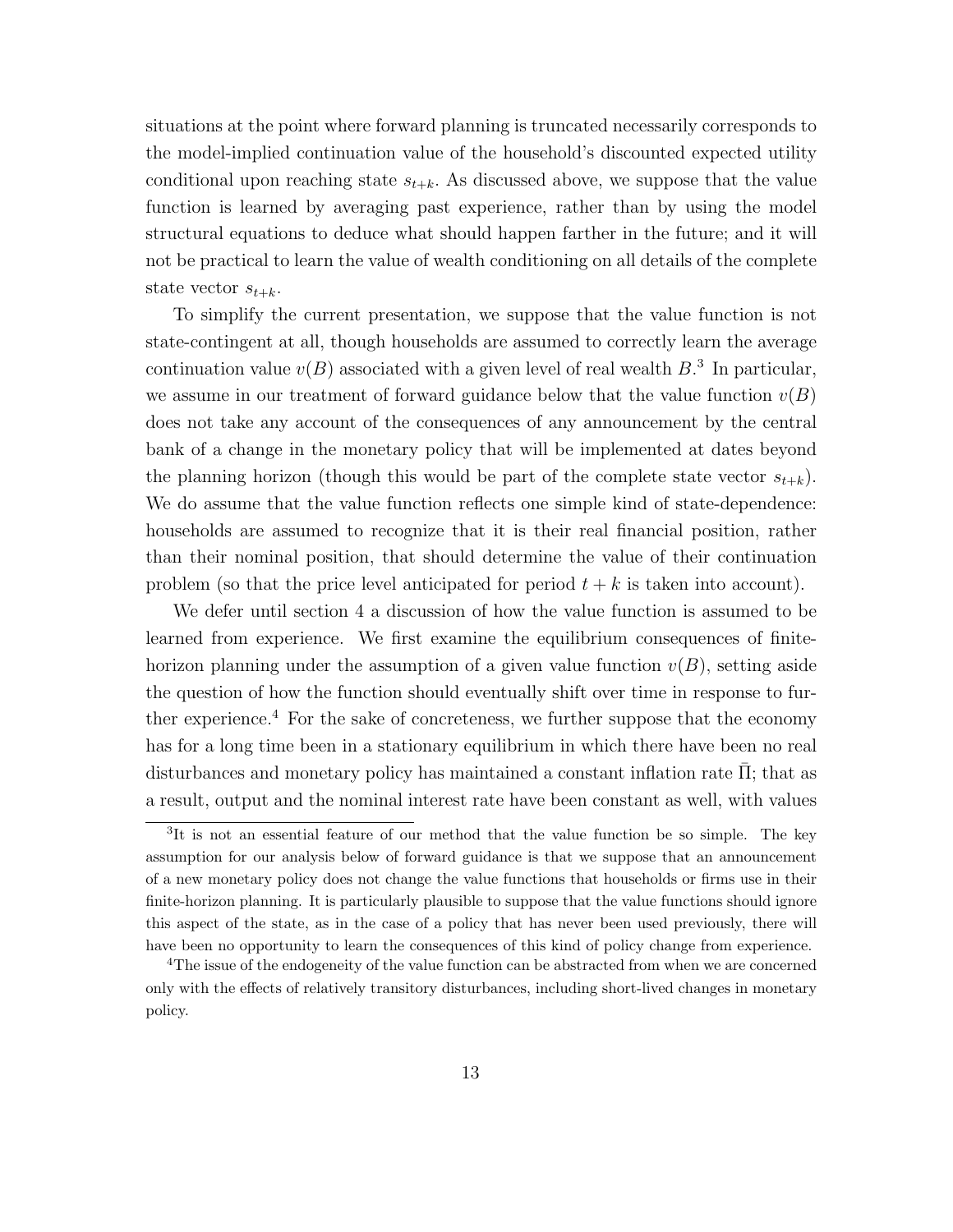situations at the point where forward planning is truncated necessarily corresponds to the model-implied continuation value of the household's discounted expected utility conditional upon reaching state $s_{t+k}$. As discussed above, we suppose that the value function is learned by averaging past experience, rather than by using the model structural equations to deduce what should happen farther in the future; and it will not be practical to learn the value of wealth conditioning on all details of the complete state vector $s_{t+k}$.

To simplify the current presentation, we suppose that the value function is not state-contingent at all, though households are assumed to correctly learn the average continuation value $v(B)$ associated with a given level of real wealth $B$.[3] In particular, we assume in our treatment of forward guidance below that the value function $v(B)$ does not take any account of the consequences of any announcement by the central bank of a change in the monetary policy that will be implemented at dates beyond the planning horizon (though this would be part of the complete state vector $s_{t+k}$). We do assume that the value function reflects one simple kind of state-dependence: households are assumed to recognize that it is their real financial position, rather than their nominal position, that should determine the value of their continuation problem (so that the price level anticipated for period $t + k$ is taken into account).

We defer until section 4 a discussion of how the value function is assumed to be learned from experience. We first examine the equilibrium consequences of finite-horizon planning under the assumption of a given value function $v(B)$, setting aside the question of how the function should eventually shift over time in response to further experience.[4] For the sake of concreteness, we further suppose that the economy has for a long time been in a stationary equilibrium in which there have been no real disturbances and monetary policy has maintained a constant inflation rate $\bar{\Pi}$; that as a result, output and the nominal interest rate have been constant as well, with values

[3] It is not an essential feature of our method that the value function be so simple. The key assumption for our analysis below of forward guidance is that we suppose that an announcement of a new monetary policy does not change the value functions that households or firms use in their finite-horizon planning. It is particularly plausible to suppose that the value functions should ignore this aspect of the state, as in the case of a policy that has never been used previously, there will have been no opportunity to learn the consequences of this kind of policy change from experience.

[4] The issue of the endogeneity of the value function can be abstracted from when we are concerned only with the effects of relatively transitory disturbances, including short-lived changes in monetary policy.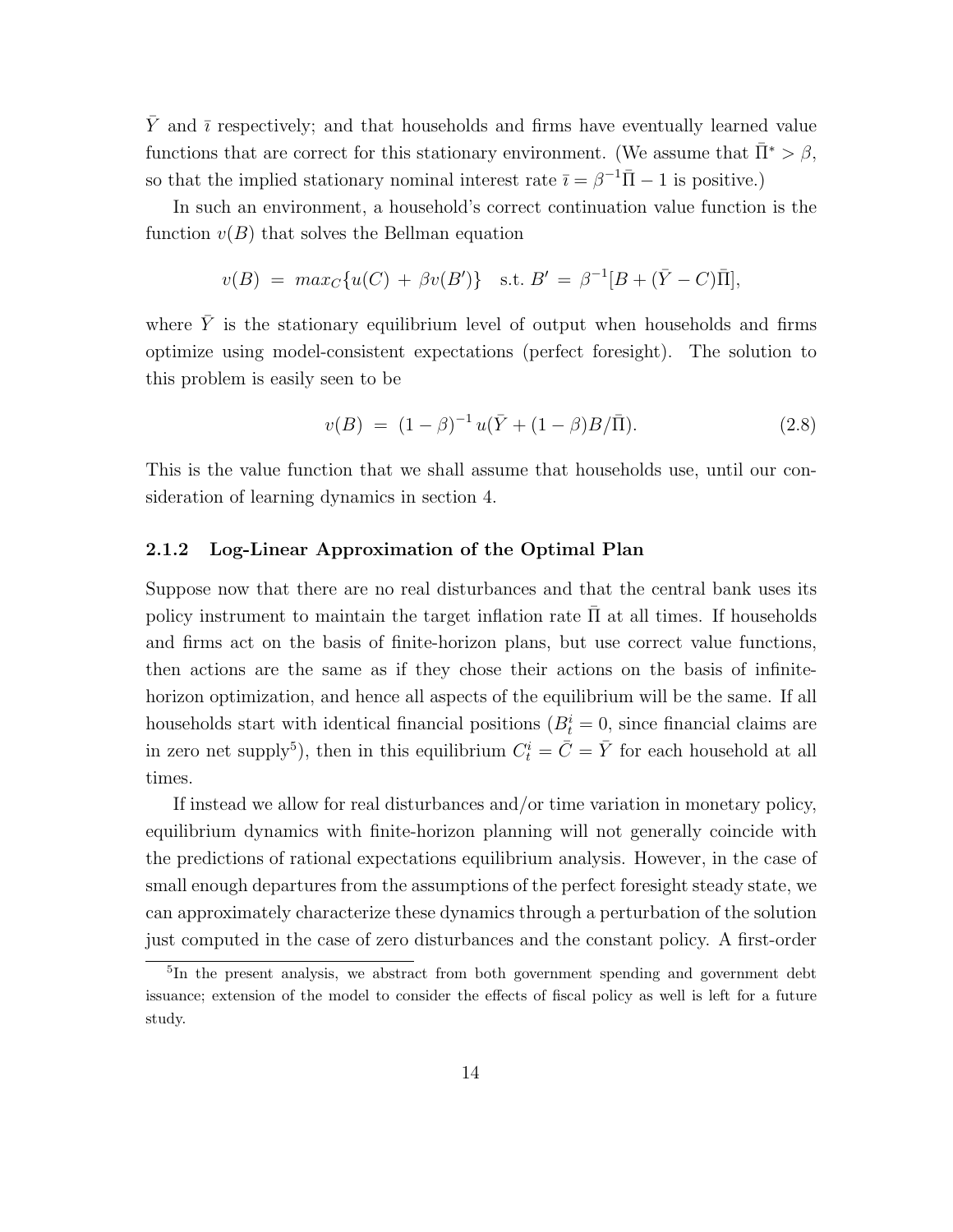$\bar{Y}$ and $\bar{\imath}$ respectively; and that households and firms have eventually learned value functions that are correct for this stationary environment. (We assume that $\bar{\Pi}^* > \beta$, so that the implied stationary nominal interest rate $\bar{\imath} = \beta^{-1}\bar{\Pi} - 1$ is positive.)

In such an environment, a household's correct continuation value function is the function $v(B)$ that solves the Bellman equation

$$v(B) \;=\; max_C\{u(C) \,+\, \beta v(B')\} \quad \text{s.t. } B' \,=\, \beta^{-1}[B + (\bar{Y} - C)\bar{\Pi}],$$

where $\bar{Y}$ is the stationary equilibrium level of output when households and firms optimize using model-consistent expectations (perfect foresight). The solution to this problem is easily seen to be

$$v(B) \;=\; (1-\beta)^{-1}\, u(\bar{Y} + (1-\beta)B/\bar{\Pi}). \tag{2.8}$$

This is the value function that we shall assume that households use, until our consideration of learning dynamics in section 4.

### 2.1.2 Log-Linear Approximation of the Optimal Plan

Suppose now that there are no real disturbances and that the central bank uses its policy instrument to maintain the target inflation rate $\bar{\Pi}$ at all times. If households and firms act on the basis of finite-horizon plans, but use correct value functions, then actions are the same as if they chose their actions on the basis of infinite-horizon optimization, and hence all aspects of the equilibrium will be the same. If all households start with identical financial positions ($B_t^i = 0$, since financial claims are in zero net supply[5]), then in this equilibrium $C_t^i = \bar{C} = \bar{Y}$ for each household at all times.

If instead we allow for real disturbances and/or time variation in monetary policy, equilibrium dynamics with finite-horizon planning will not generally coincide with the predictions of rational expectations equilibrium analysis. However, in the case of small enough departures from the assumptions of the perfect foresight steady state, we can approximately characterize these dynamics through a perturbation of the solution just computed in the case of zero disturbances and the constant policy. A first-order

[5] In the present analysis, we abstract from both government spending and government debt issuance; extension of the model to consider the effects of fiscal policy as well is left for a future study.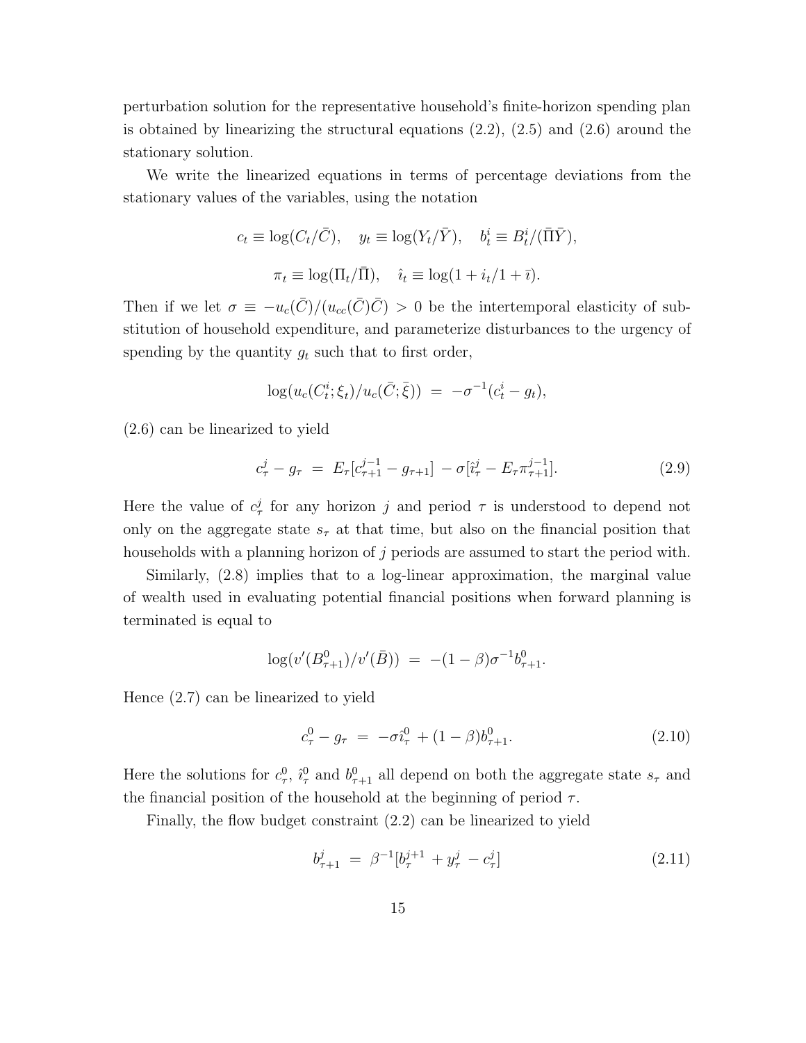perturbation solution for the representative household's finite-horizon spending plan is obtained by linearizing the structural equations (2.2), (2.5) and (2.6) around the stationary solution.

We write the linearized equations in terms of percentage deviations from the stationary values of the variables, using the notation

$$c_t \equiv \log(C_t/\bar{C}), \quad y_t \equiv \log(Y_t/\bar{Y}), \quad b_t^i \equiv B_t^i/(\bar{\Pi}\bar{Y}),$$

$$\pi_t \equiv \log(\Pi_t/\bar{\Pi}), \quad \hat{\imath}_t \equiv \log(1 + i_t/1 + \bar{\imath}).$$

Then if we let $\sigma \equiv -u_c(\bar{C})/(u_{cc}(\bar{C})\bar{C}) > 0$ be the intertemporal elasticity of substitution of household expenditure, and parameterize disturbances to the urgency of spending by the quantity $g_t$ such that to first order,

$$\log(u_c(C_t^i; \xi_t)/u_c(\bar{C}; \bar{\xi})) \;=\; -\sigma^{-1}(c_t^i - g_t),$$

(2.6) can be linearized to yield

$$c_\tau^j - g_\tau \;=\; E_\tau[c_{\tau+1}^{j-1} - g_{\tau+1}] - \sigma[\hat{\imath}_\tau^j - E_\tau \pi_{\tau+1}^{j-1}]. \tag{2.9}$$

Here the value of $c_\tau^j$ for any horizon $j$ and period $\tau$ is understood to depend not only on the aggregate state $s_\tau$ at that time, but also on the financial position that households with a planning horizon of $j$ periods are assumed to start the period with.

Similarly, (2.8) implies that to a log-linear approximation, the marginal value of wealth used in evaluating potential financial positions when forward planning is terminated is equal to

$$\log(v'(B_{\tau+1}^0)/v'(\bar{B})) \;=\; -(1-\beta)\sigma^{-1} b_{\tau+1}^0.$$

Hence (2.7) can be linearized to yield

$$c_\tau^0 - g_\tau \;=\; -\sigma \hat{\imath}_\tau^0 + (1-\beta) b_{\tau+1}^0. \tag{2.10}$$

Here the solutions for $c_\tau^0$, $\hat{\imath}_\tau^0$ and $b_{\tau+1}^0$ all depend on both the aggregate state $s_\tau$ and the financial position of the household at the beginning of period $\tau$.

Finally, the flow budget constraint (2.2) can be linearized to yield

$$b_{\tau+1}^j \;=\; \beta^{-1}[b_\tau^{j+1} + y_\tau^j - c_\tau^j] \tag{2.11}$$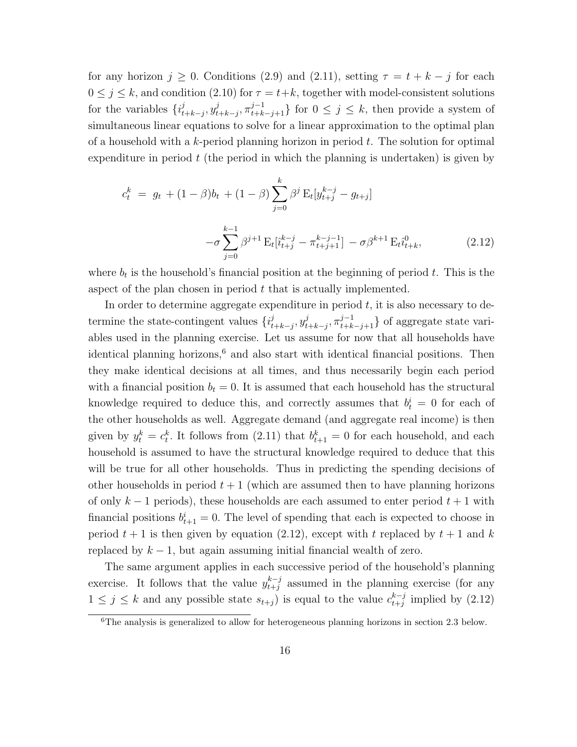for any horizon $j \geq 0$. Conditions (2.9) and (2.11), setting $\tau = t + k - j$ for each $0 \leq j \leq k$, and condition (2.10) for $\tau = t+k$, together with model-consistent solutions for the variables $\{i^j_{t+k-j}, y^j_{t+k-j}, \pi^{j-1}_{t+k-j+1}\}$ for $0 \leq j \leq k$, then provide a system of simultaneous linear equations to solve for a linear approximation to the optimal plan of a household with a $k$-period planning horizon in period $t$. The solution for optimal expenditure in period $t$ (the period in which the planning is undertaken) is given by

$$c^k_t \;=\; g_t + (1-\beta)b_t + (1-\beta)\sum_{j=0}^{k} \beta^j \, \mathrm{E}_t[y^{k-j}_{t+j} - g_{t+j}]$$

$$-\sigma \sum_{j=0}^{k-1} \beta^{j+1} \, \mathrm{E}_t[\hat{\imath}^{k-j}_{t+j} - \pi^{k-j-1}_{t+j+1}] - \sigma\beta^{k+1}\, \mathrm{E}_t \hat{\imath}^0_{t+k}, \qquad (2.12)$$

where $b_t$ is the household's financial position at the beginning of period $t$. This is the aspect of the plan chosen in period $t$ that is actually implemented.

In order to determine aggregate expenditure in period $t$, it is also necessary to determine the state-contingent values $\{i^j_{t+k-j}, y^j_{t+k-j}, \pi^{j-1}_{t+k-j+1}\}$ of aggregate state variables used in the planning exercise. Let us assume for now that all households have identical planning horizons,[6] and also start with identical financial positions. Then they make identical decisions at all times, and thus necessarily begin each period with a financial position $b_t = 0$. It is assumed that each household has the structural knowledge required to deduce this, and correctly assumes that $b^i_t = 0$ for each of the other households as well. Aggregate demand (and aggregate real income) is then given by $y^k_t = c^k_t$. It follows from (2.11) that $b^k_{t+1} = 0$ for each household, and each household is assumed to have the structural knowledge required to deduce that this will be true for all other households. Thus in predicting the spending decisions of other households in period $t+1$ (which are assumed then to have planning horizons of only $k-1$ periods), these households are each assumed to enter period $t+1$ with financial positions $b^i_{t+1} = 0$. The level of spending that each is expected to choose in period $t+1$ is then given by equation (2.12), except with $t$ replaced by $t+1$ and $k$ replaced by $k-1$, but again assuming initial financial wealth of zero.

The same argument applies in each successive period of the household's planning exercise. It follows that the value $y^{k-j}_{t+j}$ assumed in the planning exercise (for any $1 \leq j \leq k$ and any possible state $s_{t+j}$) is equal to the value $c^{k-j}_{t+j}$ implied by (2.12)

[6] The analysis is generalized to allow for heterogeneous planning horizons in section 2.3 below.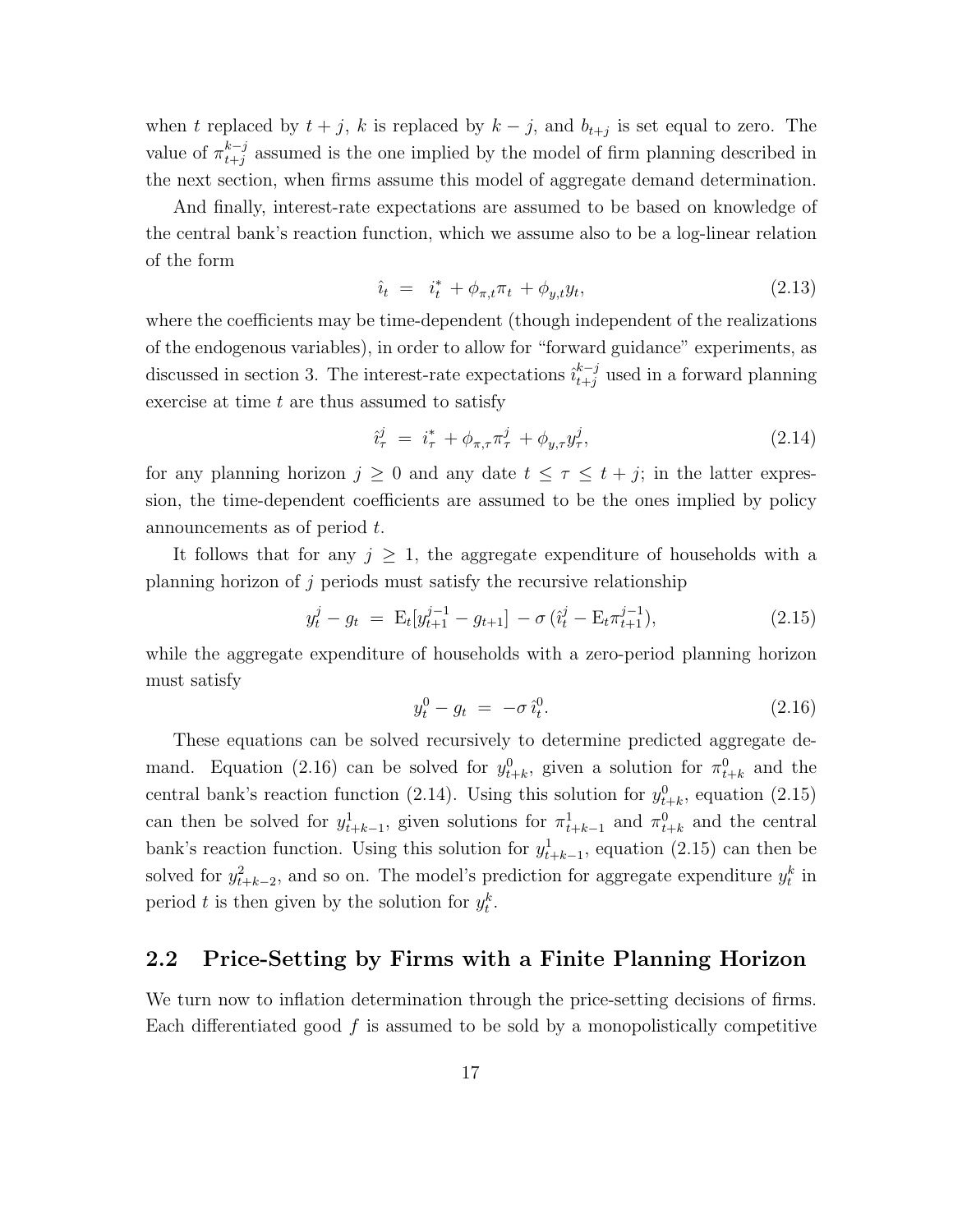when $t$ replaced by $t + j$, $k$ is replaced by $k - j$, and $b_{t+j}$ is set equal to zero. The value of $\pi_{t+j}^{k-j}$ assumed is the one implied by the model of firm planning described in the next section, when firms assume this model of aggregate demand determination.

And finally, interest-rate expectations are assumed to be based on knowledge of the central bank's reaction function, which we assume also to be a log-linear relation of the form

$$\hat{\imath}_t \;=\; i_t^* + \phi_{\pi,t}\pi_t + \phi_{y,t}y_t, \tag{2.13}$$

where the coefficients may be time-dependent (though independent of the realizations of the endogenous variables), in order to allow for "forward guidance" experiments, as discussed in section 3. The interest-rate expectations $\hat{\imath}_{t+j}^{k-j}$ used in a forward planning exercise at time $t$ are thus assumed to satisfy

$$\hat{\imath}_\tau^j \;=\; i_\tau^* + \phi_{\pi,\tau}\pi_\tau^j + \phi_{y,\tau}y_\tau^j, \tag{2.14}$$

for any planning horizon $j \geq 0$ and any date $t \leq \tau \leq t + j$; in the latter expression, the time-dependent coefficients are assumed to be the ones implied by policy announcements as of period $t$.

It follows that for any $j \geq 1$, the aggregate expenditure of households with a planning horizon of $j$ periods must satisfy the recursive relationship

$$y_t^j - g_t \;=\; \mathrm{E}_t[y_{t+1}^{j-1} - g_{t+1}] - \sigma\,(\hat{\imath}_t^j - \mathrm{E}_t\pi_{t+1}^{j-1}), \tag{2.15}$$

while the aggregate expenditure of households with a zero-period planning horizon must satisfy

$$y_t^0 - g_t \;=\; -\sigma\,\hat{\imath}_t^0. \tag{2.16}$$

These equations can be solved recursively to determine predicted aggregate demand. Equation (2.16) can be solved for $y_{t+k}^0$, given a solution for $\pi_{t+k}^0$ and the central bank's reaction function (2.14). Using this solution for $y_{t+k}^0$, equation (2.15) can then be solved for $y_{t+k-1}^1$, given solutions for $\pi_{t+k-1}^1$ and $\pi_{t+k}^0$ and the central bank's reaction function. Using this solution for $y_{t+k-1}^1$, equation (2.15) can then be solved for $y_{t+k-2}^2$, and so on. The model's prediction for aggregate expenditure $y_t^k$ in period $t$ is then given by the solution for $y_t^k$.

## 2.2 Price-Setting by Firms with a Finite Planning Horizon

We turn now to inflation determination through the price-setting decisions of firms. Each differentiated good $f$ is assumed to be sold by a monopolistically competitive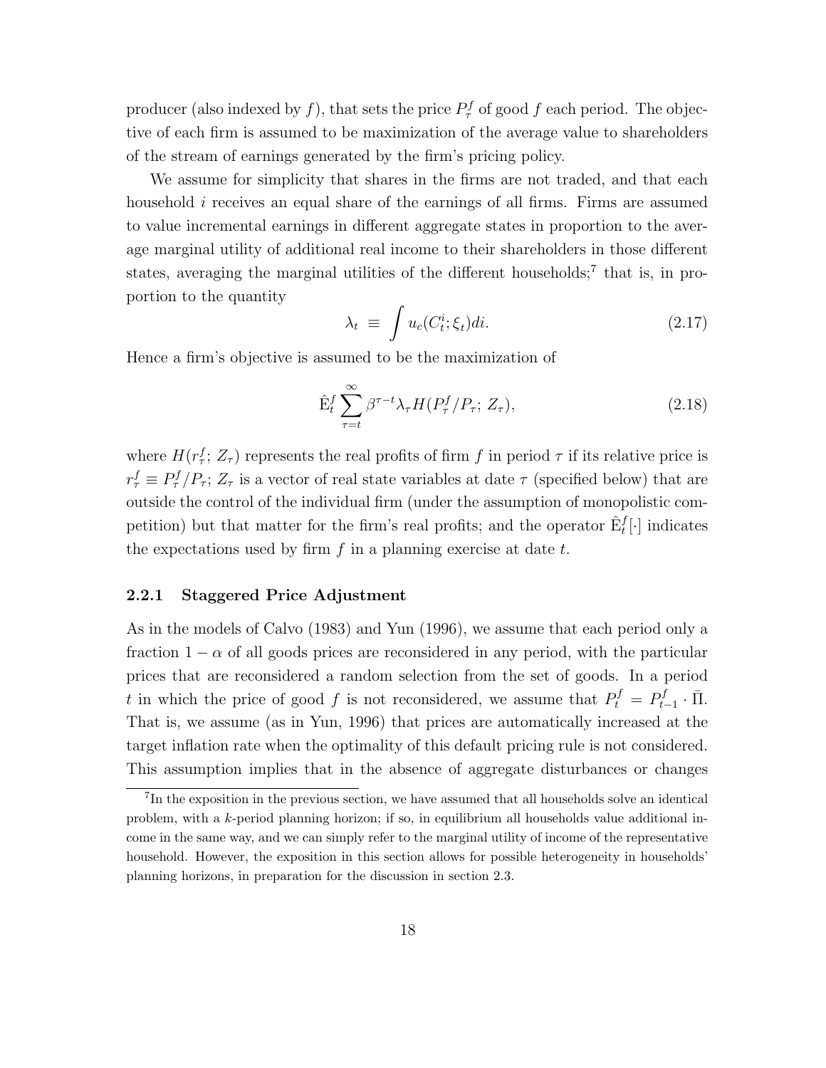producer (also indexed by $f$), that sets the price $P^f_\tau$ of good $f$ each period. The objective of each firm is assumed to be maximization of the average value to shareholders of the stream of earnings generated by the firm's pricing policy.

We assume for simplicity that shares in the firms are not traded, and that each household $i$ receives an equal share of the earnings of all firms. Firms are assumed to value incremental earnings in different aggregate states in proportion to the average marginal utility of additional real income to their shareholders in those different states, averaging the marginal utilities of the different households;[7] that is, in proportion to the quantity

$$\lambda_t \equiv \int u_c(C^i_t; \xi_t) di. \tag{2.17}$$

Hence a firm's objective is assumed to be the maximization of

$$\hat{\mathrm{E}}^f_t \sum_{\tau=t}^{\infty} \beta^{\tau-t} \lambda_\tau H(P^f_\tau / P_\tau;\, Z_\tau), \tag{2.18}$$

where $H(r^f_\tau;\, Z_\tau)$ represents the real profits of firm $f$ in period $\tau$ if its relative price is $r^f_\tau \equiv P^f_\tau / P_\tau$; $Z_\tau$ is a vector of real state variables at date $\tau$ (specified below) that are outside the control of the individual firm (under the assumption of monopolistic competition) but that matter for the firm's real profits; and the operator $\hat{\mathrm{E}}^f_t[\cdot]$ indicates the expectations used by firm $f$ in a planning exercise at date $t$.

### 2.2.1 Staggered Price Adjustment

As in the models of Calvo (1983) and Yun (1996), we assume that each period only a fraction $1 - \alpha$ of all goods prices are reconsidered in any period, with the particular prices that are reconsidered a random selection from the set of goods. In a period $t$ in which the price of good $f$ is not reconsidered, we assume that $P^f_t = P^f_{t-1} \cdot \bar{\Pi}$. That is, we assume (as in Yun, 1996) that prices are automatically increased at the target inflation rate when the optimality of this default pricing rule is not considered. This assumption implies that in the absence of aggregate disturbances or changes

[7] In the exposition in the previous section, we have assumed that all households solve an identical problem, with a $k$-period planning horizon; if so, in equilibrium all households value additional income in the same way, and we can simply refer to the marginal utility of income of the representative household. However, the exposition in this section allows for possible heterogeneity in households' planning horizons, in preparation for the discussion in section 2.3.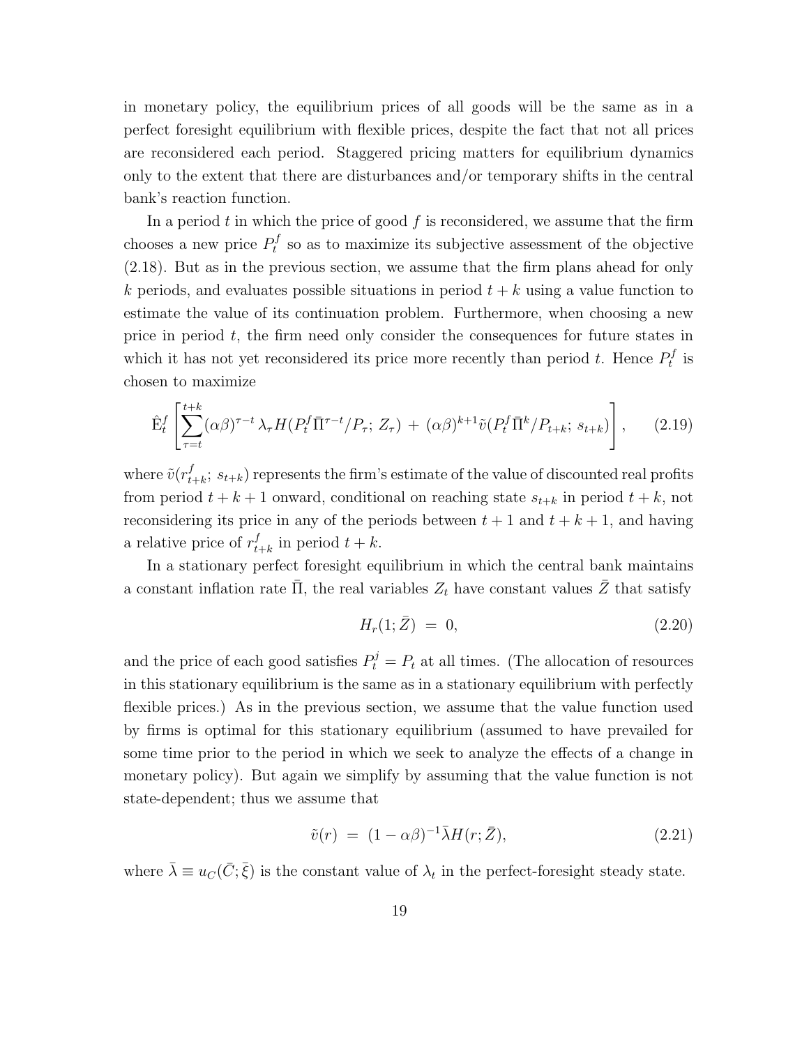in monetary policy, the equilibrium prices of all goods will be the same as in a perfect foresight equilibrium with flexible prices, despite the fact that not all prices are reconsidered each period. Staggered pricing matters for equilibrium dynamics only to the extent that there are disturbances and/or temporary shifts in the central bank's reaction function.

In a period $t$ in which the price of good $f$ is reconsidered, we assume that the firm chooses a new price $P_t^f$ so as to maximize its subjective assessment of the objective (2.18). But as in the previous section, we assume that the firm plans ahead for only $k$ periods, and evaluates possible situations in period $t+k$ using a value function to estimate the value of its continuation problem. Furthermore, when choosing a new price in period $t$, the firm need only consider the consequences for future states in which it has not yet reconsidered its price more recently than period $t$. Hence $P_t^f$ is chosen to maximize

$$\hat{\mathrm{E}}_t^f \left[ \sum_{\tau=t}^{t+k} (\alpha\beta)^{\tau-t} \lambda_\tau H(P_t^f \bar{\Pi}^{\tau-t}/P_\tau;\, Z_\tau) \,+\, (\alpha\beta)^{k+1} \tilde{v}(P_t^f \bar{\Pi}^k/P_{t+k};\, s_{t+k}) \right], \tag{2.19}$$

where $\tilde{v}(r_{t+k}^f;\, s_{t+k})$ represents the firm's estimate of the value of discounted real profits from period $t+k+1$ onward, conditional on reaching state $s_{t+k}$ in period $t+k$, not reconsidering its price in any of the periods between $t+1$ and $t+k+1$, and having a relative price of $r_{t+k}^f$ in period $t+k$.

In a stationary perfect foresight equilibrium in which the central bank maintains a constant inflation rate $\bar{\Pi}$, the real variables $Z_t$ have constant values $\bar{Z}$ that satisfy

$$H_r(1; \bar{Z}) \;=\; 0, \tag{2.20}$$

and the price of each good satisfies $P_t^j = P_t$ at all times. (The allocation of resources in this stationary equilibrium is the same as in a stationary equilibrium with perfectly flexible prices.) As in the previous section, we assume that the value function used by firms is optimal for this stationary equilibrium (assumed to have prevailed for some time prior to the period in which we seek to analyze the effects of a change in monetary policy). But again we simplify by assuming that the value function is not state-dependent; thus we assume that

$$\tilde{v}(r) \;=\; (1-\alpha\beta)^{-1} \bar{\lambda} H(r; \bar{Z}), \tag{2.21}$$

where $\bar{\lambda} \equiv u_C(\bar{C}; \bar{\xi})$ is the constant value of $\lambda_t$ in the perfect-foresight steady state.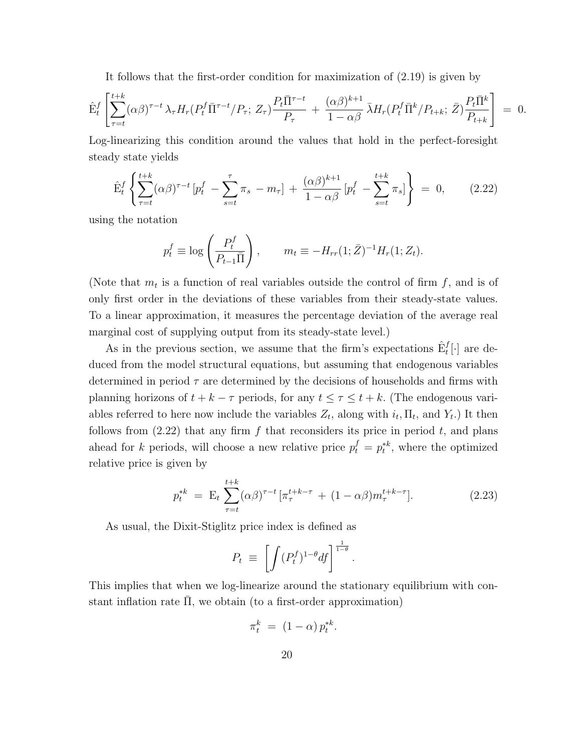It follows that the first-order condition for maximization of (2.19) is given by

$$\hat{\mathrm{E}}_t^f \left[ \sum_{\tau=t}^{t+k} (\alpha\beta)^{\tau-t} \, \lambda_\tau H_r(P_t^f \bar{\Pi}^{\tau-t}/P_\tau;\, Z_\tau) \frac{P_t \bar{\Pi}^{\tau-t}}{P_\tau} \;+\; \frac{(\alpha\beta)^{k+1}}{1-\alpha\beta} \, \bar{\lambda} H_r(P_t^f \bar{\Pi}^k/P_{t+k};\, \bar{Z}) \frac{P_t \bar{\Pi}^k}{P_{t+k}} \right] \;=\; 0.$$

Log-linearizing this condition around the values that hold in the perfect-foresight steady state yields

$$\hat{\mathrm{E}}_t^f \left\{ \sum_{\tau=t}^{t+k} (\alpha\beta)^{\tau-t} \left[ p_t^f \;-\; \sum_{s=t}^{\tau} \pi_s \;-\; m_\tau \right] \;+\; \frac{(\alpha\beta)^{k+1}}{1-\alpha\beta} \left[ p_t^f \;-\; \sum_{s=t}^{t+k} \pi_s \right] \right\} \;=\; 0, \tag{2.22}$$

using the notation

$$p_t^f \equiv \log\left( \frac{P_t^f}{P_{t-1}\bar{\Pi}} \right), \qquad m_t \equiv -H_{rr}(1; \bar{Z})^{-1} H_r(1; Z_t).$$

(Note that $m_t$ is a function of real variables outside the control of firm $f$, and is of only first order in the deviations of these variables from their steady-state values. To a linear approximation, it measures the percentage deviation of the average real marginal cost of supplying output from its steady-state level.)

As in the previous section, we assume that the firm's expectations $\hat{\mathrm{E}}_t^f[\cdot]$ are deduced from the model structural equations, but assuming that endogenous variables determined in period $\tau$ are determined by the decisions of households and firms with planning horizons of $t+k-\tau$ periods, for any $t \leq \tau \leq t+k$. (The endogenous variables referred to here now include the variables $Z_t$, along with $i_t, \Pi_t$, and $Y_t$.) It then follows from (2.22) that any firm $f$ that reconsiders its price in period $t$, and plans ahead for $k$ periods, will choose a new relative price $p_t^f = p_t^{*k}$, where the optimized relative price is given by

$$p_t^{*k} \;=\; \mathrm{E}_t \sum_{\tau=t}^{t+k} (\alpha\beta)^{\tau-t} \left[ \pi_\tau^{t+k-\tau} \;+\; (1-\alpha\beta) m_\tau^{t+k-\tau} \right]. \tag{2.23}$$

As usual, the Dixit-Stiglitz price index is defined as

$$P_t \;\equiv\; \left[ \int (P_t^f)^{1-\theta} df \right]^{\frac{1}{1-\theta}}.$$

This implies that when we log-linearize around the stationary equilibrium with constant inflation rate $\bar{\Pi}$, we obtain (to a first-order approximation)

$$\pi_t^k \;=\; (1-\alpha)\, p_t^{*k}.$$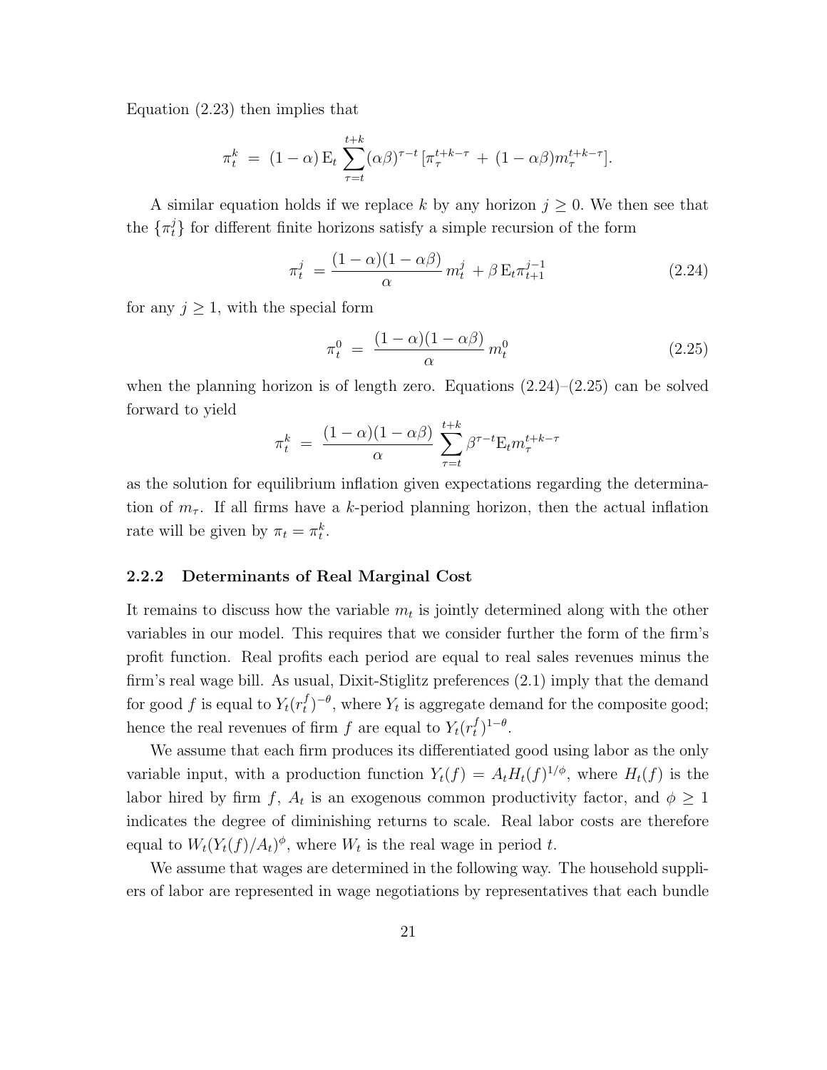Equation (2.23) then implies that

$$\pi_t^k \;=\; (1-\alpha)\,\mathrm{E}_t \sum_{\tau=t}^{t+k} (\alpha\beta)^{\tau-t}\,[\pi_\tau^{t+k-\tau} \;+\; (1-\alpha\beta) m_\tau^{t+k-\tau}].$$

A similar equation holds if we replace $k$ by any horizon $j \geq 0$. We then see that the $\{\pi_t^j\}$ for different finite horizons satisfy a simple recursion of the form

$$\pi_t^j \;=\; \frac{(1-\alpha)(1-\alpha\beta)}{\alpha}\, m_t^j \;+\; \beta\, \mathrm{E}_t \pi_{t+1}^{j-1} \tag{2.24}$$

for any $j \geq 1$, with the special form

$$\pi_t^0 \;=\; \frac{(1-\alpha)(1-\alpha\beta)}{\alpha}\, m_t^0 \tag{2.25}$$

when the planning horizon is of length zero. Equations (2.24)–(2.25) can be solved forward to yield

$$\pi_t^k \;=\; \frac{(1-\alpha)(1-\alpha\beta)}{\alpha} \sum_{\tau=t}^{t+k} \beta^{\tau-t} \mathrm{E}_t m_\tau^{t+k-\tau}$$

as the solution for equilibrium inflation given expectations regarding the determination of $m_\tau$. If all firms have a $k$-period planning horizon, then the actual inflation rate will be given by $\pi_t = \pi_t^k$.

### 2.2.2 Determinants of Real Marginal Cost

It remains to discuss how the variable $m_t$ is jointly determined along with the other variables in our model. This requires that we consider further the form of the firm's profit function. Real profits each period are equal to real sales revenues minus the firm's real wage bill. As usual, Dixit-Stiglitz preferences (2.1) imply that the demand for good $f$ is equal to $Y_t(r_t^f)^{-\theta}$, where $Y_t$ is aggregate demand for the composite good; hence the real revenues of firm $f$ are equal to $Y_t(r_t^f)^{1-\theta}$.

We assume that each firm produces its differentiated good using labor as the only variable input, with a production function $Y_t(f) = A_t H_t(f)^{1/\phi}$, where $H_t(f)$ is the labor hired by firm $f$, $A_t$ is an exogenous common productivity factor, and $\phi \geq 1$ indicates the degree of diminishing returns to scale. Real labor costs are therefore equal to $W_t(Y_t(f)/A_t)^\phi$, where $W_t$ is the real wage in period $t$.

We assume that wages are determined in the following way. The household suppliers of labor are represented in wage negotiations by representatives that each bundle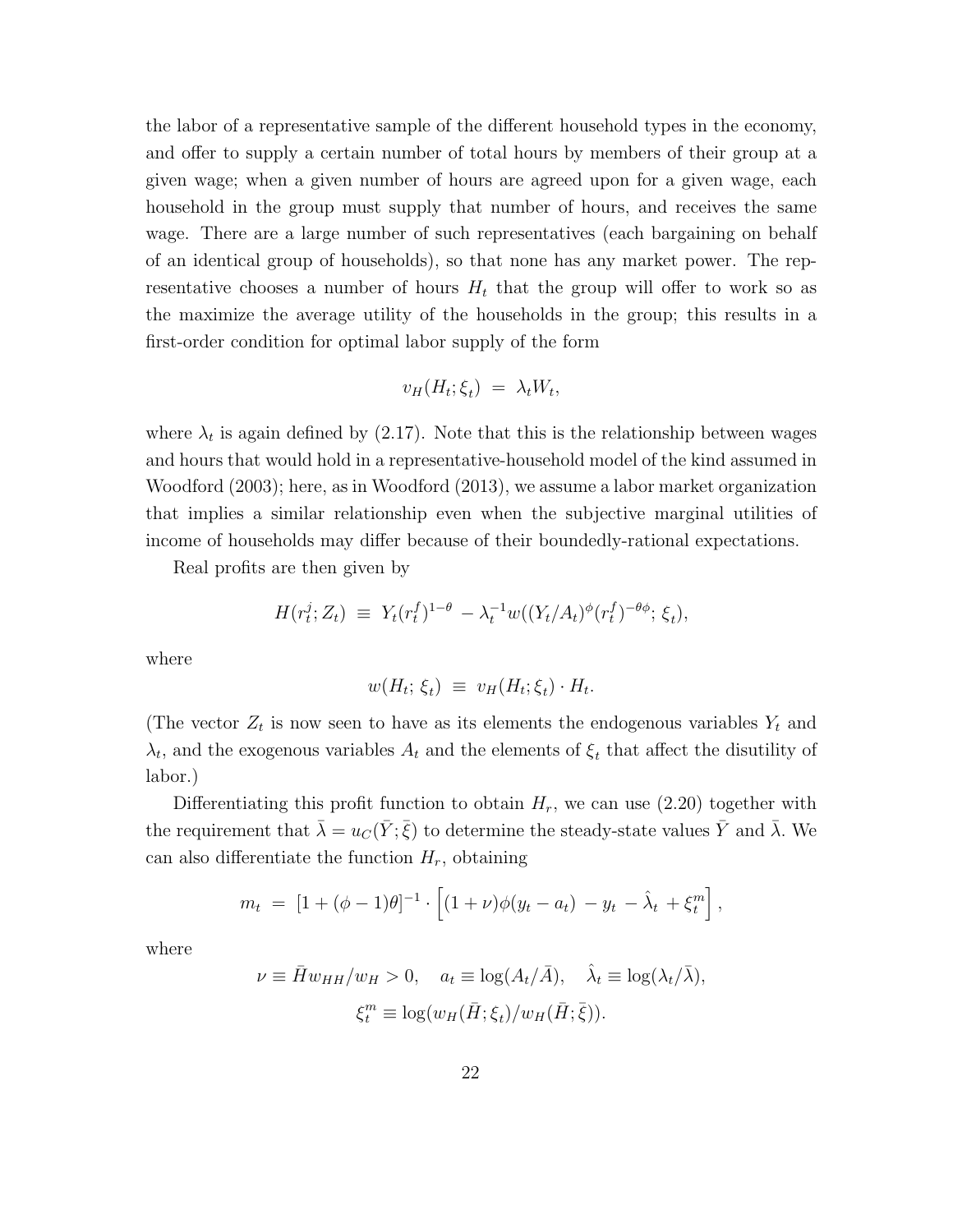the labor of a representative sample of the different household types in the economy, and offer to supply a certain number of total hours by members of their group at a given wage; when a given number of hours are agreed upon for a given wage, each household in the group must supply that number of hours, and receives the same wage. There are a large number of such representatives (each bargaining on behalf of an identical group of households), so that none has any market power. The representative chooses a number of hours $H_t$ that the group will offer to work so as the maximize the average utility of the households in the group; this results in a first-order condition for optimal labor supply of the form

$$v_H(H_t; \xi_t) \;=\; \lambda_t W_t,$$

where $\lambda_t$ is again defined by (2.17). Note that this is the relationship between wages and hours that would hold in a representative-household model of the kind assumed in Woodford (2003); here, as in Woodford (2013), we assume a labor market organization that implies a similar relationship even when the subjective marginal utilities of income of households may differ because of their boundedly-rational expectations.

Real profits are then given by

$$H(r_t^j; Z_t) \;\equiv\; Y_t (r_t^f)^{1-\theta} \;-\; \lambda_t^{-1} w((Y_t/A_t)^{\phi} (r_t^f)^{-\theta\phi};\, \xi_t),$$

where

$$w(H_t;\, \xi_t) \;\equiv\; v_H(H_t; \xi_t) \cdot H_t.$$

(The vector $Z_t$ is now seen to have as its elements the endogenous variables $Y_t$ and $\lambda_t$, and the exogenous variables $A_t$ and the elements of $\xi_t$ that affect the disutility of labor.)

Differentiating this profit function to obtain $H_r$, we can use (2.20) together with the requirement that $\bar{\lambda} = u_C(\bar{Y}; \bar{\xi})$ to determine the steady-state values $\bar{Y}$ and $\bar{\lambda}$. We can also differentiate the function $H_r$, obtaining

$$m_t \;=\; [1 + (\phi - 1)\theta]^{-1} \cdot \left[ (1+\nu)\phi(y_t - a_t) \;-\; y_t \;-\; \hat{\lambda}_t \;+ \xi_t^m \right],$$

where

$$\nu \equiv \bar{H} w_{HH}/w_H > 0, \quad a_t \equiv \log(A_t/\bar{A}), \quad \hat{\lambda}_t \equiv \log(\lambda_t/\bar{\lambda}),$$
$$\xi_t^m \equiv \log(w_H(\bar{H}; \xi_t)/w_H(\bar{H}; \bar{\xi})).$$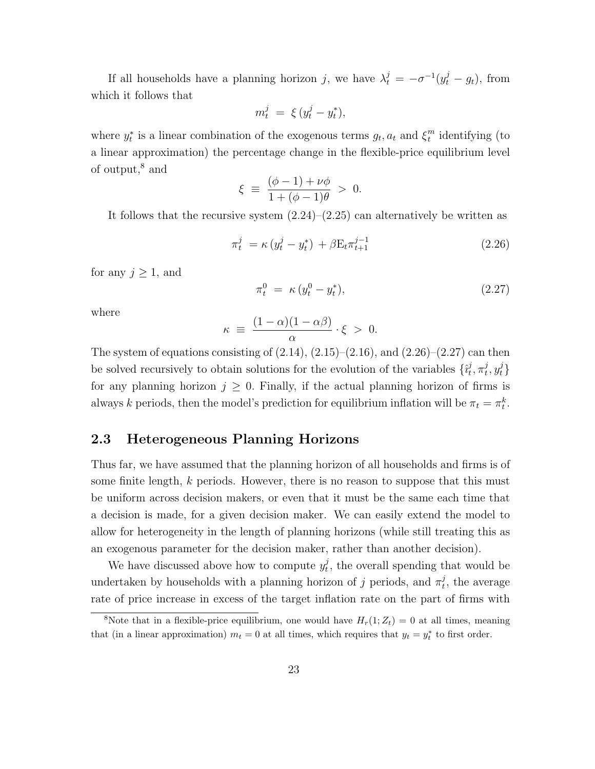If all households have a planning horizon $j$, we have $\lambda_t^j = -\sigma^{-1}(y_t^j - g_t)$, from which it follows that

$$m_t^j = \xi \, (y_t^j - y_t^*),$$

where $y_t^*$ is a linear combination of the exogenous terms $g_t, a_t$ and $\xi_t^m$ identifying (to a linear approximation) the percentage change in the flexible-price equilibrium level of output,[8] and

$$\xi \equiv \frac{(\phi - 1) + \nu\phi}{1 + (\phi - 1)\theta} > 0.$$

It follows that the recursive system (2.24)–(2.25) can alternatively be written as

$$\pi_t^j = \kappa \, (y_t^j - y_t^*) + \beta \mathrm{E}_t \pi_{t+1}^{j-1} \tag{2.26}$$

for any $j \geq 1$, and

$$\pi_t^0 = \kappa \, (y_t^0 - y_t^*), \tag{2.27}$$

where

$$\kappa \equiv \frac{(1-\alpha)(1-\alpha\beta)}{\alpha} \cdot \xi > 0.$$

The system of equations consisting of (2.14), (2.15)–(2.16), and (2.26)–(2.27) can then be solved recursively to obtain solutions for the evolution of the variables $\{i_t^j, \pi_t^j, y_t^j\}$ for any planning horizon $j \geq 0$. Finally, if the actual planning horizon of firms is always $k$ periods, then the model's prediction for equilibrium inflation will be $\pi_t = \pi_t^k$.

## 2.3 Heterogeneous Planning Horizons

Thus far, we have assumed that the planning horizon of all households and firms is of some finite length, $k$ periods. However, there is no reason to suppose that this must be uniform across decision makers, or even that it must be the same each time that a decision is made, for a given decision maker. We can easily extend the model to allow for heterogeneity in the length of planning horizons (while still treating this as an exogenous parameter for the decision maker, rather than another decision).

We have discussed above how to compute $y_t^j$, the overall spending that would be undertaken by households with a planning horizon of $j$ periods, and $\pi_t^j$, the average rate of price increase in excess of the target inflation rate on the part of firms with

[8] Note that in a flexible-price equilibrium, one would have $H_r(1; Z_t) = 0$ at all times, meaning that (in a linear approximation) $m_t = 0$ at all times, which requires that $y_t = y_t^*$ to first order.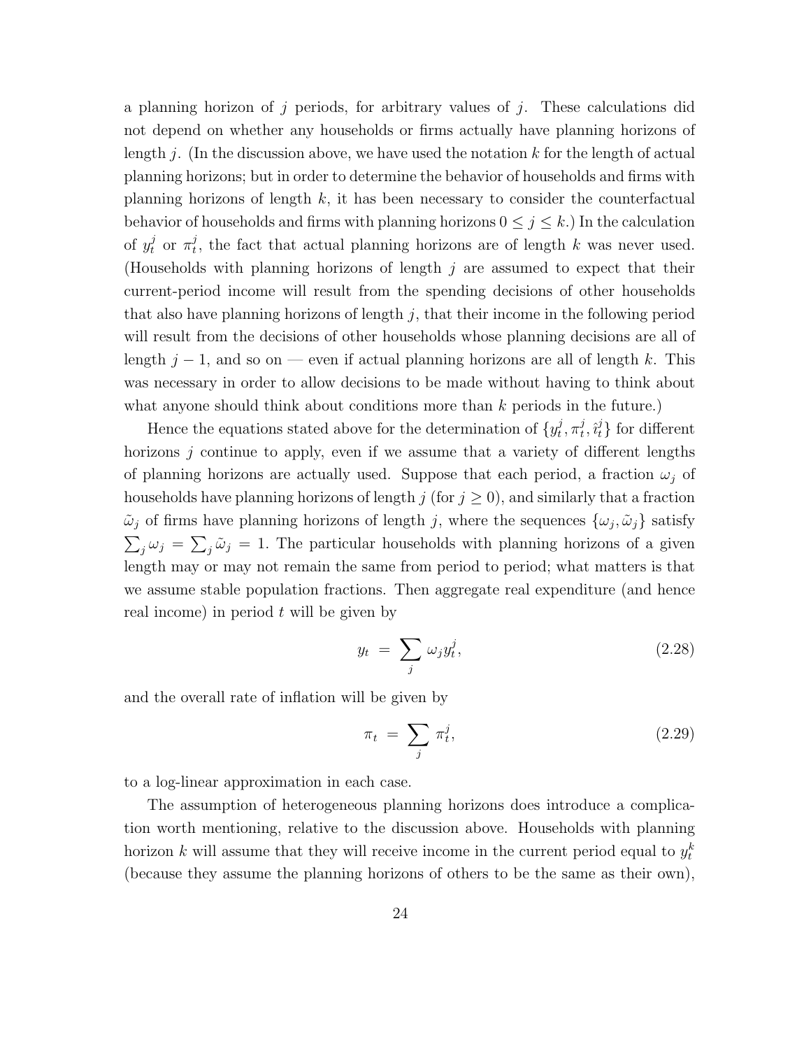a planning horizon of $j$ periods, for arbitrary values of $j$. These calculations did not depend on whether any households or firms actually have planning horizons of length $j$. (In the discussion above, we have used the notation $k$ for the length of actual planning horizons; but in order to determine the behavior of households and firms with planning horizons of length $k$, it has been necessary to consider the counterfactual behavior of households and firms with planning horizons $0 \leq j \leq k$.) In the calculation of $y_t^j$ or $\pi_t^j$, the fact that actual planning horizons are of length $k$ was never used. (Households with planning horizons of length $j$ are assumed to expect that their current-period income will result from the spending decisions of other households that also have planning horizons of length $j$, that their income in the following period will result from the decisions of other households whose planning decisions are all of length $j - 1$, and so on — even if actual planning horizons are all of length $k$. This was necessary in order to allow decisions to be made without having to think about what anyone should think about conditions more than $k$ periods in the future.)

Hence the equations stated above for the determination of $\{y_t^j, \pi_t^j, \hat{\imath}_t^j\}$ for different horizons $j$ continue to apply, even if we assume that a variety of different lengths of planning horizons are actually used. Suppose that each period, a fraction $\omega_j$ of households have planning horizons of length $j$ (for $j \geq 0$), and similarly that a fraction $\tilde{\omega}_j$ of firms have planning horizons of length $j$, where the sequences $\{\omega_j, \tilde{\omega}_j\}$ satisfy $\sum_j \omega_j = \sum_j \tilde{\omega}_j = 1$. The particular households with planning horizons of a given length may or may not remain the same from period to period; what matters is that we assume stable population fractions. Then aggregate real expenditure (and hence real income) in period $t$ will be given by

$$y_t \;=\; \sum_j \omega_j y_t^j, \tag{2.28}$$

and the overall rate of inflation will be given by

$$\pi_t \;=\; \sum_j \pi_t^j, \tag{2.29}$$

to a log-linear approximation in each case.

The assumption of heterogeneous planning horizons does introduce a complication worth mentioning, relative to the discussion above. Households with planning horizon $k$ will assume that they will receive income in the current period equal to $y_t^k$ (because they assume the planning horizons of others to be the same as their own),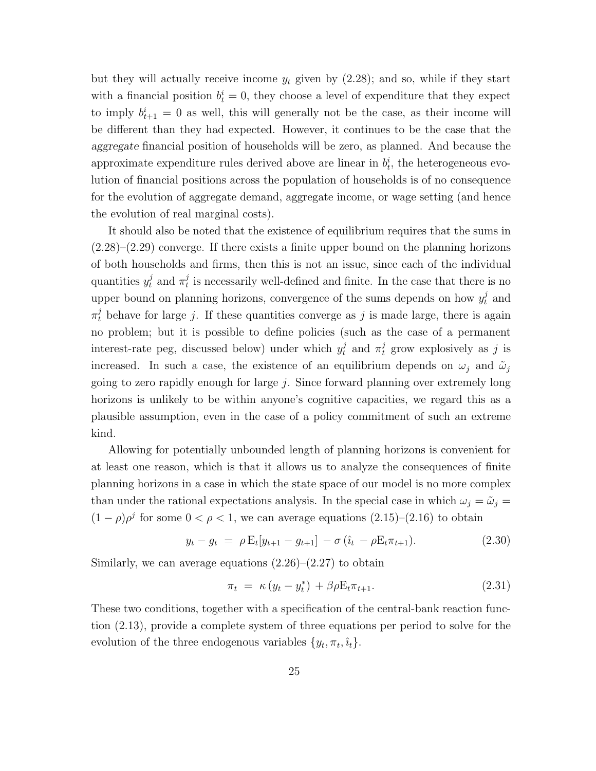but they will actually receive income $y_t$ given by (2.28); and so, while if they start with a financial position $b_t^i = 0$, they choose a level of expenditure that they expect to imply $b_{t+1}^i = 0$ as well, this will generally not be the case, as their income will be different than they had expected. However, it continues to be the case that the *aggregate* financial position of households will be zero, as planned. And because the approximate expenditure rules derived above are linear in $b_t^i$, the heterogeneous evolution of financial positions across the population of households is of no consequence for the evolution of aggregate demand, aggregate income, or wage setting (and hence the evolution of real marginal costs).

It should also be noted that the existence of equilibrium requires that the sums in (2.28)–(2.29) converge. If there exists a finite upper bound on the planning horizons of both households and firms, then this is not an issue, since each of the individual quantities $y_t^j$ and $\pi_t^j$ is necessarily well-defined and finite. In the case that there is no upper bound on planning horizons, convergence of the sums depends on how $y_t^j$ and $\pi_t^j$ behave for large $j$. If these quantities converge as $j$ is made large, there is again no problem; but it is possible to define policies (such as the case of a permanent interest-rate peg, discussed below) under which $y_t^j$ and $\pi_t^j$ grow explosively as $j$ is increased. In such a case, the existence of an equilibrium depends on $\omega_j$ and $\tilde{\omega}_j$ going to zero rapidly enough for large $j$. Since forward planning over extremely long horizons is unlikely to be within anyone's cognitive capacities, we regard this as a plausible assumption, even in the case of a policy commitment of such an extreme kind.

Allowing for potentially unbounded length of planning horizons is convenient for at least one reason, which is that it allows us to analyze the consequences of finite planning horizons in a case in which the state space of our model is no more complex than under the rational expectations analysis. In the special case in which $\omega_j = \tilde{\omega}_j = (1-\rho)\rho^j$ for some $0 < \rho < 1$, we can average equations (2.15)–(2.16) to obtain

$$y_t - g_t \;=\; \rho\, \mathrm{E}_t[y_{t+1} - g_{t+1}] \,-\, \sigma\,(\hat{\imath}_t \,-\, \rho \mathrm{E}_t \pi_{t+1}). \tag{2.30}$$

Similarly, we can average equations (2.26)–(2.27) to obtain

$$\pi_t \;=\; \kappa\,(y_t - y_t^*) \,+\, \beta\rho \mathrm{E}_t \pi_{t+1}. \tag{2.31}$$

These two conditions, together with a specification of the central-bank reaction function (2.13), provide a complete system of three equations per period to solve for the evolution of the three endogenous variables $\{y_t, \pi_t, \hat{\imath}_t\}$.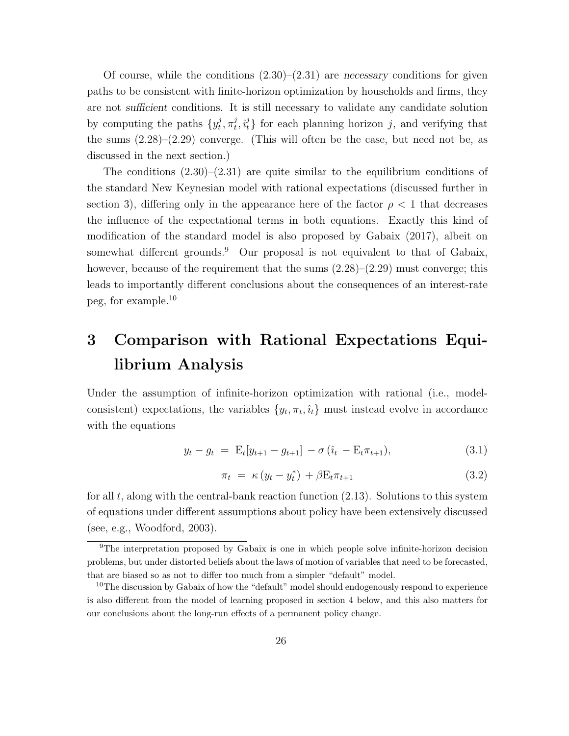Of course, while the conditions (2.30)–(2.31) are *necessary* conditions for given paths to be consistent with finite-horizon optimization by households and firms, they are not *sufficient* conditions. It is still necessary to validate any candidate solution by computing the paths $\{y_t^j, \pi_t^j, \hat{\imath}_t^j\}$ for each planning horizon $j$, and verifying that the sums (2.28)–(2.29) converge. (This will often be the case, but need not be, as discussed in the next section.)

The conditions (2.30)–(2.31) are quite similar to the equilibrium conditions of the standard New Keynesian model with rational expectations (discussed further in section 3), differing only in the appearance here of the factor $\rho < 1$ that decreases the influence of the expectational terms in both equations. Exactly this kind of modification of the standard model is also proposed by Gabaix (2017), albeit on somewhat different grounds.[9] Our proposal is not equivalent to that of Gabaix, however, because of the requirement that the sums (2.28)–(2.29) must converge; this leads to importantly different conclusions about the consequences of an interest-rate peg, for example.[10]

# 3 Comparison with Rational Expectations Equilibrium Analysis

Under the assumption of infinite-horizon optimization with rational (i.e., model-consistent) expectations, the variables $\{y_t, \pi_t, \hat{\imath}_t\}$ must instead evolve in accordance with the equations

$$y_t - g_t \;=\; \mathrm{E}_t[y_{t+1} - g_{t+1}] - \sigma\,(\hat{\imath}_t - \mathrm{E}_t\pi_{t+1}), \tag{3.1}$$

$$\pi_t \;=\; \kappa\,(y_t - y_t^*) + \beta \mathrm{E}_t\pi_{t+1} \tag{3.2}$$

for all $t$, along with the central-bank reaction function (2.13). Solutions to this system of equations under different assumptions about policy have been extensively discussed (see, e.g., Woodford, 2003).

[9] The interpretation proposed by Gabaix is one in which people solve infinite-horizon decision problems, but under distorted beliefs about the laws of motion of variables that need to be forecasted, that are biased so as not to differ too much from a simpler "default" model.

[10] The discussion by Gabaix of how the "default" model should endogenously respond to experience is also different from the model of learning proposed in section 4 below, and this also matters for our conclusions about the long-run effects of a permanent policy change.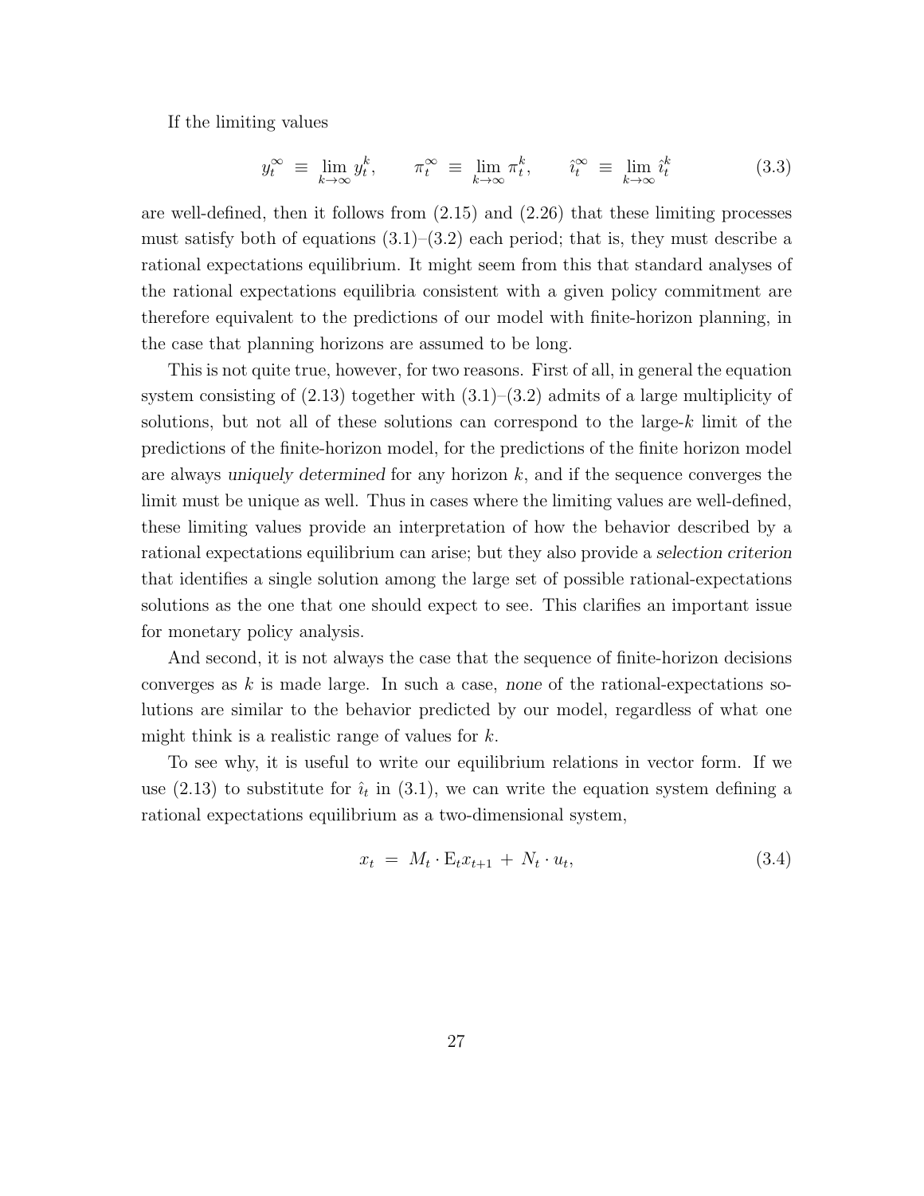If the limiting values

$$
y_t^\infty \;\equiv\; \lim_{k\to\infty} y_t^k, \qquad \pi_t^\infty \;\equiv\; \lim_{k\to\infty} \pi_t^k, \qquad \hat{\imath}_t^\infty \;\equiv\; \lim_{k\to\infty} \hat{\imath}_t^k \tag{3.3}
$$

are well-defined, then it follows from (2.15) and (2.26) that these limiting processes must satisfy both of equations (3.1)–(3.2) each period; that is, they must describe a rational expectations equilibrium. It might seem from this that standard analyses of the rational expectations equilibria consistent with a given policy commitment are therefore equivalent to the predictions of our model with finite-horizon planning, in the case that planning horizons are assumed to be long.

This is not quite true, however, for two reasons. First of all, in general the equation system consisting of (2.13) together with (3.1)–(3.2) admits of a large multiplicity of solutions, but not all of these solutions can correspond to the large-$k$ limit of the predictions of the finite-horizon model, for the predictions of the finite horizon model are always *uniquely determined* for any horizon $k$, and if the sequence converges the limit must be unique as well. Thus in cases where the limiting values are well-defined, these limiting values provide an interpretation of how the behavior described by a rational expectations equilibrium can arise; but they also provide a *selection criterion* that identifies a single solution among the large set of possible rational-expectations solutions as the one that one should expect to see. This clarifies an important issue for monetary policy analysis.

And second, it is not always the case that the sequence of finite-horizon decisions converges as $k$ is made large. In such a case, *none* of the rational-expectations solutions are similar to the behavior predicted by our model, regardless of what one might think is a realistic range of values for $k$.

To see why, it is useful to write our equilibrium relations in vector form. If we use (2.13) to substitute for $\hat{\imath}_t$ in (3.1), we can write the equation system defining a rational expectations equilibrium as a two-dimensional system,

$$
x_t \;=\; M_t \cdot \mathrm{E}_t x_{t+1} \;+\; N_t \cdot u_t, \tag{3.4}
$$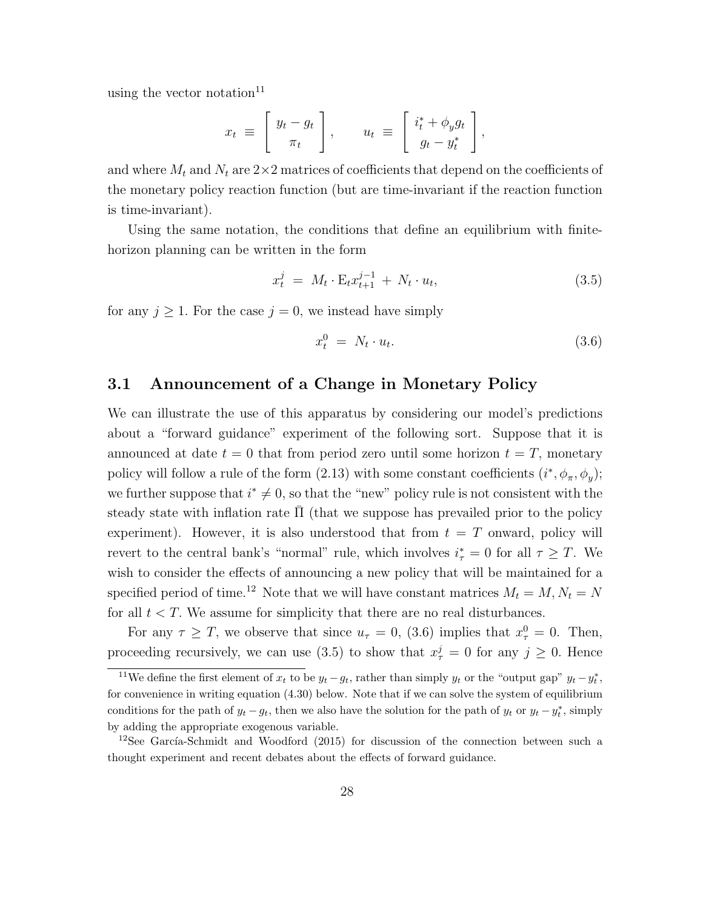using the vector notation[11]

$$x_t \equiv \begin{bmatrix} y_t - g_t \\ \pi_t \end{bmatrix}, \qquad u_t \equiv \begin{bmatrix} i_t^* + \phi_y g_t \\ g_t - y_t^* \end{bmatrix},$$

and where $M_t$ and $N_t$ are $2\times 2$ matrices of coefficients that depend on the coefficients of the monetary policy reaction function (but are time-invariant if the reaction function is time-invariant).

Using the same notation, the conditions that define an equilibrium with finite-horizon planning can be written in the form

$$x_t^j = M_t \cdot \mathrm{E}_t x_{t+1}^{j-1} + N_t \cdot u_t, \tag{3.5}$$

for any $j \geq 1$. For the case $j = 0$, we instead have simply

$$x_t^0 = N_t \cdot u_t. \tag{3.6}$$

## 3.1 Announcement of a Change in Monetary Policy

We can illustrate the use of this apparatus by considering our model's predictions about a "forward guidance" experiment of the following sort. Suppose that it is announced at date $t = 0$ that from period zero until some horizon $t = T$, monetary policy will follow a rule of the form (2.13) with some constant coefficients $(i^*, \phi_\pi, \phi_y)$; we further suppose that $i^* \neq 0$, so that the "new" policy rule is not consistent with the steady state with inflation rate $\bar{\Pi}$ (that we suppose has prevailed prior to the policy experiment). However, it is also understood that from $t = T$ onward, policy will revert to the central bank's "normal" rule, which involves $i_\tau^* = 0$ for all $\tau \geq T$. We wish to consider the effects of announcing a new policy that will be maintained for a specified period of time.[12] Note that we will have constant matrices $M_t = M, N_t = N$ for all $t < T$. We assume for simplicity that there are no real disturbances.

For any $\tau \geq T$, we observe that since $u_\tau = 0$, (3.6) implies that $x_\tau^0 = 0$. Then, proceeding recursively, we can use (3.5) to show that $x_\tau^j = 0$ for any $j \geq 0$. Hence

[11] We define the first element of $x_t$ to be $y_t - g_t$, rather than simply $y_t$ or the "output gap" $y_t - y_t^*$, for convenience in writing equation (4.30) below. Note that if we can solve the system of equilibrium conditions for the path of $y_t - g_t$, then we also have the solution for the path of $y_t$ or $y_t - y_t^*$, simply by adding the appropriate exogenous variable.

[12] See García-Schmidt and Woodford (2015) for discussion of the connection between such a thought experiment and recent debates about the effects of forward guidance.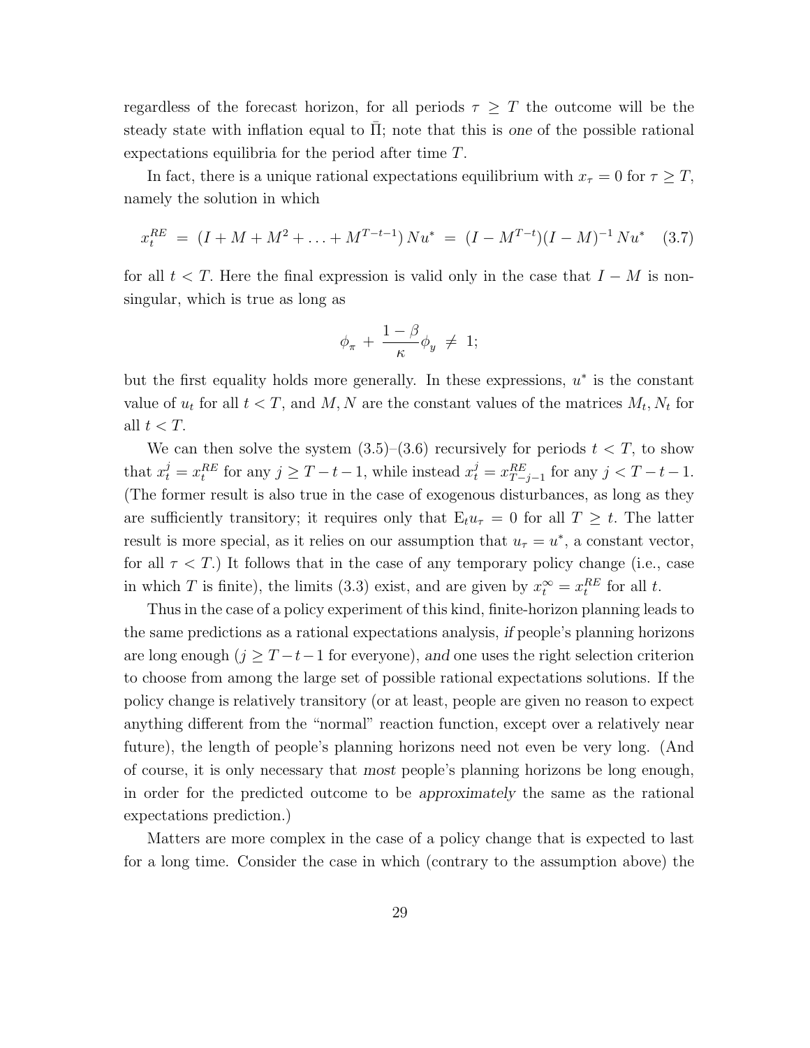regardless of the forecast horizon, for all periods $\tau \geq T$ the outcome will be the steady state with inflation equal to $\bar{\Pi}$; note that this is *one* of the possible rational expectations equilibria for the period after time $T$.

In fact, there is a unique rational expectations equilibrium with $x_\tau = 0$ for $\tau \geq T$, namely the solution in which

$$x_t^{RE} \;=\; (I + M + M^2 + \ldots + M^{T-t-1})\, Nu^* \;=\; (I - M^{T-t})(I-M)^{-1}\, Nu^* \quad (3.7)$$

for all $t < T$. Here the final expression is valid only in the case that $I - M$ is non-singular, which is true as long as

$$\phi_\pi \,+\, \frac{1-\beta}{\kappa}\phi_y \;\neq\; 1;$$

but the first equality holds more generally. In these expressions, $u^*$ is the constant value of $u_t$ for all $t < T$, and $M, N$ are the constant values of the matrices $M_t, N_t$ for all $t < T$.

We can then solve the system (3.5)–(3.6) recursively for periods $t < T$, to show that $x_t^j = x_t^{RE}$ for any $j \geq T - t - 1$, while instead $x_t^j = x_{T-j-1}^{RE}$ for any $j < T - t - 1$. (The former result is also true in the case of exogenous disturbances, as long as they are sufficiently transitory; it requires only that $\mathrm{E}_t u_\tau = 0$ for all $T \geq t$. The latter result is more special, as it relies on our assumption that $u_\tau = u^*$, a constant vector, for all $\tau < T$.) It follows that in the case of any temporary policy change (i.e., case in which $T$ is finite), the limits (3.3) exist, and are given by $x_t^\infty = x_t^{RE}$ for all $t$.

Thus in the case of a policy experiment of this kind, finite-horizon planning leads to the same predictions as a rational expectations analysis, *if* people's planning horizons are long enough ($j \geq T-t-1$ for everyone), *and* one uses the right selection criterion to choose from among the large set of possible rational expectations solutions. If the policy change is relatively transitory (or at least, people are given no reason to expect anything different from the "normal" reaction function, except over a relatively near future), the length of people's planning horizons need not even be very long. (And of course, it is only necessary that *most* people's planning horizons be long enough, in order for the predicted outcome to be *approximately* the same as the rational expectations prediction.)

Matters are more complex in the case of a policy change that is expected to last for a long time. Consider the case in which (contrary to the assumption above) the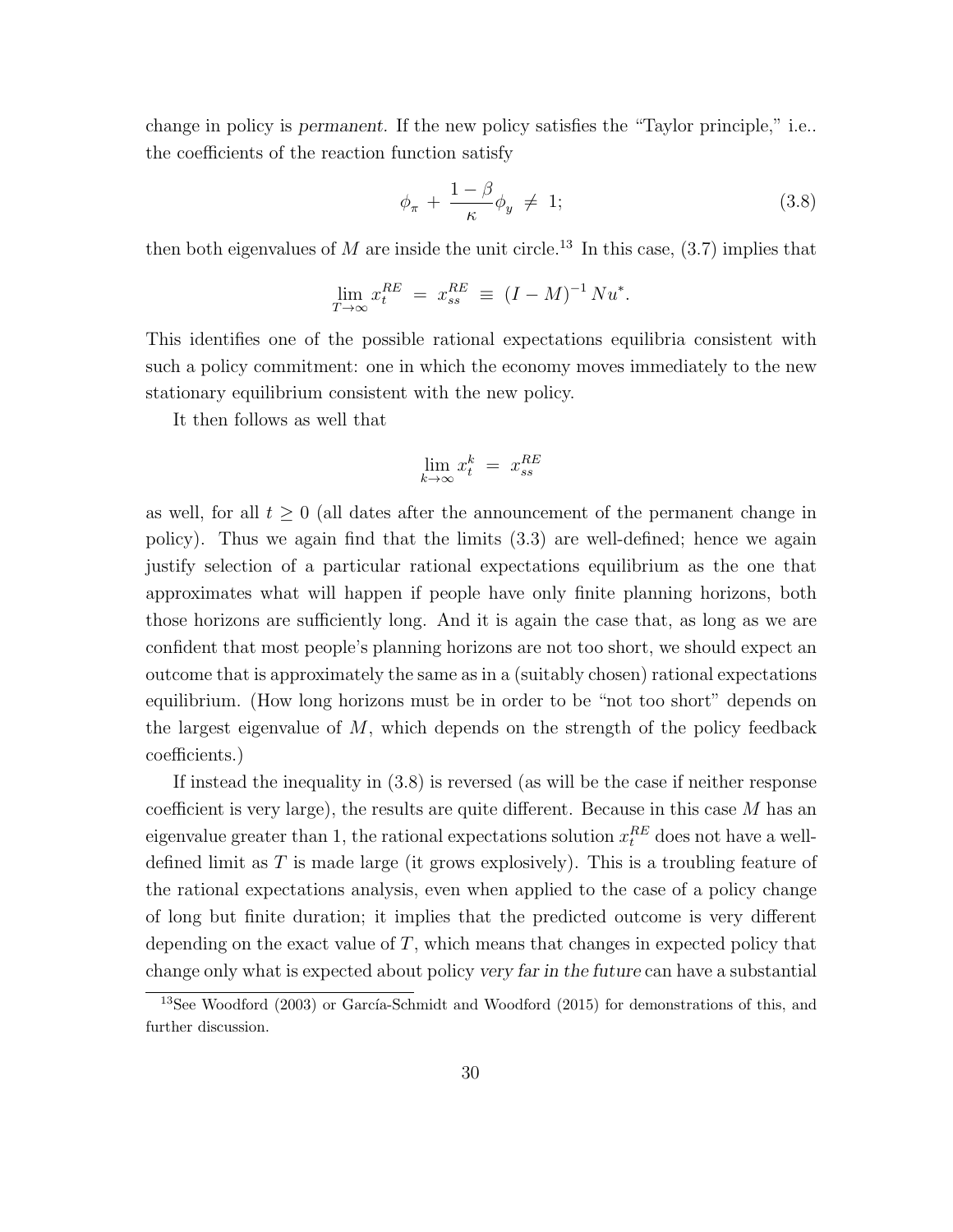change in policy is *permanent.* If the new policy satisfies the "Taylor principle," i.e.. the coefficients of the reaction function satisfy

$$\phi_\pi + \frac{1-\beta}{\kappa}\phi_y \neq 1; \tag{3.8}$$

then both eigenvalues of $M$ are inside the unit circle.[13] In this case, (3.7) implies that

$$\lim_{T\to\infty} x_t^{RE} = x_{ss}^{RE} \equiv (I-M)^{-1} N u^*.$$

This identifies one of the possible rational expectations equilibria consistent with such a policy commitment: one in which the economy moves immediately to the new stationary equilibrium consistent with the new policy.

It then follows as well that

$$\lim_{k\to\infty} x_t^k = x_{ss}^{RE}$$

as well, for all $t \geq 0$ (all dates after the announcement of the permanent change in policy). Thus we again find that the limits (3.3) are well-defined; hence we again justify selection of a particular rational expectations equilibrium as the one that approximates what will happen if people have only finite planning horizons, both those horizons are sufficiently long. And it is again the case that, as long as we are confident that most people's planning horizons are not too short, we should expect an outcome that is approximately the same as in a (suitably chosen) rational expectations equilibrium. (How long horizons must be in order to be "not too short" depends on the largest eigenvalue of $M$, which depends on the strength of the policy feedback coefficients.)

If instead the inequality in (3.8) is reversed (as will be the case if neither response coefficient is very large), the results are quite different. Because in this case $M$ has an eigenvalue greater than 1, the rational expectations solution $x_t^{RE}$ does not have a well-defined limit as $T$ is made large (it grows explosively). This is a troubling feature of the rational expectations analysis, even when applied to the case of a policy change of long but finite duration; it implies that the predicted outcome is very different depending on the exact value of $T$, which means that changes in expected policy that change only what is expected about policy *very far in the future* can have a substantial

[13] See Woodford (2003) or García-Schmidt and Woodford (2015) for demonstrations of this, and further discussion.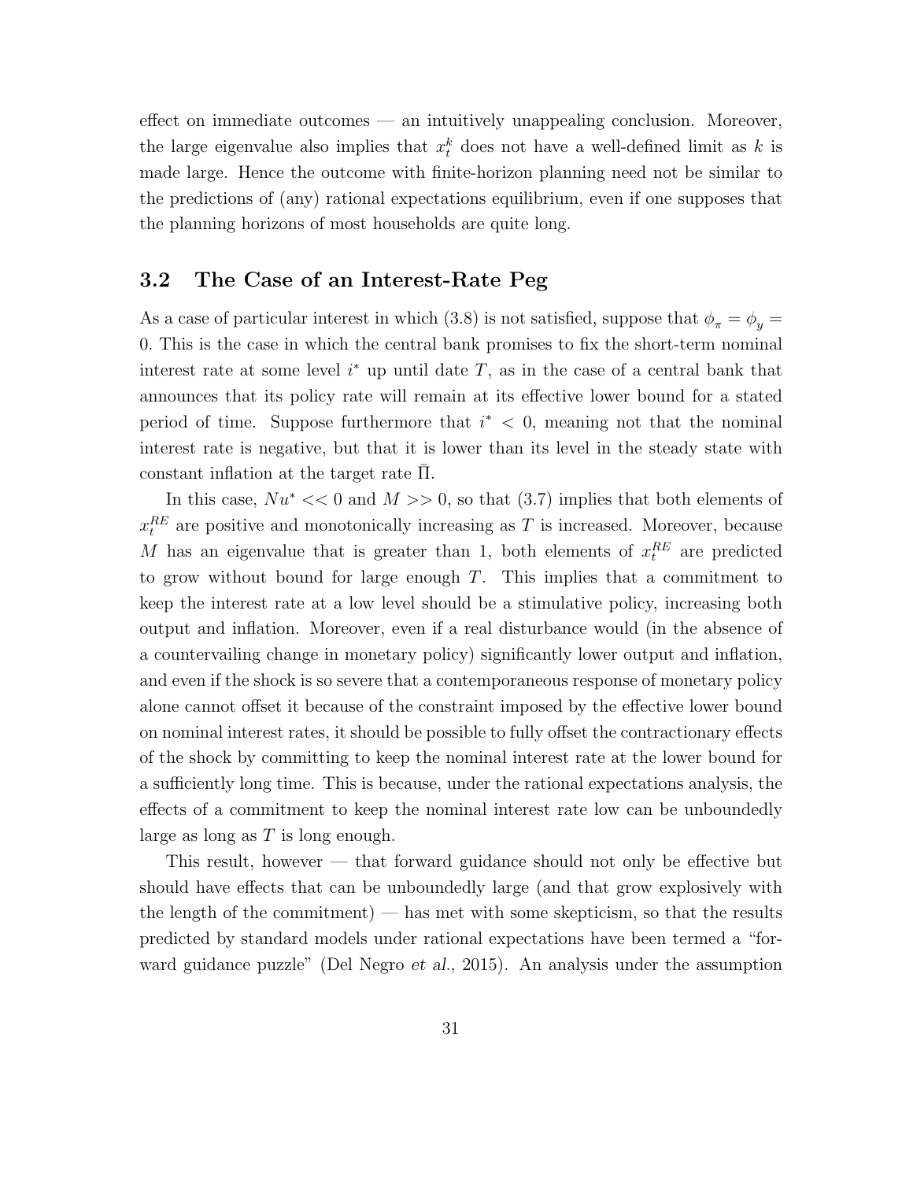effect on immediate outcomes — an intuitively unappealing conclusion. Moreover, the large eigenvalue also implies that $x_t^k$ does not have a well-defined limit as $k$ is made large. Hence the outcome with finite-horizon planning need not be similar to the predictions of (any) rational expectations equilibrium, even if one supposes that the planning horizons of most households are quite long.

## 3.2 The Case of an Interest-Rate Peg

As a case of particular interest in which (3.8) is not satisfied, suppose that $\phi_\pi = \phi_y = 0$. This is the case in which the central bank promises to fix the short-term nominal interest rate at some level $i^*$ up until date $T$, as in the case of a central bank that announces that its policy rate will remain at its effective lower bound for a stated period of time. Suppose furthermore that $i^* < 0$, meaning not that the nominal interest rate is negative, but that it is lower than its level in the steady state with constant inflation at the target rate $\bar{\Pi}$.

In this case, $Nu^* << 0$ and $M >> 0$, so that (3.7) implies that both elements of $x_t^{RE}$ are positive and monotonically increasing as $T$ is increased. Moreover, because $M$ has an eigenvalue that is greater than 1, both elements of $x_t^{RE}$ are predicted to grow without bound for large enough $T$. This implies that a commitment to keep the interest rate at a low level should be a stimulative policy, increasing both output and inflation. Moreover, even if a real disturbance would (in the absence of a countervailing change in monetary policy) significantly lower output and inflation, and even if the shock is so severe that a contemporaneous response of monetary policy alone cannot offset it because of the constraint imposed by the effective lower bound on nominal interest rates, it should be possible to fully offset the contractionary effects of the shock by committing to keep the nominal interest rate at the lower bound for a sufficiently long time. This is because, under the rational expectations analysis, the effects of a commitment to keep the nominal interest rate low can be unboundedly large as long as $T$ is long enough.

This result, however — that forward guidance should not only be effective but should have effects that can be unboundedly large (and that grow explosively with the length of the commitment) — has met with some skepticism, so that the results predicted by standard models under rational expectations have been termed a "forward guidance puzzle" (Del Negro *et al.*, 2015). An analysis under the assumption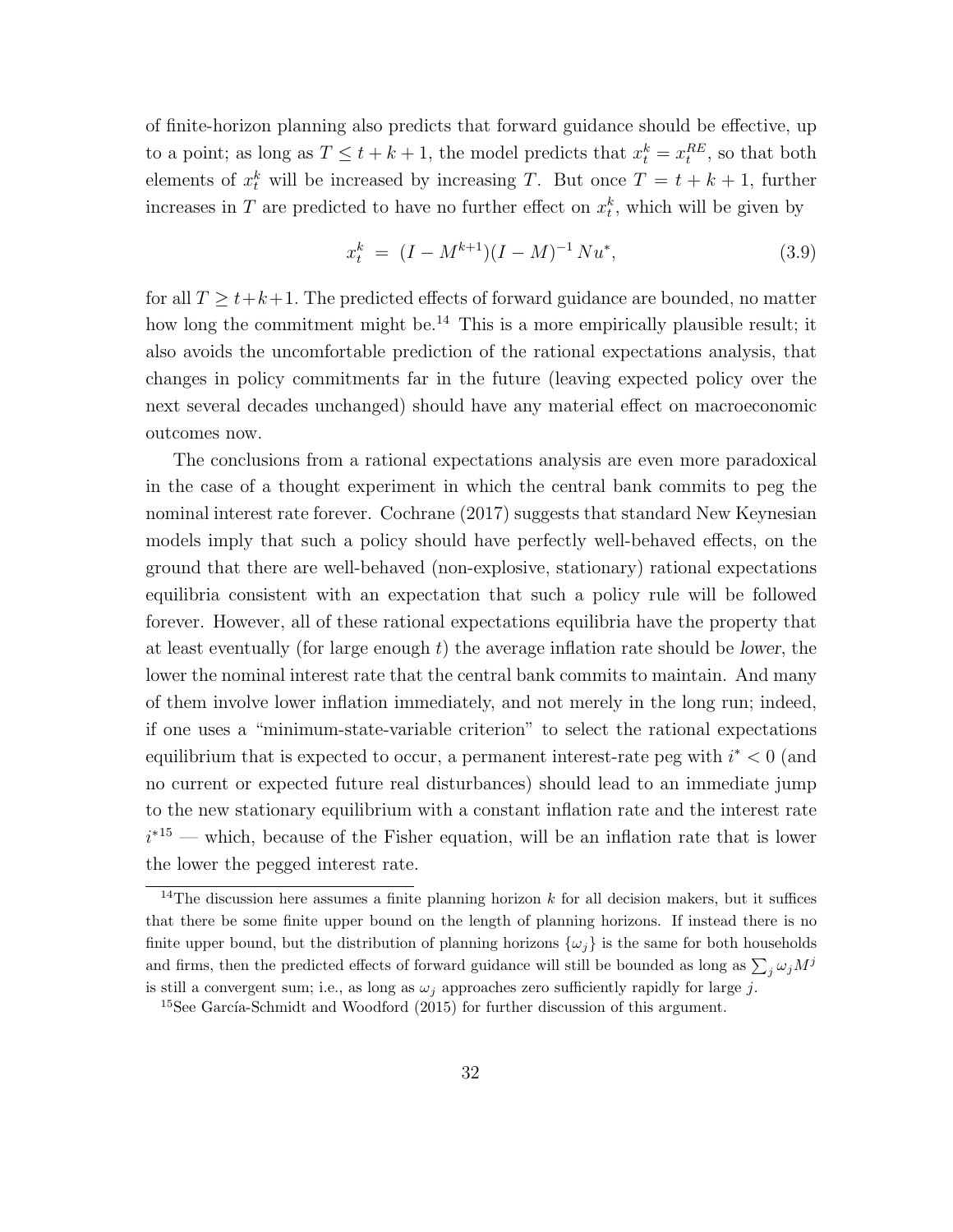of finite-horizon planning also predicts that forward guidance should be effective, up to a point; as long as $T \leq t+k+1$, the model predicts that $x_t^k = x_t^{RE}$, so that both elements of $x_t^k$ will be increased by increasing $T$. But once $T = t+k+1$, further increases in $T$ are predicted to have no further effect on $x_t^k$, which will be given by

$$x_t^k \;=\; (I - M^{k+1})(I-M)^{-1}\, N u^*, \tag{3.9}$$

for all $T \geq t+k+1$. The predicted effects of forward guidance are bounded, no matter how long the commitment might be.[14] This is a more empirically plausible result; it also avoids the uncomfortable prediction of the rational expectations analysis, that changes in policy commitments far in the future (leaving expected policy over the next several decades unchanged) should have any material effect on macroeconomic outcomes now.

The conclusions from a rational expectations analysis are even more paradoxical in the case of a thought experiment in which the central bank commits to peg the nominal interest rate forever. Cochrane (2017) suggests that standard New Keynesian models imply that such a policy should have perfectly well-behaved effects, on the ground that there are well-behaved (non-explosive, stationary) rational expectations equilibria consistent with an expectation that such a policy rule will be followed forever. However, all of these rational expectations equilibria have the property that at least eventually (for large enough $t$) the average inflation rate should be *lower*, the lower the nominal interest rate that the central bank commits to maintain. And many of them involve lower inflation immediately, and not merely in the long run; indeed, if one uses a "minimum-state-variable criterion" to select the rational expectations equilibrium that is expected to occur, a permanent interest-rate peg with $i^* < 0$ (and no current or expected future real disturbances) should lead to an immediate jump to the new stationary equilibrium with a constant inflation rate and the interest rate $i^*$[15] — which, because of the Fisher equation, will be an inflation rate that is lower the lower the pegged interest rate.

[14] The discussion here assumes a finite planning horizon $k$ for all decision makers, but it suffices that there be some finite upper bound on the length of planning horizons. If instead there is no finite upper bound, but the distribution of planning horizons $\{\omega_j\}$ is the same for both households and firms, then the predicted effects of forward guidance will still be bounded as long as $\sum_j \omega_j M^j$ is still a convergent sum; i.e., as long as $\omega_j$ approaches zero sufficiently rapidly for large $j$.

[15] See García-Schmidt and Woodford (2015) for further discussion of this argument.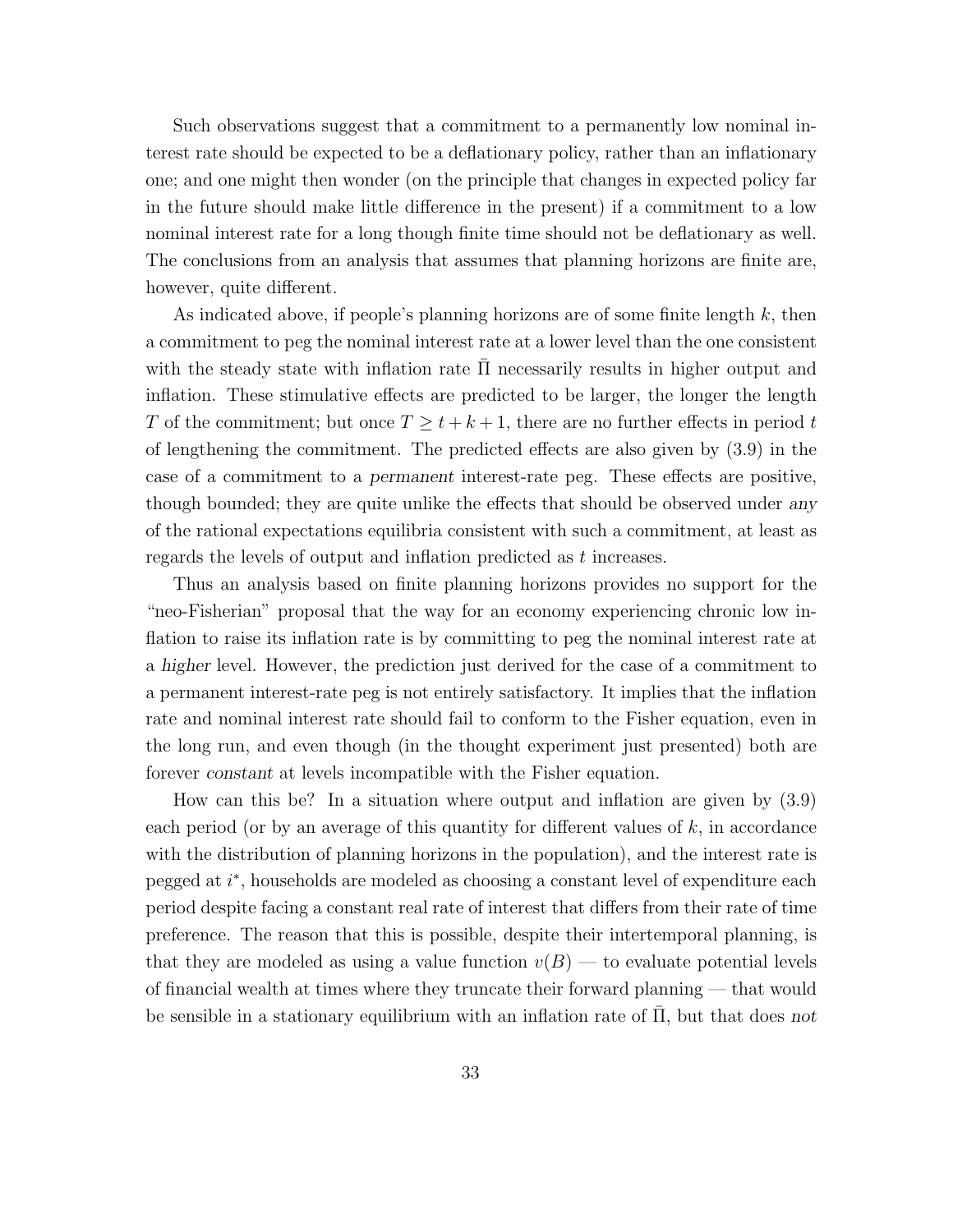Such observations suggest that a commitment to a permanently low nominal interest rate should be expected to be a deflationary policy, rather than an inflationary one; and one might then wonder (on the principle that changes in expected policy far in the future should make little difference in the present) if a commitment to a low nominal interest rate for a long though finite time should not be deflationary as well. The conclusions from an analysis that assumes that planning horizons are finite are, however, quite different.

As indicated above, if people's planning horizons are of some finite length $k$, then a commitment to peg the nominal interest rate at a lower level than the one consistent with the steady state with inflation rate $\bar{\Pi}$ necessarily results in higher output and inflation. These stimulative effects are predicted to be larger, the longer the length $T$ of the commitment; but once $T \geq t + k + 1$, there are no further effects in period $t$ of lengthening the commitment. The predicted effects are also given by (3.9) in the case of a commitment to a *permanent* interest-rate peg. These effects are positive, though bounded; they are quite unlike the effects that should be observed under *any* of the rational expectations equilibria consistent with such a commitment, at least as regards the levels of output and inflation predicted as $t$ increases.

Thus an analysis based on finite planning horizons provides no support for the "neo-Fisherian" proposal that the way for an economy experiencing chronic low inflation to raise its inflation rate is by committing to peg the nominal interest rate at a *higher* level. However, the prediction just derived for the case of a commitment to a permanent interest-rate peg is not entirely satisfactory. It implies that the inflation rate and nominal interest rate should fail to conform to the Fisher equation, even in the long run, and even though (in the thought experiment just presented) both are forever *constant* at levels incompatible with the Fisher equation.

How can this be? In a situation where output and inflation are given by (3.9) each period (or by an average of this quantity for different values of $k$, in accordance with the distribution of planning horizons in the population), and the interest rate is pegged at $i^*$, households are modeled as choosing a constant level of expenditure each period despite facing a constant real rate of interest that differs from their rate of time preference. The reason that this is possible, despite their intertemporal planning, is that they are modeled as using a value function $v(B)$ — to evaluate potential levels of financial wealth at times where they truncate their forward planning — that would be sensible in a stationary equilibrium with an inflation rate of $\bar{\Pi}$, but that does *not*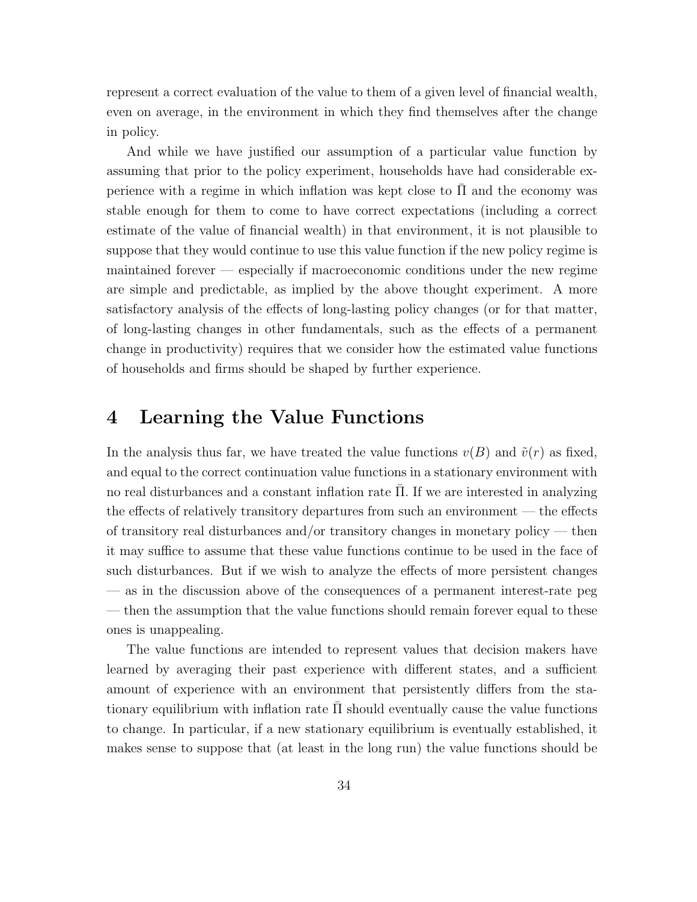represent a correct evaluation of the value to them of a given level of financial wealth, even on average, in the environment in which they find themselves after the change in policy.

And while we have justified our assumption of a particular value function by assuming that prior to the policy experiment, households have had considerable experience with a regime in which inflation was kept close to $\bar{\Pi}$ and the economy was stable enough for them to come to have correct expectations (including a correct estimate of the value of financial wealth) in that environment, it is not plausible to suppose that they would continue to use this value function if the new policy regime is maintained forever — especially if macroeconomic conditions under the new regime are simple and predictable, as implied by the above thought experiment. A more satisfactory analysis of the effects of long-lasting policy changes (or for that matter, of long-lasting changes in other fundamentals, such as the effects of a permanent change in productivity) requires that we consider how the estimated value functions of households and firms should be shaped by further experience.

# 4 Learning the Value Functions

In the analysis thus far, we have treated the value functions $v(B)$ and $\tilde{v}(r)$ as fixed, and equal to the correct continuation value functions in a stationary environment with no real disturbances and a constant inflation rate $\bar{\Pi}$. If we are interested in analyzing the effects of relatively transitory departures from such an environment — the effects of transitory real disturbances and/or transitory changes in monetary policy — then it may suffice to assume that these value functions continue to be used in the face of such disturbances. But if we wish to analyze the effects of more persistent changes — as in the discussion above of the consequences of a permanent interest-rate peg — then the assumption that the value functions should remain forever equal to these ones is unappealing.

The value functions are intended to represent values that decision makers have learned by averaging their past experience with different states, and a sufficient amount of experience with an environment that persistently differs from the stationary equilibrium with inflation rate $\bar{\Pi}$ should eventually cause the value functions to change. In particular, if a new stationary equilibrium is eventually established, it makes sense to suppose that (at least in the long run) the value functions should be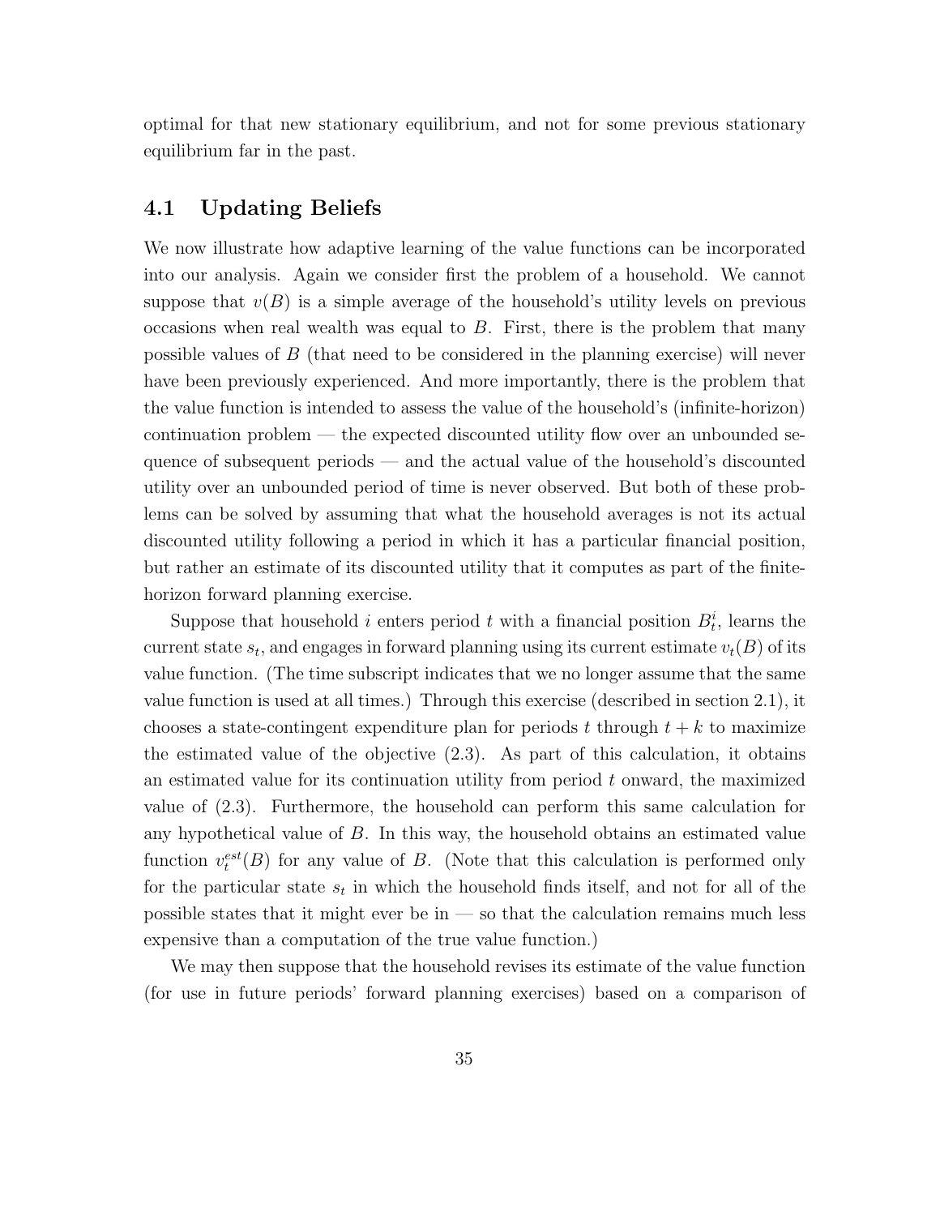optimal for that new stationary equilibrium, and not for some previous stationary equilibrium far in the past.

## 4.1 Updating Beliefs

We now illustrate how adaptive learning of the value functions can be incorporated into our analysis. Again we consider first the problem of a household. We cannot suppose that $v(B)$ is a simple average of the household's utility levels on previous occasions when real wealth was equal to $B$. First, there is the problem that many possible values of $B$ (that need to be considered in the planning exercise) will never have been previously experienced. And more importantly, there is the problem that the value function is intended to assess the value of the household's (infinite-horizon) continuation problem — the expected discounted utility flow over an unbounded sequence of subsequent periods — and the actual value of the household's discounted utility over an unbounded period of time is never observed. But both of these problems can be solved by assuming that what the household averages is not its actual discounted utility following a period in which it has a particular financial position, but rather an estimate of its discounted utility that it computes as part of the finite-horizon forward planning exercise.

Suppose that household $i$ enters period $t$ with a financial position $B_t^i$, learns the current state $s_t$, and engages in forward planning using its current estimate $v_t(B)$ of its value function. (The time subscript indicates that we no longer assume that the same value function is used at all times.) Through this exercise (described in section 2.1), it chooses a state-contingent expenditure plan for periods $t$ through $t + k$ to maximize the estimated value of the objective (2.3). As part of this calculation, it obtains an estimated value for its continuation utility from period $t$ onward, the maximized value of (2.3). Furthermore, the household can perform this same calculation for any hypothetical value of $B$. In this way, the household obtains an estimated value function $v_t^{est}(B)$ for any value of $B$. (Note that this calculation is performed only for the particular state $s_t$ in which the household finds itself, and not for all of the possible states that it might ever be in — so that the calculation remains much less expensive than a computation of the true value function.)

We may then suppose that the household revises its estimate of the value function (for use in future periods' forward planning exercises) based on a comparison of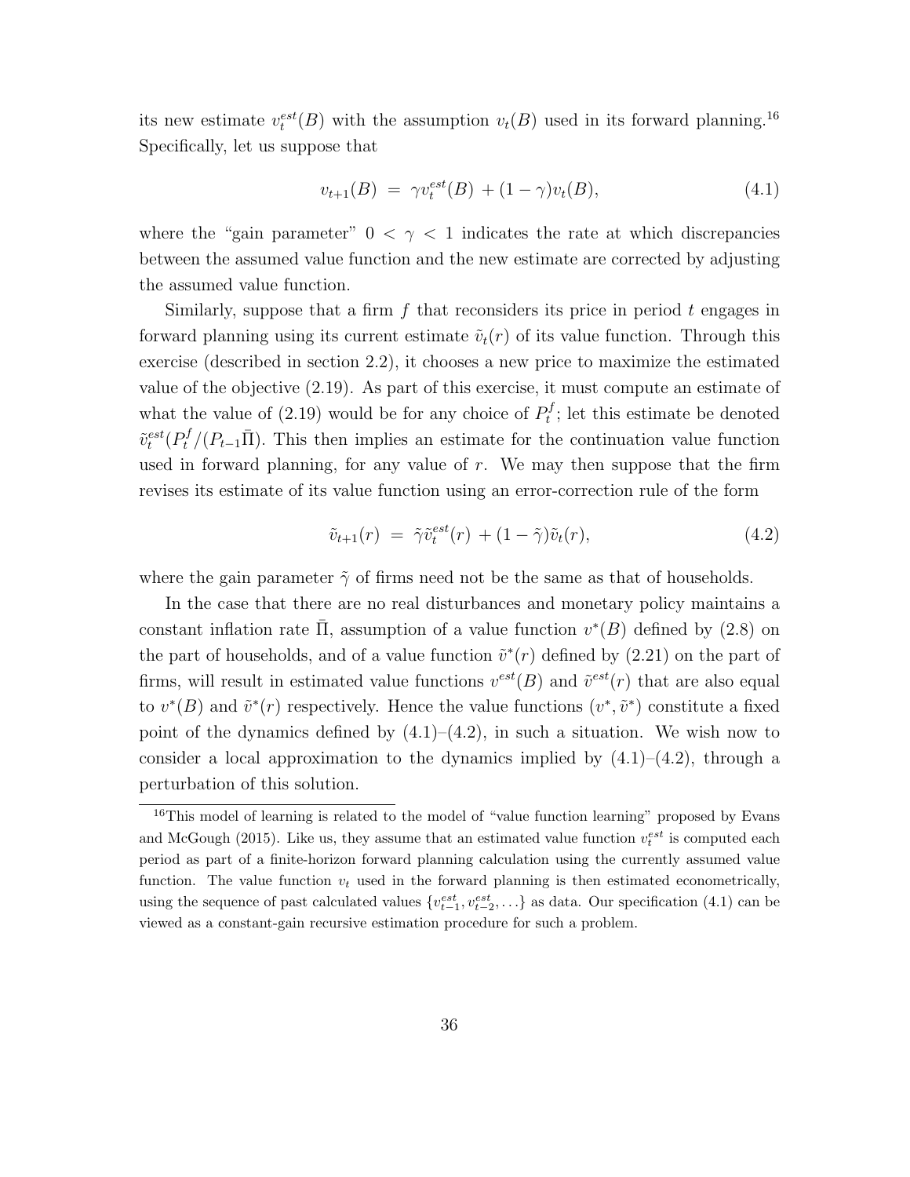its new estimate $v_t^{est}(B)$ with the assumption $v_t(B)$ used in its forward planning.[16] Specifically, let us suppose that

$$v_{t+1}(B) \;=\; \gamma v_t^{est}(B) \,+ (1-\gamma)v_t(B), \tag{4.1}$$

where the "gain parameter" $0 < \gamma < 1$ indicates the rate at which discrepancies between the assumed value function and the new estimate are corrected by adjusting the assumed value function.

Similarly, suppose that a firm $f$ that reconsiders its price in period $t$ engages in forward planning using its current estimate $\tilde{v}_t(r)$ of its value function. Through this exercise (described in section 2.2), it chooses a new price to maximize the estimated value of the objective (2.19). As part of this exercise, it must compute an estimate of what the value of (2.19) would be for any choice of $P_t^f$; let this estimate be denoted $\tilde{v}_t^{est}(P_t^f/(P_{t-1}\bar{\Pi})$. This then implies an estimate for the continuation value function used in forward planning, for any value of $r$. We may then suppose that the firm revises its estimate of its value function using an error-correction rule of the form

$$\tilde{v}_{t+1}(r) \;=\; \tilde{\gamma}\tilde{v}_t^{est}(r) \,+ (1-\tilde{\gamma})\tilde{v}_t(r), \tag{4.2}$$

where the gain parameter $\tilde{\gamma}$ of firms need not be the same as that of households.

In the case that there are no real disturbances and monetary policy maintains a constant inflation rate $\bar{\Pi}$, assumption of a value function $v^*(B)$ defined by (2.8) on the part of households, and of a value function $\tilde{v}^*(r)$ defined by (2.21) on the part of firms, will result in estimated value functions $v^{est}(B)$ and $\tilde{v}^{est}(r)$ that are also equal to $v^*(B)$ and $\tilde{v}^*(r)$ respectively. Hence the value functions $(v^*, \tilde{v}^*)$ constitute a fixed point of the dynamics defined by (4.1)–(4.2), in such a situation. We wish now to consider a local approximation to the dynamics implied by (4.1)–(4.2), through a perturbation of this solution.

[16] This model of learning is related to the model of "value function learning" proposed by Evans and McGough (2015). Like us, they assume that an estimated value function $v_t^{est}$ is computed each period as part of a finite-horizon forward planning calculation using the currently assumed value function. The value function $v_t$ used in the forward planning is then estimated econometrically, using the sequence of past calculated values $\{v_{t-1}^{est}, v_{t-2}^{est}, \ldots\}$ as data. Our specification (4.1) can be viewed as a constant-gain recursive estimation procedure for such a problem.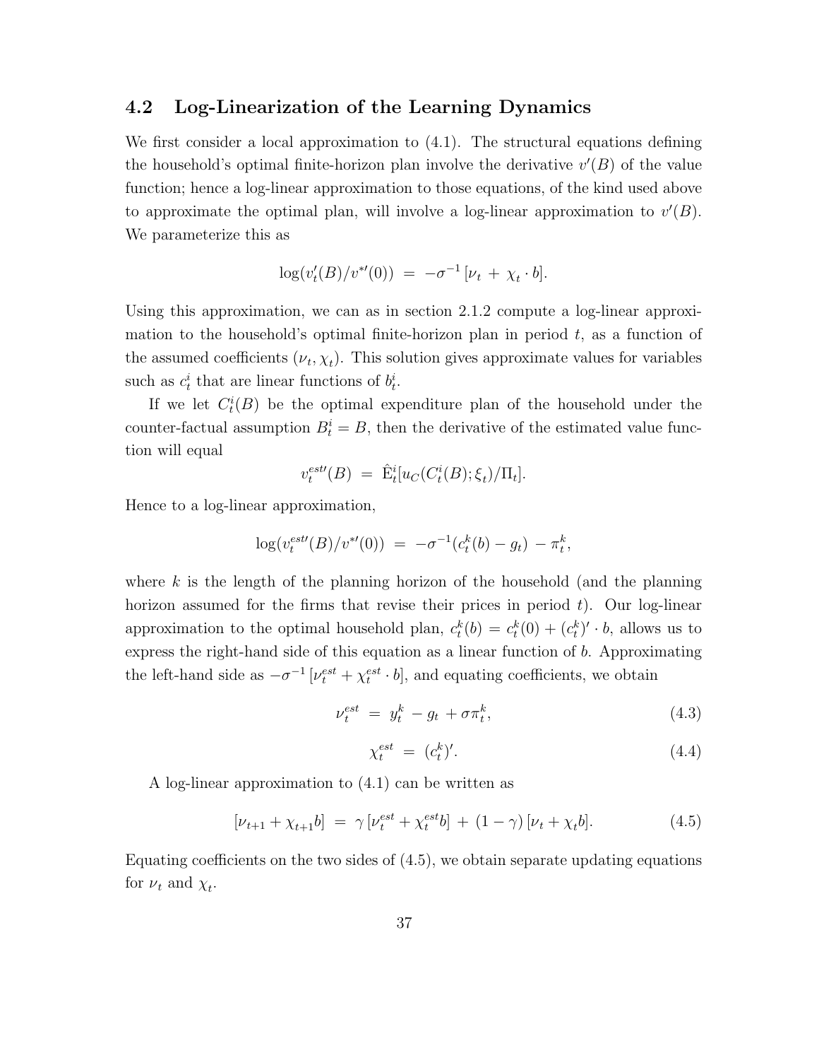## 4.2 Log-Linearization of the Learning Dynamics

We first consider a local approximation to (4.1). The structural equations defining the household's optimal finite-horizon plan involve the derivative $v'(B)$ of the value function; hence a log-linear approximation to those equations, of the kind used above to approximate the optimal plan, will involve a log-linear approximation to $v'(B)$. We parameterize this as

$$\log(v'_t(B)/v^{*\prime}(0)) \;=\; -\sigma^{-1}\,[\nu_t \,+\, \chi_t \cdot b].$$

Using this approximation, we can as in section 2.1.2 compute a log-linear approximation to the household's optimal finite-horizon plan in period $t$, as a function of the assumed coefficients $(\nu_t, \chi_t)$. This solution gives approximate values for variables such as $c_t^i$ that are linear functions of $b_t^i$.

If we let $C_t^i(B)$ be the optimal expenditure plan of the household under the counter-factual assumption $B_t^i = B$, then the derivative of the estimated value function will equal

$$v_t^{est\prime}(B) \;=\; \hat{\mathrm{E}}_t^i[u_C(C_t^i(B);\xi_t)/\Pi_t].$$

Hence to a log-linear approximation,

$$\log(v_t^{est\prime}(B)/v^{*\prime}(0)) \;=\; -\sigma^{-1}(c_t^k(b) - g_t) \,-\, \pi_t^k,$$

where $k$ is the length of the planning horizon of the household (and the planning horizon assumed for the firms that revise their prices in period $t$). Our log-linear approximation to the optimal household plan, $c_t^k(b) = c_t^k(0) + (c_t^k)' \cdot b$, allows us to express the right-hand side of this equation as a linear function of $b$. Approximating the left-hand side as $-\sigma^{-1}\,[\nu_t^{est} + \chi_t^{est} \cdot b]$, and equating coefficients, we obtain

$$\nu_t^{est} \;=\; y_t^k \,-\, g_t \,+\sigma \pi_t^k, \tag{4.3}$$

$$\chi_t^{est} \;=\; (c_t^k)'. \tag{4.4}$$

A log-linear approximation to (4.1) can be written as

$$[\nu_{t+1} + \chi_{t+1} b] \;=\; \gamma\,[\nu_t^{est} + \chi_t^{est} b] \,+\, (1-\gamma)\,[\nu_t + \chi_t b]. \tag{4.5}$$

Equating coefficients on the two sides of (4.5), we obtain separate updating equations for $\nu_t$ and $\chi_t$.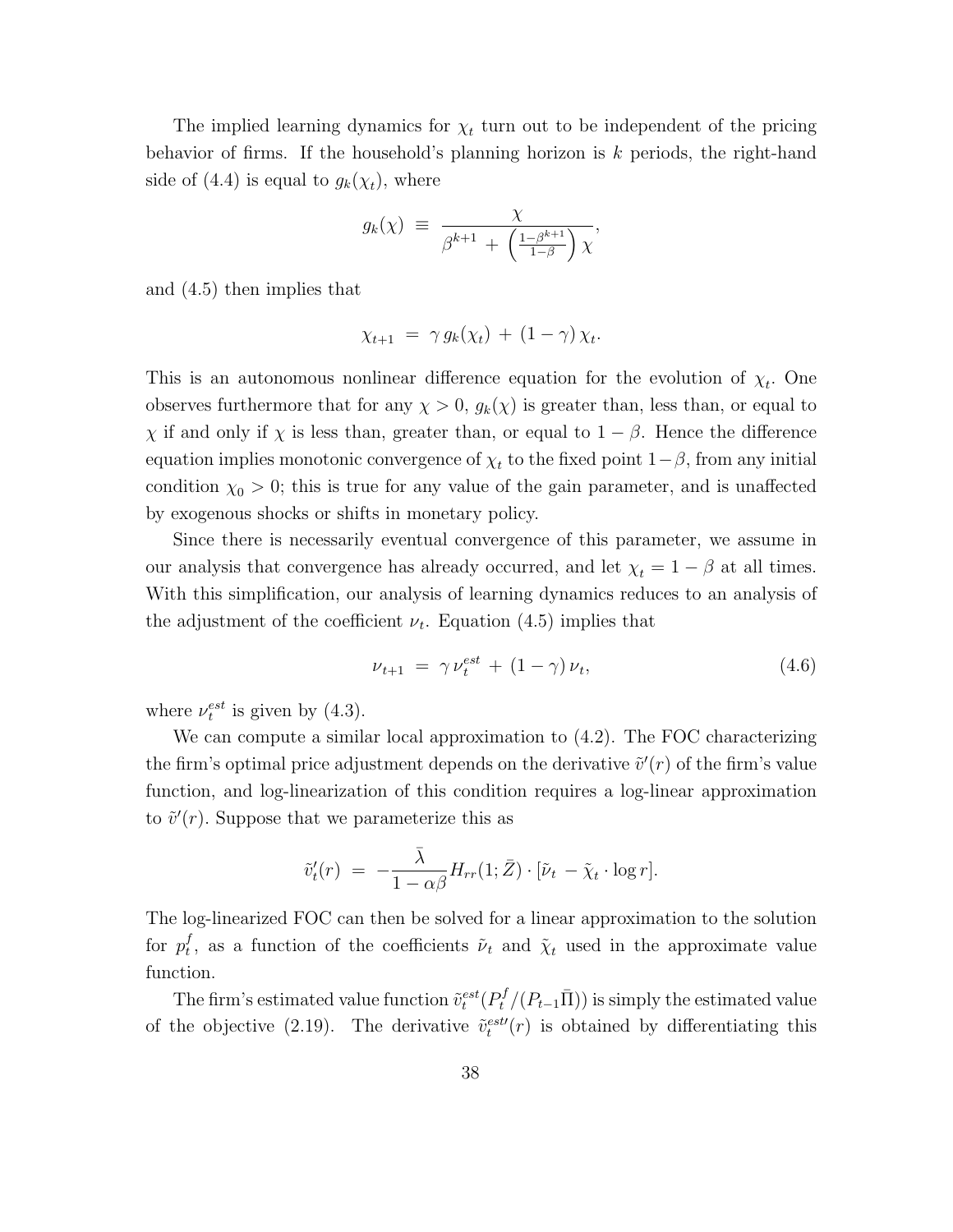The implied learning dynamics for $\chi_t$ turn out to be independent of the pricing behavior of firms. If the household's planning horizon is $k$ periods, the right-hand side of (4.4) is equal to $g_k(\chi_t)$, where

$$g_k(\chi) \;\equiv\; \frac{\chi}{\beta^{k+1} \,+\, \left(\frac{1-\beta^{k+1}}{1-\beta}\right)\chi},$$

and (4.5) then implies that

$$\chi_{t+1} \;=\; \gamma\, g_k(\chi_t) \,+\, (1-\gamma)\,\chi_t.$$

This is an autonomous nonlinear difference equation for the evolution of $\chi_t$. One observes furthermore that for any $\chi > 0$, $g_k(\chi)$ is greater than, less than, or equal to $\chi$ if and only if $\chi$ is less than, greater than, or equal to $1-\beta$. Hence the difference equation implies monotonic convergence of $\chi_t$ to the fixed point $1-\beta$, from any initial condition $\chi_0 > 0$; this is true for any value of the gain parameter, and is unaffected by exogenous shocks or shifts in monetary policy.

Since there is necessarily eventual convergence of this parameter, we assume in our analysis that convergence has already occurred, and let $\chi_t = 1-\beta$ at all times. With this simplification, our analysis of learning dynamics reduces to an analysis of the adjustment of the coefficient $\nu_t$. Equation (4.5) implies that

$$\nu_{t+1} \;=\; \gamma\,\nu_t^{est} \,+\, (1-\gamma)\,\nu_t, \tag{4.6}$$

where $\nu_t^{est}$ is given by (4.3).

We can compute a similar local approximation to (4.2). The FOC characterizing the firm's optimal price adjustment depends on the derivative $\tilde{v}'(r)$ of the firm's value function, and log-linearization of this condition requires a log-linear approximation to $\tilde{v}'(r)$. Suppose that we parameterize this as

$$\tilde{v}_t'(r) \;=\; -\frac{\bar{\lambda}}{1-\alpha\beta} H_{rr}(1;\bar{Z}) \cdot [\tilde{\nu}_t \,-\, \tilde{\chi}_t \cdot \log r].$$

The log-linearized FOC can then be solved for a linear approximation to the solution for $p_t^f$, as a function of the coefficients $\tilde{\nu}_t$ and $\tilde{\chi}_t$ used in the approximate value function.

The firm's estimated value function $\tilde{v}_t^{est}(P_t^f/(P_{t-1}\bar{\Pi}))$ is simply the estimated value of the objective (2.19). The derivative $\tilde{v}_t^{est\prime}(r)$ is obtained by differentiating this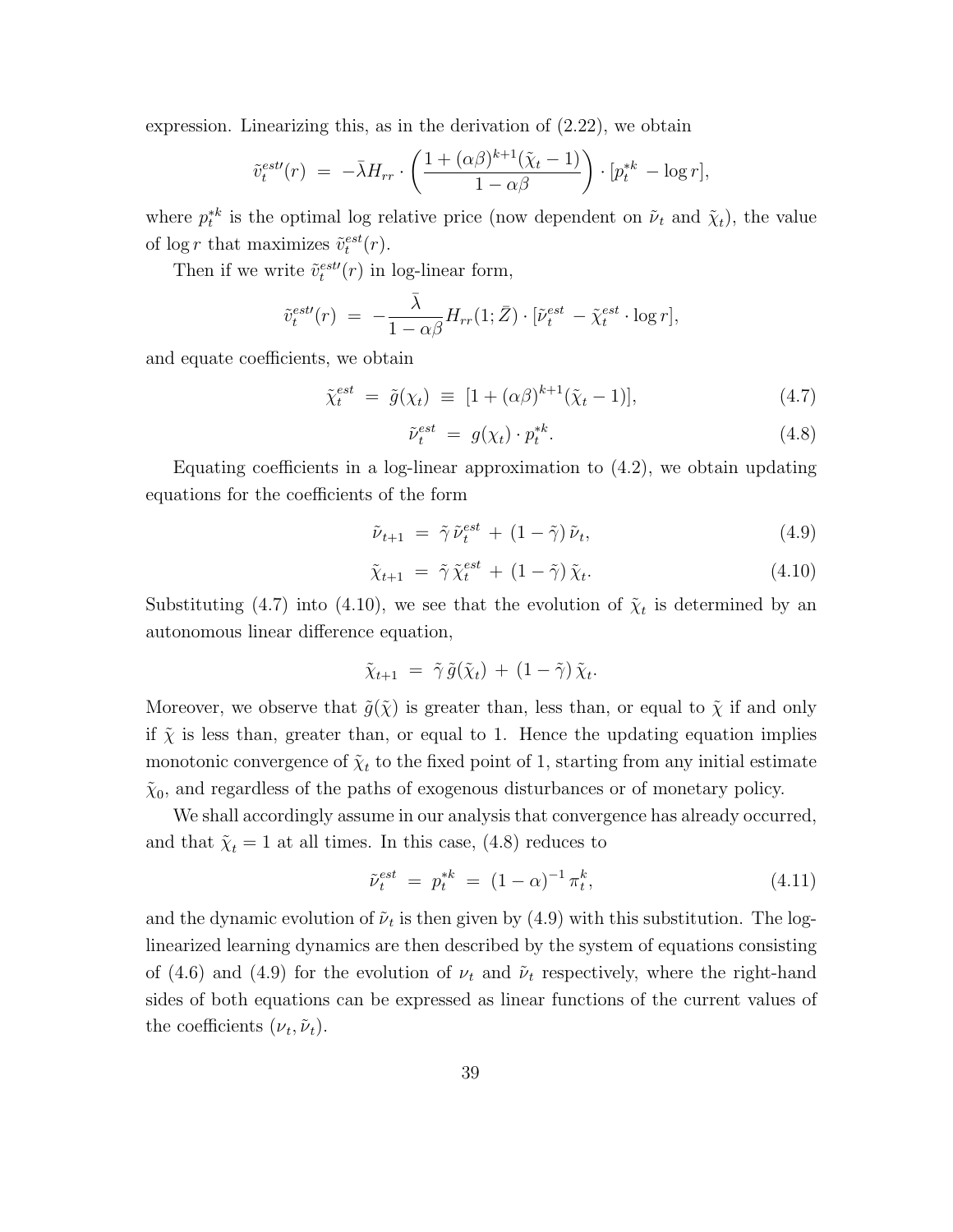expression. Linearizing this, as in the derivation of (2.22), we obtain

$$\tilde{v}_t^{est\prime}(r) \;=\; -\bar{\lambda} H_{rr} \cdot \left( \frac{1 + (\alpha\beta)^{k+1}(\tilde{\chi}_t - 1)}{1 - \alpha\beta} \right) \cdot [p_t^{*k} - \log r],$$

where $p_t^{*k}$ is the optimal log relative price (now dependent on $\tilde{\nu}_t$ and $\tilde{\chi}_t$), the value of $\log r$ that maximizes $\tilde{v}_t^{est}(r)$.

Then if we write $\tilde{v}_t^{est\prime}(r)$ in log-linear form,

$$\tilde{v}_t^{est\prime}(r) \;=\; -\frac{\bar{\lambda}}{1 - \alpha\beta} H_{rr}(1; \bar{Z}) \cdot [\tilde{\nu}_t^{est} - \tilde{\chi}_t^{est} \cdot \log r],$$

and equate coefficients, we obtain

$$\tilde{\chi}_t^{est} \;=\; \tilde{g}(\chi_t) \;\equiv\; [1 + (\alpha\beta)^{k+1}(\tilde{\chi}_t - 1)], \tag{4.7}$$

$$\tilde{\nu}_t^{est} \;=\; g(\chi_t) \cdot p_t^{*k}. \tag{4.8}$$

Equating coefficients in a log-linear approximation to (4.2), we obtain updating equations for the coefficients of the form

$$\tilde{\nu}_{t+1} \;=\; \tilde{\gamma}\, \tilde{\nu}_t^{est} \,+\, (1 - \tilde{\gamma})\, \tilde{\nu}_t, \tag{4.9}$$

$$\tilde{\chi}_{t+1} \;=\; \tilde{\gamma}\, \tilde{\chi}_t^{est} \,+\, (1 - \tilde{\gamma})\, \tilde{\chi}_t. \tag{4.10}$$

Substituting (4.7) into (4.10), we see that the evolution of $\tilde{\chi}_t$ is determined by an autonomous linear difference equation,

$$\tilde{\chi}_{t+1} \;=\; \tilde{\gamma}\, \tilde{g}(\tilde{\chi}_t) \,+\, (1 - \tilde{\gamma})\, \tilde{\chi}_t.$$

Moreover, we observe that $\tilde{g}(\tilde{\chi})$ is greater than, less than, or equal to $\tilde{\chi}$ if and only if $\tilde{\chi}$ is less than, greater than, or equal to 1. Hence the updating equation implies monotonic convergence of $\tilde{\chi}_t$ to the fixed point of 1, starting from any initial estimate $\tilde{\chi}_0$, and regardless of the paths of exogenous disturbances or of monetary policy.

We shall accordingly assume in our analysis that convergence has already occurred, and that $\tilde{\chi}_t = 1$ at all times. In this case, (4.8) reduces to

$$\tilde{\nu}_t^{est} \;=\; p_t^{*k} \;=\; (1 - \alpha)^{-1}\, \pi_t^k, \tag{4.11}$$

and the dynamic evolution of $\tilde{\nu}_t$ is then given by (4.9) with this substitution. The log-linearized learning dynamics are then described by the system of equations consisting of (4.6) and (4.9) for the evolution of $\nu_t$ and $\tilde{\nu}_t$ respectively, where the right-hand sides of both equations can be expressed as linear functions of the current values of the coefficients $(\nu_t, \tilde{\nu}_t)$.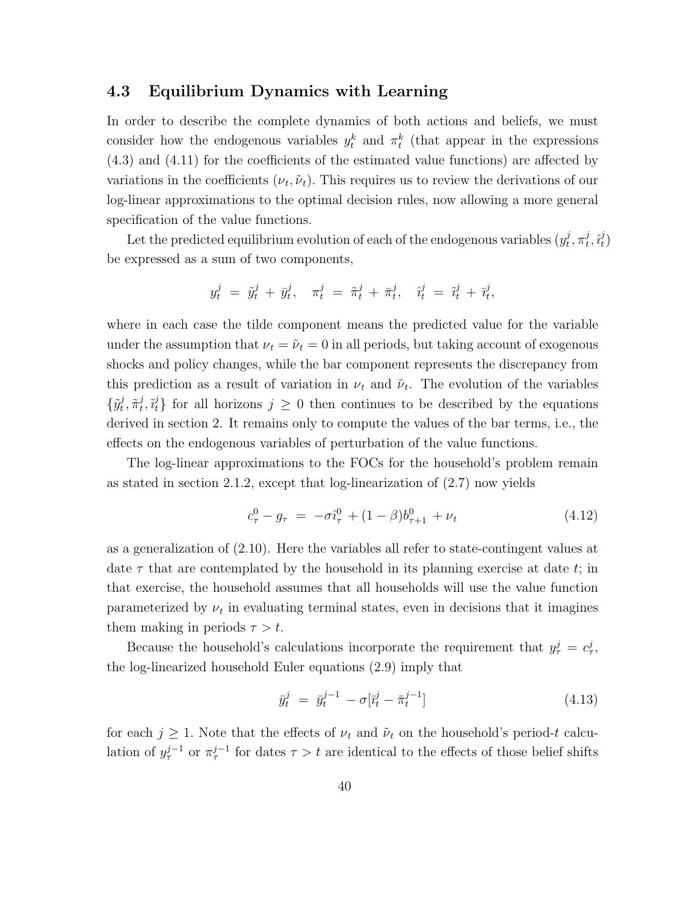## 4.3 Equilibrium Dynamics with Learning

In order to describe the complete dynamics of both actions and beliefs, we must consider how the endogenous variables $y_t^k$ and $\pi_t^k$ (that appear in the expressions (4.3) and (4.11) for the coefficients of the estimated value functions) are affected by variations in the coefficients $(\nu_t, \tilde{\nu}_t)$. This requires us to review the derivations of our log-linear approximations to the optimal decision rules, now allowing a more general specification of the value functions.

Let the predicted equilibrium evolution of each of the endogenous variables $(y_t^j, \pi_t^j, \hat{\imath}_t^j)$ be expressed as a sum of two components,

$$y_t^j \;=\; \tilde{y}_t^j \,+\, \bar{y}_t^j, \quad \pi_t^j \;=\; \tilde{\pi}_t^j + \bar{\pi}_t^j, \quad \hat{\imath}_t^j \;=\; \tilde{\imath}_t^j \,+\, \bar{\imath}_t^j,$$

where in each case the tilde component means the predicted value for the variable under the assumption that $\nu_t = \tilde{\nu}_t = 0$ in all periods, but taking account of exogenous shocks and policy changes, while the bar component represents the discrepancy from this prediction as a result of variation in $\nu_t$ and $\tilde{\nu}_t$. The evolution of the variables $\{\tilde{y}_t^j, \tilde{\pi}_t^j, \tilde{\imath}_t^j\}$ for all horizons $j \geq 0$ then continues to be described by the equations derived in section 2. It remains only to compute the values of the bar terms, i.e., the effects on the endogenous variables of perturbation of the value functions.

The log-linear approximations to the FOCs for the household's problem remain as stated in section 2.1.2, except that log-linearization of (2.7) now yields

$$c_\tau^0 - g_\tau \;=\; -\sigma \hat{\imath}_\tau^0 \,+\, (1-\beta) b_{\tau+1}^0 \,+\, \nu_t \tag{4.12}$$

as a generalization of (2.10). Here the variables all refer to state-contingent values at date $\tau$ that are contemplated by the household in its planning exercise at date $t$; in that exercise, the household assumes that all households will use the value function parameterized by $\nu_t$ in evaluating terminal states, even in decisions that it imagines them making in periods $\tau > t$.

Because the household's calculations incorporate the requirement that $y_\tau^j = c_\tau^j$, the log-linearized household Euler equations (2.9) imply that

$$\bar{y}_t^j \;=\; \bar{y}_t^{j-1} \,-\, \sigma[\bar{\imath}_t^j - \bar{\pi}_t^{j-1}] \tag{4.13}$$

for each $j \geq 1$. Note that the effects of $\nu_t$ and $\tilde{\nu}_t$ on the household's period-$t$ calculation of $y_\tau^{j-1}$ or $\pi_\tau^{j-1}$ for dates $\tau > t$ are identical to the effects of those belief shifts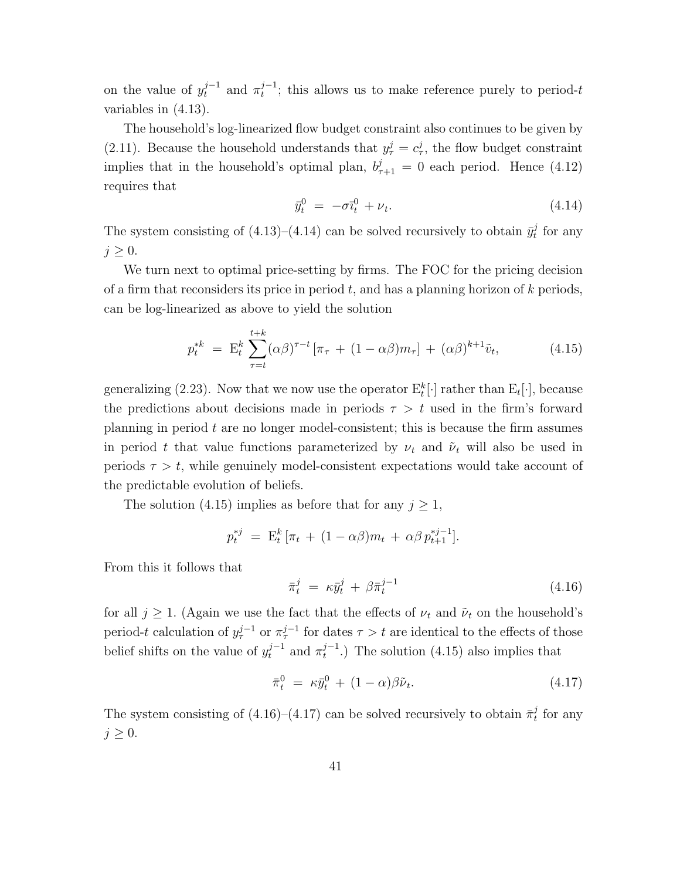on the value of $y_t^{j-1}$ and $\pi_t^{j-1}$; this allows us to make reference purely to period-$t$ variables in (4.13).

The household's log-linearized flow budget constraint also continues to be given by (2.11). Because the household understands that $y_\tau^j = c_\tau^j$, the flow budget constraint implies that in the household's optimal plan, $b_{\tau+1}^j = 0$ each period. Hence (4.12) requires that

$$\bar{y}_t^0 \;=\; -\sigma \bar{\imath}_t^0 \,+\, \nu_t. \tag{4.14}$$

The system consisting of (4.13)–(4.14) can be solved recursively to obtain $\bar{y}_t^j$ for any $j \geq 0$.

We turn next to optimal price-setting by firms. The FOC for the pricing decision of a firm that reconsiders its price in period $t$, and has a planning horizon of $k$ periods, can be log-linearized as above to yield the solution

$$p_t^{*k} \;=\; \mathrm{E}_t^k \sum_{\tau=t}^{t+k} (\alpha\beta)^{\tau-t} \left[\pi_\tau \,+\, (1-\alpha\beta) m_\tau\right] \,+\, (\alpha\beta)^{k+1} \tilde{v}_t, \tag{4.15}$$

generalizing (2.23). Now that we now use the operator $\mathrm{E}_t^k[\cdot]$ rather than $\mathrm{E}_t[\cdot]$, because the predictions about decisions made in periods $\tau > t$ used in the firm's forward planning in period $t$ are no longer model-consistent; this is because the firm assumes in period $t$ that value functions parameterized by $\nu_t$ and $\tilde{\nu}_t$ will also be used in periods $\tau > t$, while genuinely model-consistent expectations would take account of the predictable evolution of beliefs.

The solution (4.15) implies as before that for any $j \geq 1$,

$$p_t^{*j} \;=\; \mathrm{E}_t^k \left[\pi_t \,+\, (1-\alpha\beta) m_t \,+\, \alpha\beta\, p_{t+1}^{*j-1}\right].$$

From this it follows that

$$\bar{\pi}_t^j \;=\; \kappa \bar{y}_t^j \,+\, \beta \bar{\pi}_t^{j-1} \tag{4.16}$$

for all $j \geq 1$. (Again we use the fact that the effects of $\nu_t$ and $\tilde{\nu}_t$ on the household's period-$t$ calculation of $y_\tau^{j-1}$ or $\pi_\tau^{j-1}$ for dates $\tau > t$ are identical to the effects of those belief shifts on the value of $y_t^{j-1}$ and $\pi_t^{j-1}$.) The solution (4.15) also implies that

$$\bar{\pi}_t^0 \;=\; \kappa \bar{y}_t^0 \,+\, (1-\alpha)\beta \tilde{\nu}_t. \tag{4.17}$$

The system consisting of (4.16)–(4.17) can be solved recursively to obtain $\bar{\pi}_t^j$ for any $j \geq 0$.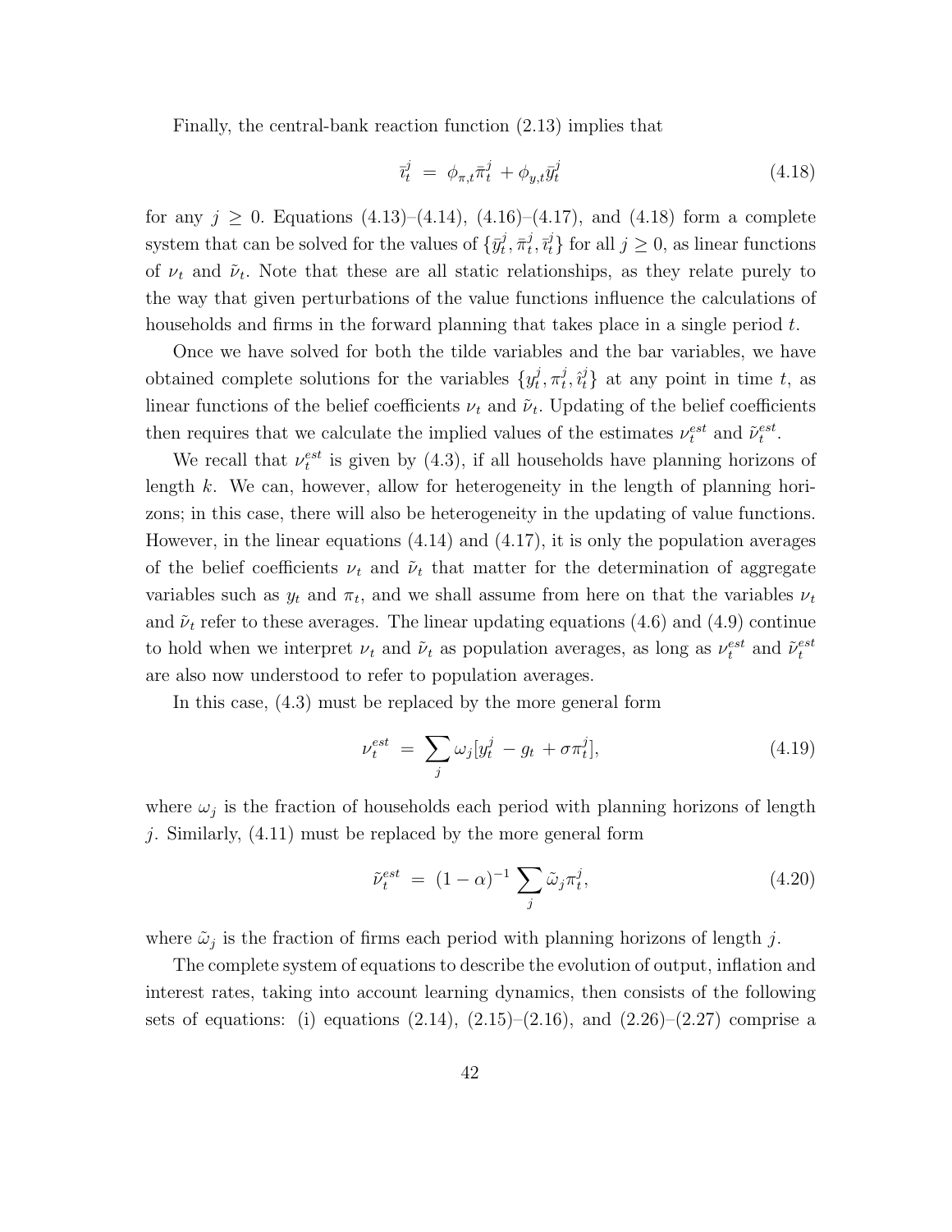Finally, the central-bank reaction function (2.13) implies that

$$\bar{\imath}_t^j \;=\; \phi_{\pi,t}\bar{\pi}_t^j \;+\phi_{y,t}\bar{y}_t^j \tag{4.18}$$

for any $j \geq 0$. Equations (4.13)–(4.14), (4.16)–(4.17), and (4.18) form a complete system that can be solved for the values of $\{\bar{y}_t^j, \bar{\pi}_t^j, \bar{\imath}_t^j\}$ for all $j \geq 0$, as linear functions of $\nu_t$ and $\tilde{\nu}_t$. Note that these are all static relationships, as they relate purely to the way that given perturbations of the value functions influence the calculations of households and firms in the forward planning that takes place in a single period $t$.

Once we have solved for both the tilde variables and the bar variables, we have obtained complete solutions for the variables $\{y_t^j, \pi_t^j, \hat{\imath}_t^j\}$ at any point in time $t$, as linear functions of the belief coefficients $\nu_t$ and $\tilde{\nu}_t$. Updating of the belief coefficients then requires that we calculate the implied values of the estimates $\nu_t^{est}$ and $\tilde{\nu}_t^{est}$.

We recall that $\nu_t^{est}$ is given by (4.3), if all households have planning horizons of length $k$. We can, however, allow for heterogeneity in the length of planning horizons; in this case, there will also be heterogeneity in the updating of value functions. However, in the linear equations (4.14) and (4.17), it is only the population averages of the belief coefficients $\nu_t$ and $\tilde{\nu}_t$ that matter for the determination of aggregate variables such as $y_t$ and $\pi_t$, and we shall assume from here on that the variables $\nu_t$ and $\tilde{\nu}_t$ refer to these averages. The linear updating equations (4.6) and (4.9) continue to hold when we interpret $\nu_t$ and $\tilde{\nu}_t$ as population averages, as long as $\nu_t^{est}$ and $\tilde{\nu}_t^{est}$ are also now understood to refer to population averages.

In this case, (4.3) must be replaced by the more general form

$$\nu_t^{est} \;=\; \sum_j \omega_j[y_t^j \,-g_t \,+\sigma\pi_t^j], \tag{4.19}$$

where $\omega_j$ is the fraction of households each period with planning horizons of length $j$. Similarly, (4.11) must be replaced by the more general form

$$\tilde{\nu}_t^{est} \;=\; (1-\alpha)^{-1}\sum_j \tilde{\omega}_j\pi_t^j, \tag{4.20}$$

where $\tilde{\omega}_j$ is the fraction of firms each period with planning horizons of length $j$.

The complete system of equations to describe the evolution of output, inflation and interest rates, taking into account learning dynamics, then consists of the following sets of equations: (i) equations (2.14), (2.15)–(2.16), and (2.26)–(2.27) comprise a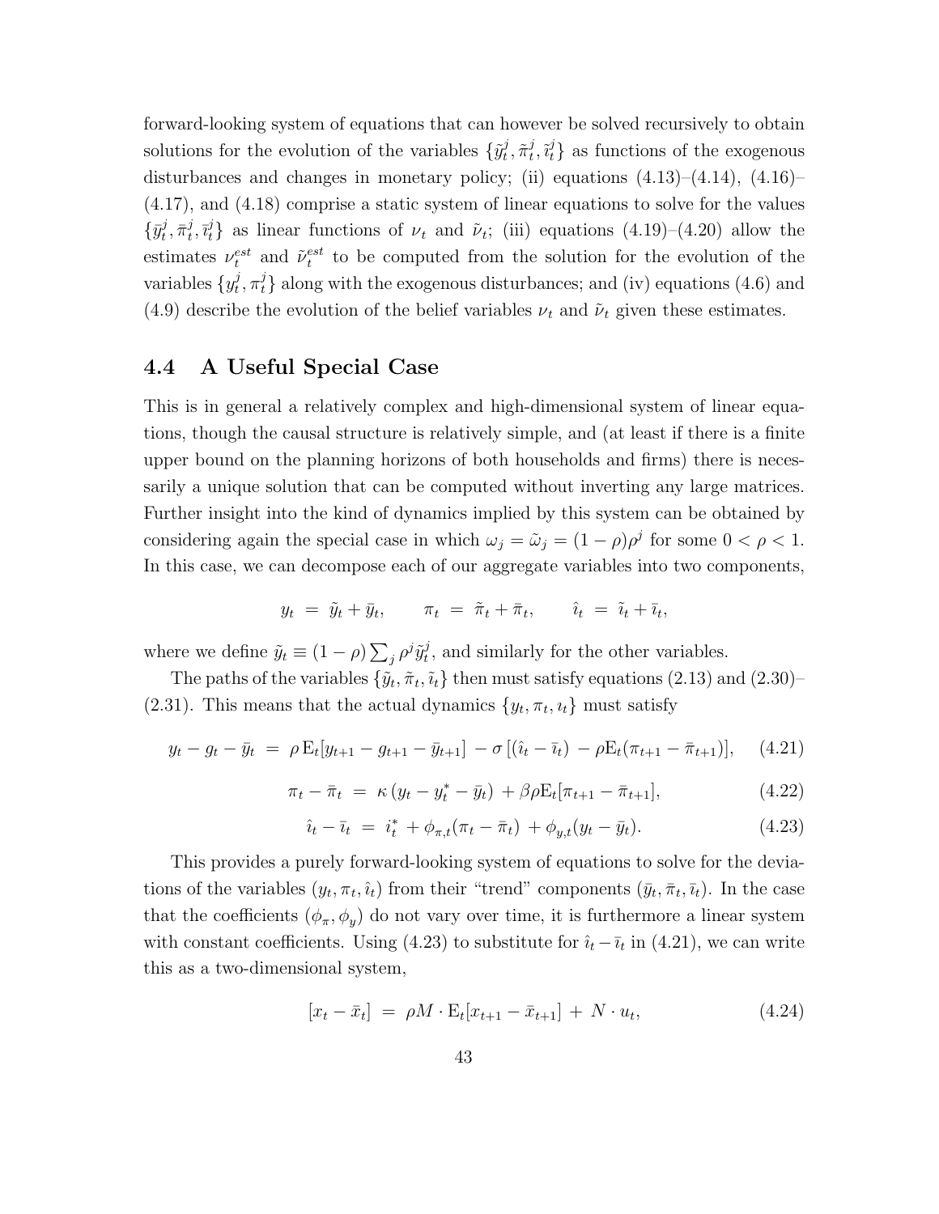forward-looking system of equations that can however be solved recursively to obtain solutions for the evolution of the variables $\{\tilde{y}_t^j, \tilde{\pi}_t^j, \tilde{\imath}_t^j\}$ as functions of the exogenous disturbances and changes in monetary policy; (ii) equations (4.13)–(4.14), (4.16)–(4.17), and (4.18) comprise a static system of linear equations to solve for the values $\{\bar{y}_t^j, \bar{\pi}_t^j, \bar{\imath}_t^j\}$ as linear functions of $\nu_t$ and $\tilde{\nu}_t$; (iii) equations (4.19)–(4.20) allow the estimates $\nu_t^{est}$ and $\tilde{\nu}_t^{est}$ to be computed from the solution for the evolution of the variables $\{y_t^j, \pi_t^j\}$ along with the exogenous disturbances; and (iv) equations (4.6) and (4.9) describe the evolution of the belief variables $\nu_t$ and $\tilde{\nu}_t$ given these estimates.

## 4.4 A Useful Special Case

This is in general a relatively complex and high-dimensional system of linear equations, though the causal structure is relatively simple, and (at least if there is a finite upper bound on the planning horizons of both households and firms) there is necessarily a unique solution that can be computed without inverting any large matrices. Further insight into the kind of dynamics implied by this system can be obtained by considering again the special case in which $\omega_j = \tilde{\omega}_j = (1-\rho)\rho^j$ for some $0 < \rho < 1$. In this case, we can decompose each of our aggregate variables into two components,

$$y_t \ = \ \tilde{y}_t + \bar{y}_t, \qquad \pi_t \ = \ \tilde{\pi}_t + \bar{\pi}_t, \qquad \hat{\imath}_t \ = \ \tilde{\imath}_t + \bar{\imath}_t,$$

where we define $\tilde{y}_t \equiv (1-\rho)\sum_j \rho^j \tilde{y}_t^j$, and similarly for the other variables.

The paths of the variables $\{\tilde{y}_t, \tilde{\pi}_t, \tilde{\imath}_t\}$ then must satisfy equations (2.13) and (2.30)–(2.31). This means that the actual dynamics $\{y_t, \pi_t, \imath_t\}$ must satisfy

$$y_t - g_t - \bar{y}_t \ = \ \rho\, \mathrm{E}_t[y_{t+1} - g_{t+1} - \bar{y}_{t+1}] \, - \sigma\,[(\hat{\imath}_t - \bar{\imath}_t) \, - \rho \mathrm{E}_t(\pi_{t+1} - \bar{\pi}_{t+1})], \tag{4.21}$$

$$\pi_t - \bar{\pi}_t \ = \ \kappa\,(y_t - y_t^* - \bar{y}_t) \, + \beta\rho \mathrm{E}_t[\pi_{t+1} - \bar{\pi}_{t+1}], \tag{4.22}$$

$$\hat{\imath}_t - \bar{\imath}_t \ = \ i_t^* + \phi_{\pi,t}(\pi_t - \bar{\pi}_t) \, + \phi_{y,t}(y_t - \bar{y}_t). \tag{4.23}$$

This provides a purely forward-looking system of equations to solve for the deviations of the variables $(y_t, \pi_t, \hat{\imath}_t)$ from their "trend" components $(\bar{y}_t, \bar{\pi}_t, \bar{\imath}_t)$. In the case that the coefficients $(\phi_\pi, \phi_y)$ do not vary over time, it is furthermore a linear system with constant coefficients. Using (4.23) to substitute for $\hat{\imath}_t - \bar{\imath}_t$ in (4.21), we can write this as a two-dimensional system,

$$[x_t - \bar{x}_t] \ = \ \rho M \cdot \mathrm{E}_t[x_{t+1} - \bar{x}_{t+1}] \, + \, N \cdot u_t, \tag{4.24}$$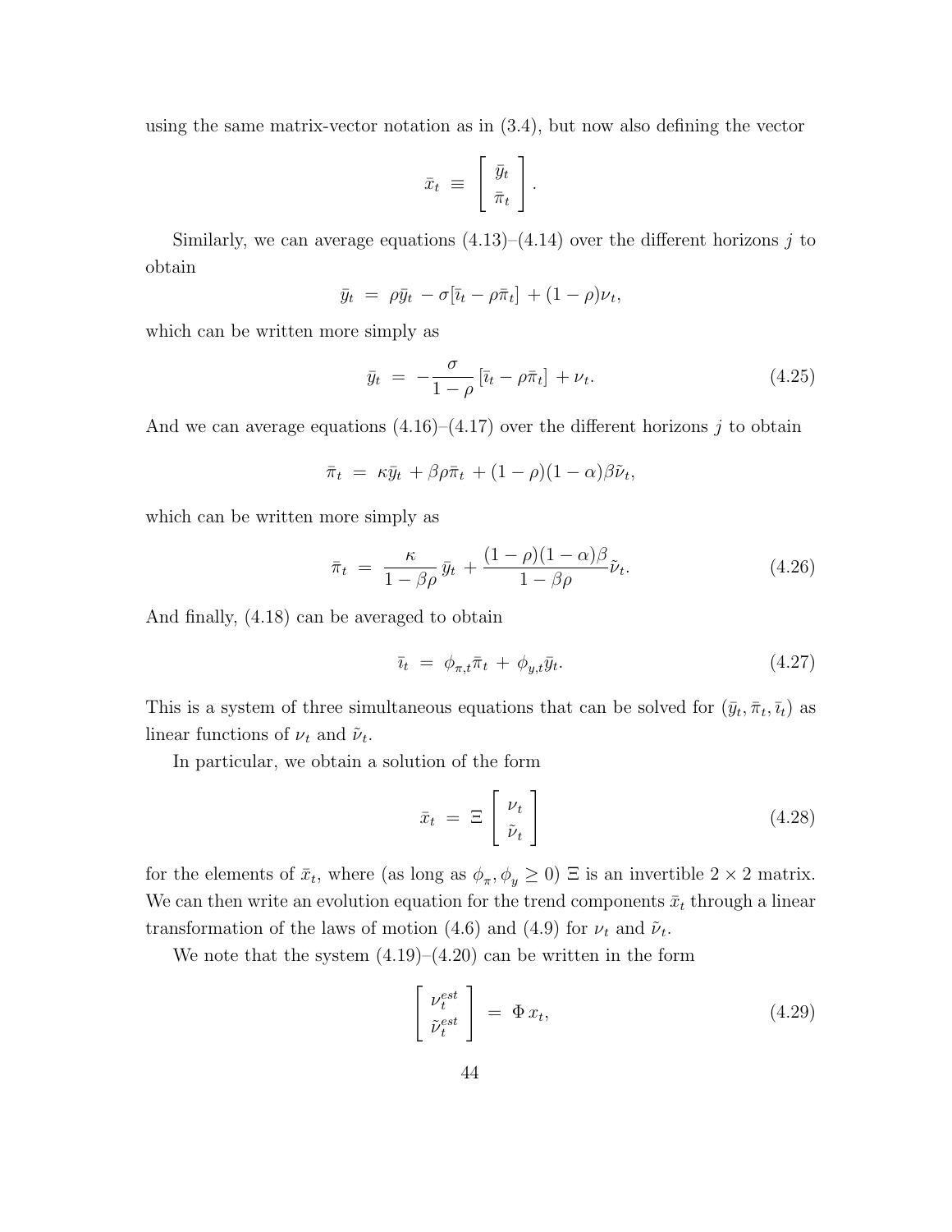using the same matrix-vector notation as in (3.4), but now also defining the vector

$$\bar{x}_t \;\equiv\; \begin{bmatrix} \bar{y}_t \\ \bar{\pi}_t \end{bmatrix}.$$

Similarly, we can average equations (4.13)–(4.14) over the different horizons $j$ to obtain

$$\bar{y}_t \;=\; \rho\bar{y}_t \,-\sigma[\bar{\imath}_t - \rho\bar{\pi}_t] \,+(1-\rho)\nu_t,$$

which can be written more simply as

$$\bar{y}_t \;=\; -\frac{\sigma}{1-\rho}\,[\bar{\imath}_t - \rho\bar{\pi}_t] \,+\nu_t. \tag{4.25}$$

And we can average equations (4.16)–(4.17) over the different horizons $j$ to obtain

$$\bar{\pi}_t \;=\; \kappa\bar{y}_t \,+\beta\rho\bar{\pi}_t \,+(1-\rho)(1-\alpha)\beta\tilde{\nu}_t,$$

which can be written more simply as

$$\bar{\pi}_t \;=\; \frac{\kappa}{1-\beta\rho}\,\bar{y}_t \,+\frac{(1-\rho)(1-\alpha)\beta}{1-\beta\rho}\tilde{\nu}_t. \tag{4.26}$$

And finally, (4.18) can be averaged to obtain

$$\bar{\imath}_t \;=\; \phi_{\pi,t}\bar{\pi}_t \,+\, \phi_{y,t}\bar{y}_t. \tag{4.27}$$

This is a system of three simultaneous equations that can be solved for $(\bar{y}_t, \bar{\pi}_t, \bar{\imath}_t)$ as linear functions of $\nu_t$ and $\tilde{\nu}_t$.

In particular, we obtain a solution of the form

$$\bar{x}_t \;=\; \Xi \begin{bmatrix} \nu_t \\ \tilde{\nu}_t \end{bmatrix} \tag{4.28}$$

for the elements of $\bar{x}_t$, where (as long as $\phi_\pi, \phi_y \geq 0$) $\Xi$ is an invertible $2 \times 2$ matrix. We can then write an evolution equation for the trend components $\bar{x}_t$ through a linear transformation of the laws of motion (4.6) and (4.9) for $\nu_t$ and $\tilde{\nu}_t$.

We note that the system (4.19)–(4.20) can be written in the form

$$\begin{bmatrix} \nu_t^{est} \\ \tilde{\nu}_t^{est} \end{bmatrix} \;=\; \Phi\, x_t, \tag{4.29}$$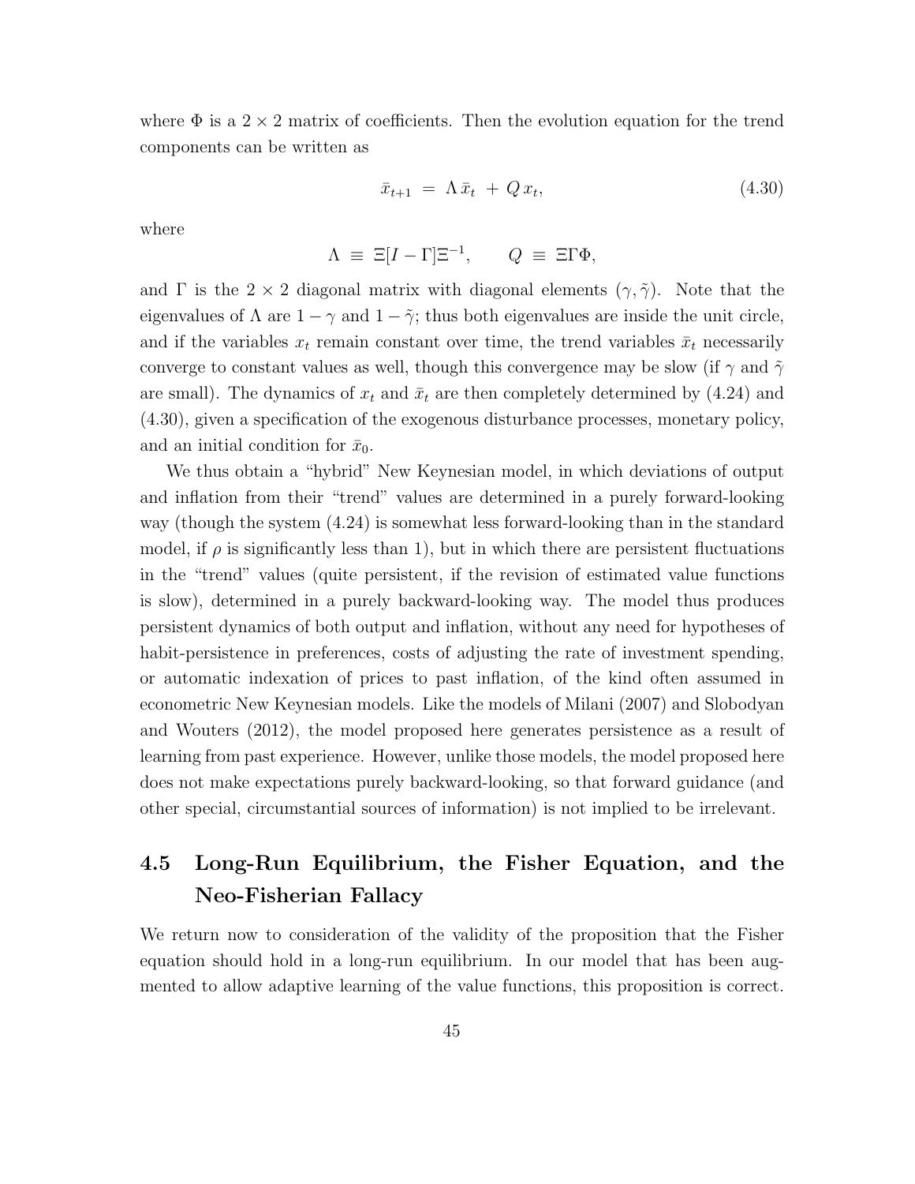where $\Phi$ is a $2 \times 2$ matrix of coefficients. Then the evolution equation for the trend components can be written as

$$\bar{x}_{t+1} \; = \; \Lambda \, \bar{x}_t \; + Q \, x_t, \tag{4.30}$$

where

$$\Lambda \; \equiv \; \Xi[I - \Gamma]\Xi^{-1}, \qquad Q \; \equiv \; \Xi\Gamma\Phi,$$

and $\Gamma$ is the $2 \times 2$ diagonal matrix with diagonal elements $(\gamma, \tilde{\gamma})$. Note that the eigenvalues of $\Lambda$ are $1 - \gamma$ and $1 - \tilde{\gamma}$; thus both eigenvalues are inside the unit circle, and if the variables $x_t$ remain constant over time, the trend variables $\bar{x}_t$ necessarily converge to constant values as well, though this convergence may be slow (if $\gamma$ and $\tilde{\gamma}$ are small). The dynamics of $x_t$ and $\bar{x}_t$ are then completely determined by (4.24) and (4.30), given a specification of the exogenous disturbance processes, monetary policy, and an initial condition for $\bar{x}_0$.

We thus obtain a "hybrid" New Keynesian model, in which deviations of output and inflation from their "trend" values are determined in a purely forward-looking way (though the system (4.24) is somewhat less forward-looking than in the standard model, if $\rho$ is significantly less than 1), but in which there are persistent fluctuations in the "trend" values (quite persistent, if the revision of estimated value functions is slow), determined in a purely backward-looking way. The model thus produces persistent dynamics of both output and inflation, without any need for hypotheses of habit-persistence in preferences, costs of adjusting the rate of investment spending, or automatic indexation of prices to past inflation, of the kind often assumed in econometric New Keynesian models. Like the models of Milani (2007) and Slobodyan and Wouters (2012), the model proposed here generates persistence as a result of learning from past experience. However, unlike those models, the model proposed here does not make expectations purely backward-looking, so that forward guidance (and other special, circumstantial sources of information) is not implied to be irrelevant.

## 4.5 Long-Run Equilibrium, the Fisher Equation, and the Neo-Fisherian Fallacy

We return now to consideration of the validity of the proposition that the Fisher equation should hold in a long-run equilibrium. In our model that has been augmented to allow adaptive learning of the value functions, this proposition is correct.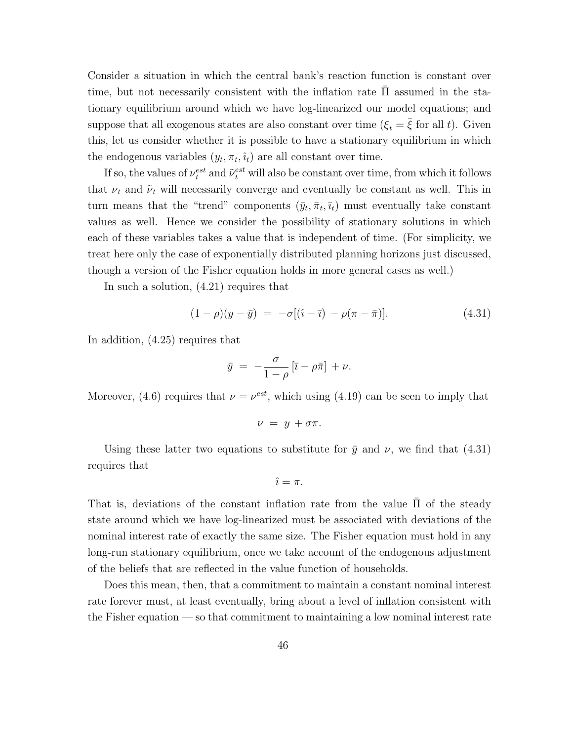Consider a situation in which the central bank's reaction function is constant over time, but not necessarily consistent with the inflation rate $\bar{\Pi}$ assumed in the stationary equilibrium around which we have log-linearized our model equations; and suppose that all exogenous states are also constant over time ($\xi_t = \bar{\xi}$ for all $t$). Given this, let us consider whether it is possible to have a stationary equilibrium in which the endogenous variables $(y_t, \pi_t, \hat{\imath}_t)$ are all constant over time.

If so, the values of $\nu_t^{est}$ and $\tilde{\nu}_t^{est}$ will also be constant over time, from which it follows that $\nu_t$ and $\tilde{\nu}_t$ will necessarily converge and eventually be constant as well. This in turn means that the "trend" components $(\bar{y}_t, \bar{\pi}_t, \bar{\imath}_t)$ must eventually take constant values as well. Hence we consider the possibility of stationary solutions in which each of these variables takes a value that is independent of time. (For simplicity, we treat here only the case of exponentially distributed planning horizons just discussed, though a version of the Fisher equation holds in more general cases as well.)

In such a solution, (4.21) requires that

$$(1-\rho)(y - \bar{y}) \;=\; -\sigma[(\hat{\imath} - \bar{\imath}) - \rho(\pi - \bar{\pi})]. \tag{4.31}$$

In addition, (4.25) requires that

$$\bar{y} \;=\; -\frac{\sigma}{1-\rho}\left[\bar{\imath} - \rho\bar{\pi}\right] + \nu.$$

Moreover, (4.6) requires that $\nu = \nu^{est}$, which using (4.19) can be seen to imply that

$$\nu \;=\; y + \sigma\pi.$$

Using these latter two equations to substitute for $\bar{y}$ and $\nu$, we find that (4.31) requires that

$$\hat{\imath} = \pi.$$

That is, deviations of the constant inflation rate from the value $\bar{\Pi}$ of the steady state around which we have log-linearized must be associated with deviations of the nominal interest rate of exactly the same size. The Fisher equation must hold in any long-run stationary equilibrium, once we take account of the endogenous adjustment of the beliefs that are reflected in the value function of households.

Does this mean, then, that a commitment to maintain a constant nominal interest rate forever must, at least eventually, bring about a level of inflation consistent with the Fisher equation — so that commitment to maintaining a low nominal interest rate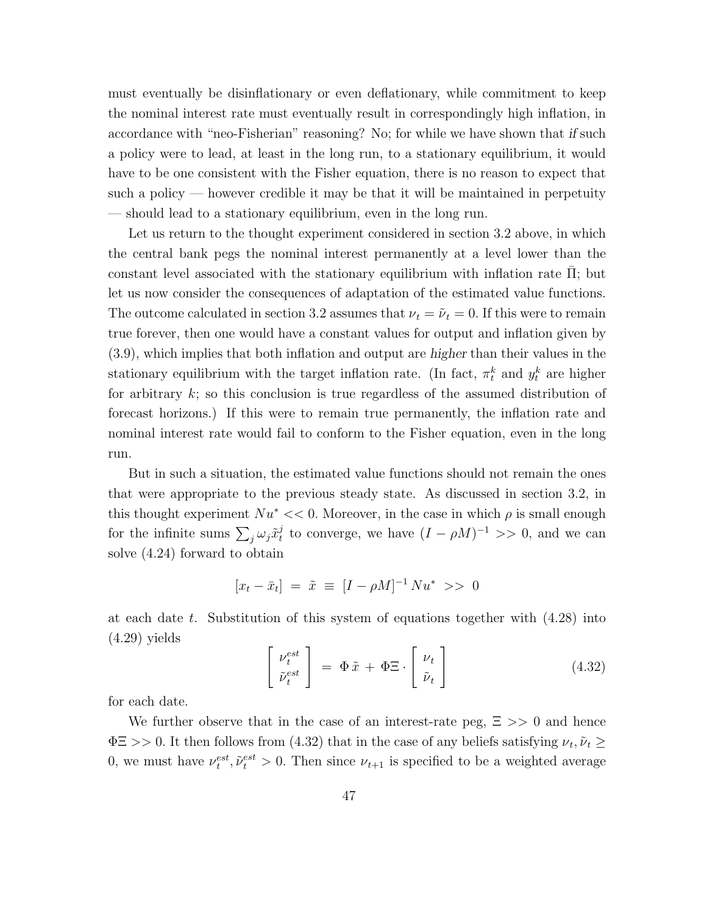must eventually be disinflationary or even deflationary, while commitment to keep the nominal interest rate must eventually result in correspondingly high inflation, in accordance with "neo-Fisherian" reasoning? No; for while we have shown that *if* such a policy were to lead, at least in the long run, to a stationary equilibrium, it would have to be one consistent with the Fisher equation, there is no reason to expect that such a policy — however credible it may be that it will be maintained in perpetuity — should lead to a stationary equilibrium, even in the long run.

Let us return to the thought experiment considered in section 3.2 above, in which the central bank pegs the nominal interest permanently at a level lower than the constant level associated with the stationary equilibrium with inflation rate $\bar{\Pi}$; but let us now consider the consequences of adaptation of the estimated value functions. The outcome calculated in section 3.2 assumes that $\nu_t = \tilde{\nu}_t = 0$. If this were to remain true forever, then one would have a constant values for output and inflation given by (3.9), which implies that both inflation and output are *higher* than their values in the stationary equilibrium with the target inflation rate. (In fact, $\pi_t^k$ and $y_t^k$ are higher for arbitrary $k$; so this conclusion is true regardless of the assumed distribution of forecast horizons.) If this were to remain true permanently, the inflation rate and nominal interest rate would fail to conform to the Fisher equation, even in the long run.

But in such a situation, the estimated value functions should not remain the ones that were appropriate to the previous steady state. As discussed in section 3.2, in this thought experiment $Nu^* << 0$. Moreover, in the case in which $\rho$ is small enough for the infinite sums $\sum_j \omega_j \tilde{x}_t^j$ to converge, we have $(I - \rho M)^{-1} >> 0$, and we can solve (4.24) forward to obtain

$$[x_t - \bar{x}_t] \;=\; \tilde{x} \;\equiv\; [I - \rho M]^{-1} \, Nu^* \;>>\; 0$$

at each date $t$. Substitution of this system of equations together with (4.28) into (4.29) yields

$$\begin{bmatrix} \nu_t^{est} \\ \tilde{\nu}_t^{est} \end{bmatrix} \;=\; \Phi \, \tilde{x} \;+\; \Phi \Xi \cdot \begin{bmatrix} \nu_t \\ \tilde{\nu}_t \end{bmatrix} \tag{4.32}$$

for each date.

We further observe that in the case of an interest-rate peg, $\Xi >> 0$ and hence $\Phi\Xi >> 0$. It then follows from (4.32) that in the case of any beliefs satisfying $\nu_t, \tilde{\nu}_t \geq 0$, we must have $\nu_t^{est}, \tilde{\nu}_t^{est} > 0$. Then since $\nu_{t+1}$ is specified to be a weighted average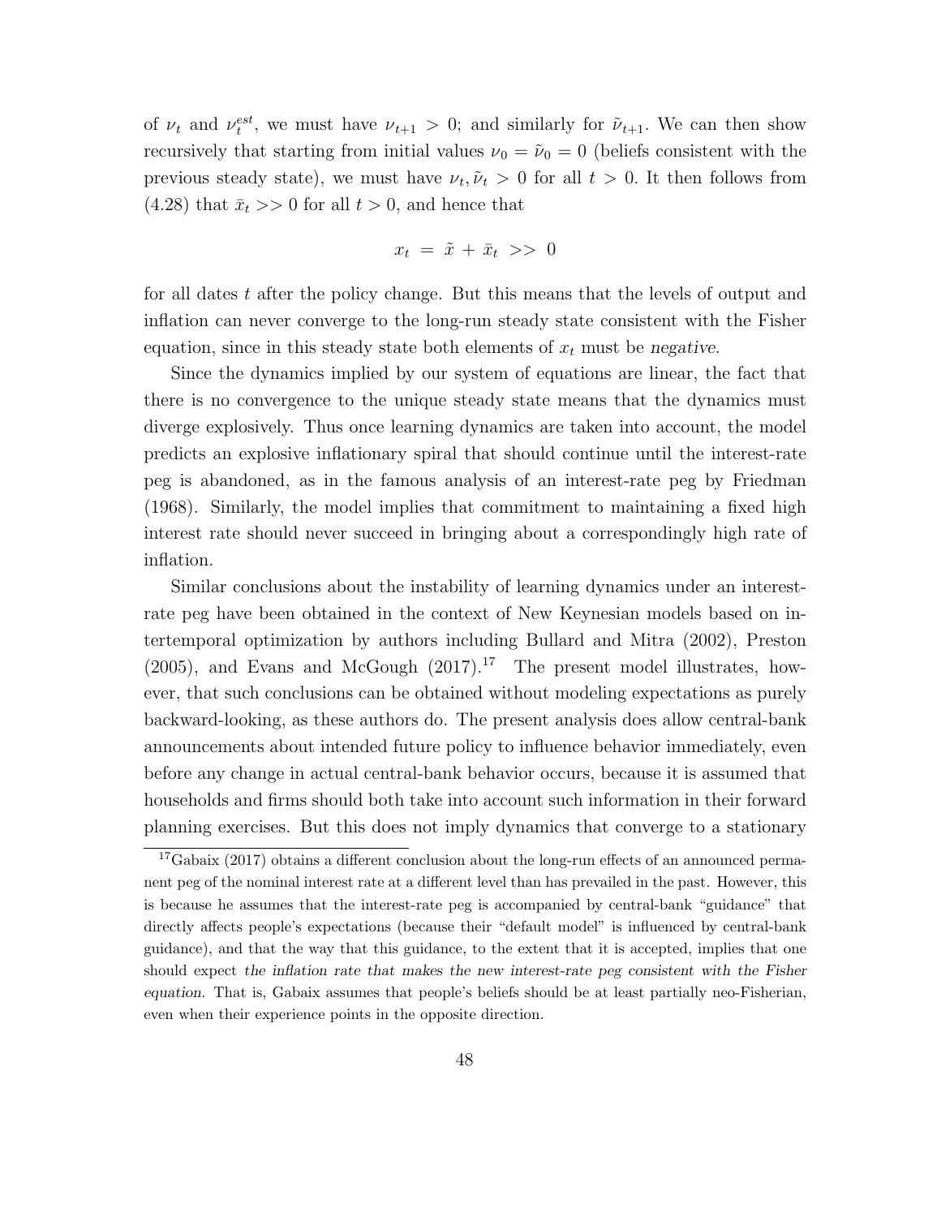of $\nu_t$ and $\nu_t^{est}$, we must have $\nu_{t+1} > 0$; and similarly for $\tilde{\nu}_{t+1}$. We can then show recursively that starting from initial values $\nu_0 = \tilde{\nu}_0 = 0$ (beliefs consistent with the previous steady state), we must have $\nu_t, \tilde{\nu}_t > 0$ for all $t > 0$. It then follows from (4.28) that $\bar{x}_t >> 0$ for all $t > 0$, and hence that

$$x_t \;=\; \tilde{x} + \bar{x}_t \;>>\; 0$$

for all dates $t$ after the policy change. But this means that the levels of output and inflation can never converge to the long-run steady state consistent with the Fisher equation, since in this steady state both elements of $x_t$ must be *negative.*

Since the dynamics implied by our system of equations are linear, the fact that there is no convergence to the unique steady state means that the dynamics must diverge explosively. Thus once learning dynamics are taken into account, the model predicts an explosive inflationary spiral that should continue until the interest-rate peg is abandoned, as in the famous analysis of an interest-rate peg by Friedman (1968). Similarly, the model implies that commitment to maintaining a fixed high interest rate should never succeed in bringing about a correspondingly high rate of inflation.

Similar conclusions about the instability of learning dynamics under an interest-rate peg have been obtained in the context of New Keynesian models based on intertemporal optimization by authors including Bullard and Mitra (2002), Preston (2005), and Evans and McGough (2017).[17] The present model illustrates, however, that such conclusions can be obtained without modeling expectations as purely backward-looking, as these authors do. The present analysis does allow central-bank announcements about intended future policy to influence behavior immediately, even before any change in actual central-bank behavior occurs, because it is assumed that households and firms should both take into account such information in their forward planning exercises. But this does not imply dynamics that converge to a stationary

[17]Gabaix (2017) obtains a different conclusion about the long-run effects of an announced permanent peg of the nominal interest rate at a different level than has prevailed in the past. However, this is because he assumes that the interest-rate peg is accompanied by central-bank "guidance" that directly affects people's expectations (because their "default model" is influenced by central-bank guidance), and that the way that this guidance, to the extent that it is accepted, implies that one should expect *the inflation rate that makes the new interest-rate peg consistent with the Fisher equation.* That is, Gabaix assumes that people's beliefs should be at least partially neo-Fisherian, even when their experience points in the opposite direction.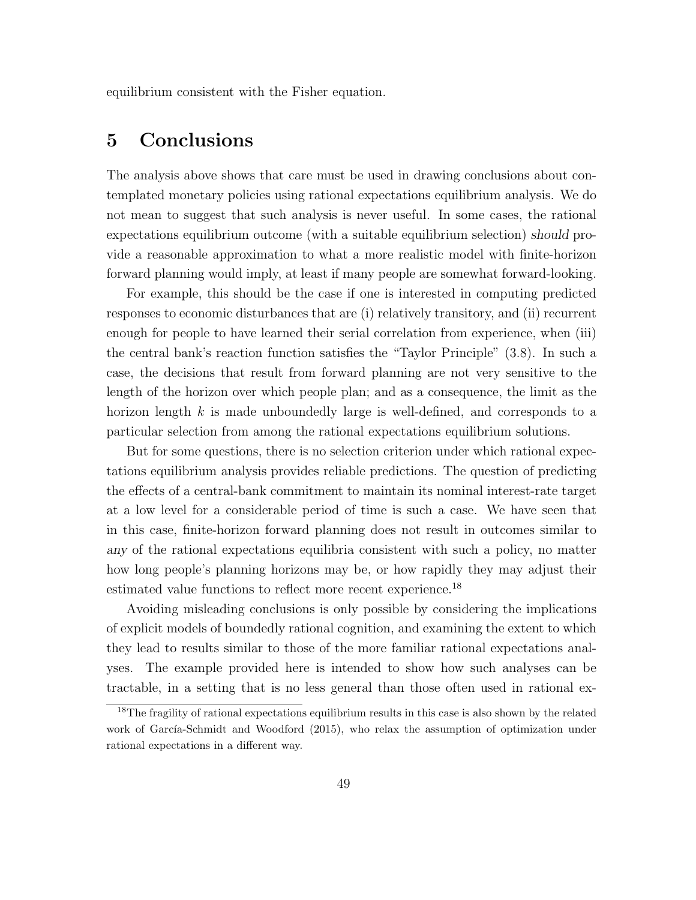equilibrium consistent with the Fisher equation.

# 5 Conclusions

The analysis above shows that care must be used in drawing conclusions about contemplated monetary policies using rational expectations equilibrium analysis. We do not mean to suggest that such analysis is never useful. In some cases, the rational expectations equilibrium outcome (with a suitable equilibrium selection) *should* provide a reasonable approximation to what a more realistic model with finite-horizon forward planning would imply, at least if many people are somewhat forward-looking.

For example, this should be the case if one is interested in computing predicted responses to economic disturbances that are (i) relatively transitory, and (ii) recurrent enough for people to have learned their serial correlation from experience, when (iii) the central bank's reaction function satisfies the "Taylor Principle" (3.8). In such a case, the decisions that result from forward planning are not very sensitive to the length of the horizon over which people plan; and as a consequence, the limit as the horizon length $k$ is made unboundedly large is well-defined, and corresponds to a particular selection from among the rational expectations equilibrium solutions.

But for some questions, there is no selection criterion under which rational expectations equilibrium analysis provides reliable predictions. The question of predicting the effects of a central-bank commitment to maintain its nominal interest-rate target at a low level for a considerable period of time is such a case. We have seen that in this case, finite-horizon forward planning does not result in outcomes similar to *any* of the rational expectations equilibria consistent with such a policy, no matter how long people's planning horizons may be, or how rapidly they may adjust their estimated value functions to reflect more recent experience.[18]

Avoiding misleading conclusions is only possible by considering the implications of explicit models of boundedly rational cognition, and examining the extent to which they lead to results similar to those of the more familiar rational expectations analyses. The example provided here is intended to show how such analyses can be tractable, in a setting that is no less general than those often used in rational ex-

[18] The fragility of rational expectations equilibrium results in this case is also shown by the related work of García-Schmidt and Woodford (2015), who relax the assumption of optimization under rational expectations in a different way.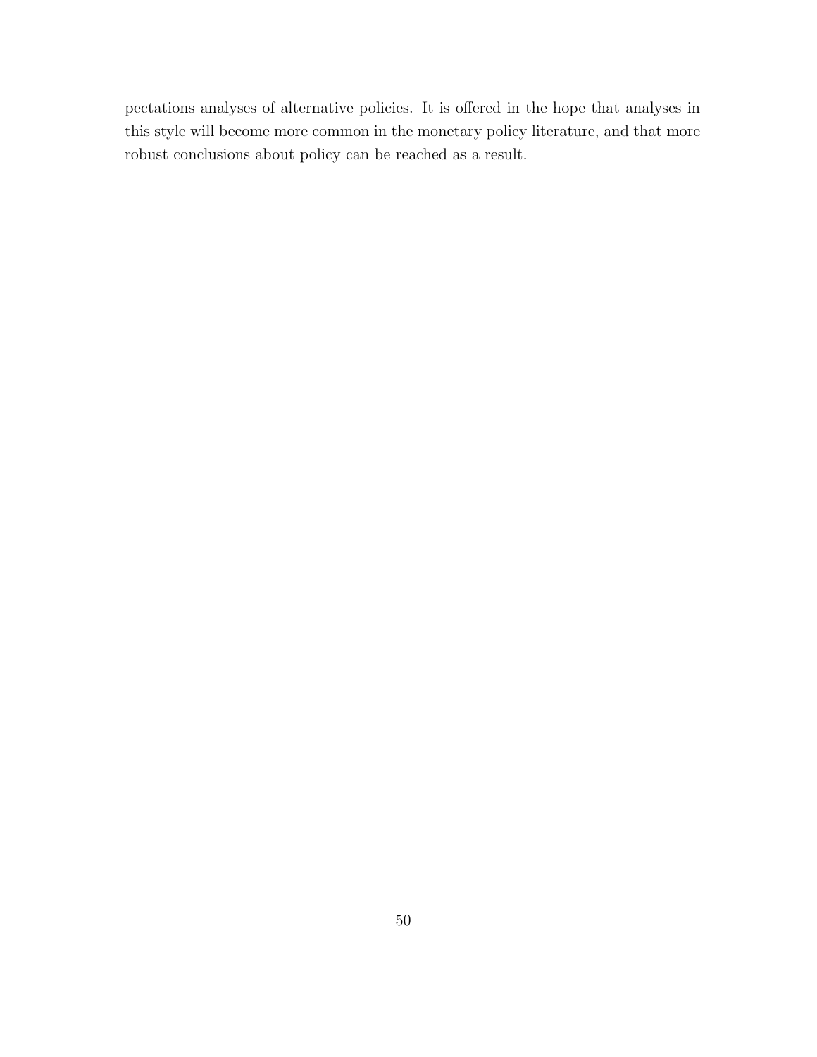pectations analyses of alternative policies. It is offered in the hope that analyses in this style will become more common in the monetary policy literature, and that more robust conclusions about policy can be reached as a result.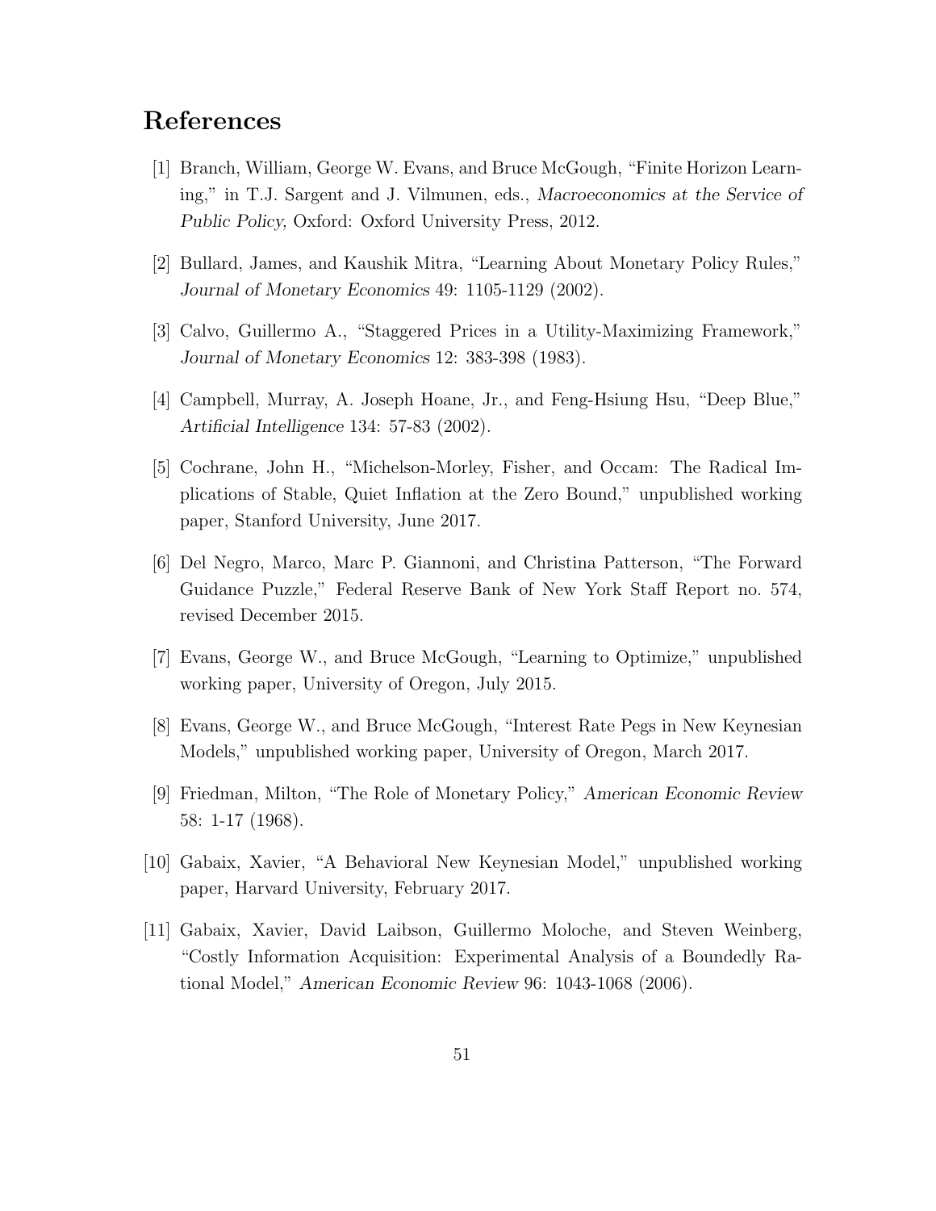## References

[1] Branch, William, George W. Evans, and Bruce McGough, "Finite Horizon Learning," in T.J. Sargent and J. Vilmunen, eds., *Macroeconomics at the Service of Public Policy,* Oxford: Oxford University Press, 2012.

[2] Bullard, James, and Kaushik Mitra, "Learning About Monetary Policy Rules," *Journal of Monetary Economics* 49: 1105-1129 (2002).

[3] Calvo, Guillermo A., "Staggered Prices in a Utility-Maximizing Framework," *Journal of Monetary Economics* 12: 383-398 (1983).

[4] Campbell, Murray, A. Joseph Hoane, Jr., and Feng-Hsiung Hsu, "Deep Blue," *Artificial Intelligence* 134: 57-83 (2002).

[5] Cochrane, John H., "Michelson-Morley, Fisher, and Occam: The Radical Implications of Stable, Quiet Inflation at the Zero Bound," unpublished working paper, Stanford University, June 2017.

[6] Del Negro, Marco, Marc P. Giannoni, and Christina Patterson, "The Forward Guidance Puzzle," Federal Reserve Bank of New York Staff Report no. 574, revised December 2015.

[7] Evans, George W., and Bruce McGough, "Learning to Optimize," unpublished working paper, University of Oregon, July 2015.

[8] Evans, George W., and Bruce McGough, "Interest Rate Pegs in New Keynesian Models," unpublished working paper, University of Oregon, March 2017.

[9] Friedman, Milton, "The Role of Monetary Policy," *American Economic Review* 58: 1-17 (1968).

[10] Gabaix, Xavier, "A Behavioral New Keynesian Model," unpublished working paper, Harvard University, February 2017.

[11] Gabaix, Xavier, David Laibson, Guillermo Moloche, and Steven Weinberg, "Costly Information Acquisition: Experimental Analysis of a Boundedly Rational Model," *American Economic Review* 96: 1043-1068 (2006).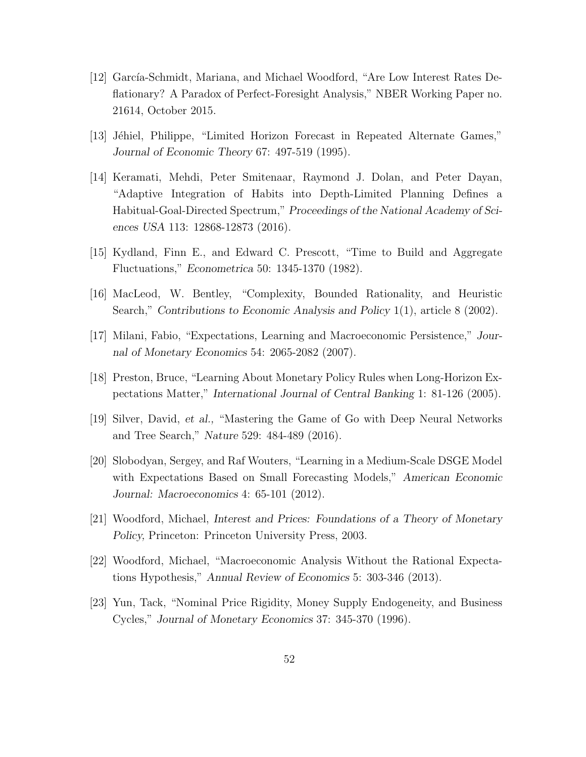[12] García-Schmidt, Mariana, and Michael Woodford, "Are Low Interest Rates Deflationary? A Paradox of Perfect-Foresight Analysis," NBER Working Paper no. 21614, October 2015.

[13] Jéhiel, Philippe, "Limited Horizon Forecast in Repeated Alternate Games," *Journal of Economic Theory* 67: 497-519 (1995).

[14] Keramati, Mehdi, Peter Smitenaar, Raymond J. Dolan, and Peter Dayan, "Adaptive Integration of Habits into Depth-Limited Planning Defines a Habitual-Goal-Directed Spectrum," *Proceedings of the National Academy of Sciences USA* 113: 12868-12873 (2016).

[15] Kydland, Finn E., and Edward C. Prescott, "Time to Build and Aggregate Fluctuations," *Econometrica* 50: 1345-1370 (1982).

[16] MacLeod, W. Bentley, "Complexity, Bounded Rationality, and Heuristic Search," *Contributions to Economic Analysis and Policy* 1(1), article 8 (2002).

[17] Milani, Fabio, "Expectations, Learning and Macroeconomic Persistence," *Journal of Monetary Economics* 54: 2065-2082 (2007).

[18] Preston, Bruce, "Learning About Monetary Policy Rules when Long-Horizon Expectations Matter," *International Journal of Central Banking* 1: 81-126 (2005).

[19] Silver, David, *et al.,* "Mastering the Game of Go with Deep Neural Networks and Tree Search," *Nature* 529: 484-489 (2016).

[20] Slobodyan, Sergey, and Raf Wouters, "Learning in a Medium-Scale DSGE Model with Expectations Based on Small Forecasting Models," *American Economic Journal: Macroeconomics* 4: 65-101 (2012).

[21] Woodford, Michael, *Interest and Prices: Foundations of a Theory of Monetary Policy,* Princeton: Princeton University Press, 2003.

[22] Woodford, Michael, "Macroeconomic Analysis Without the Rational Expectations Hypothesis," *Annual Review of Economics* 5: 303-346 (2013).

[23] Yun, Tack, "Nominal Price Rigidity, Money Supply Endogeneity, and Business Cycles," *Journal of Monetary Economics* 37: 345-370 (1996).